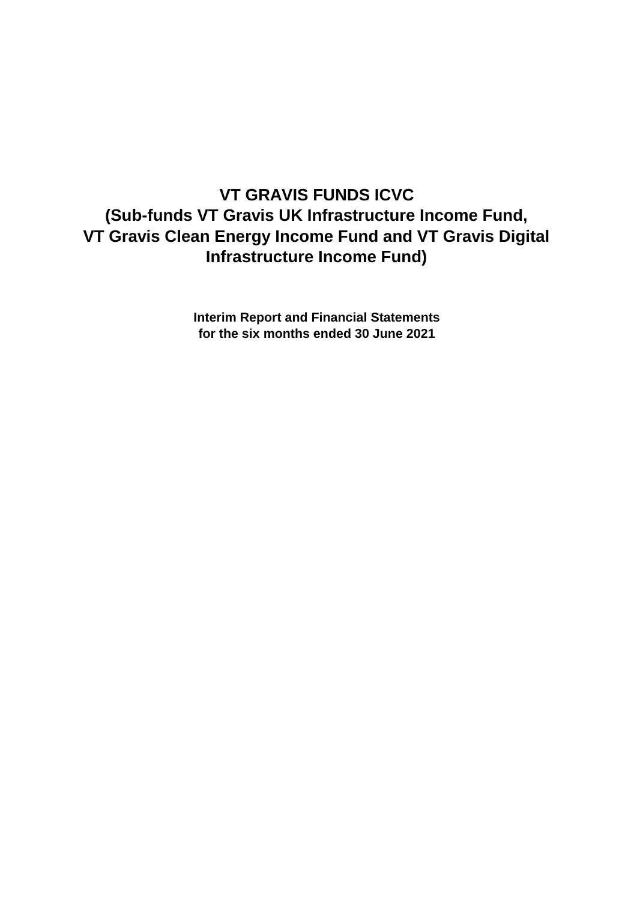# VT GRAVIS FUNDS ICVC
# (Sub-funds VT Gravis UK Infrastructure Income Fund, VT Gravis Clean Energy Income Fund and VT Gravis Digital Infrastructure Income Fund)

**Interim Report and Financial Statements**
**for the six months ended 30 June 2021**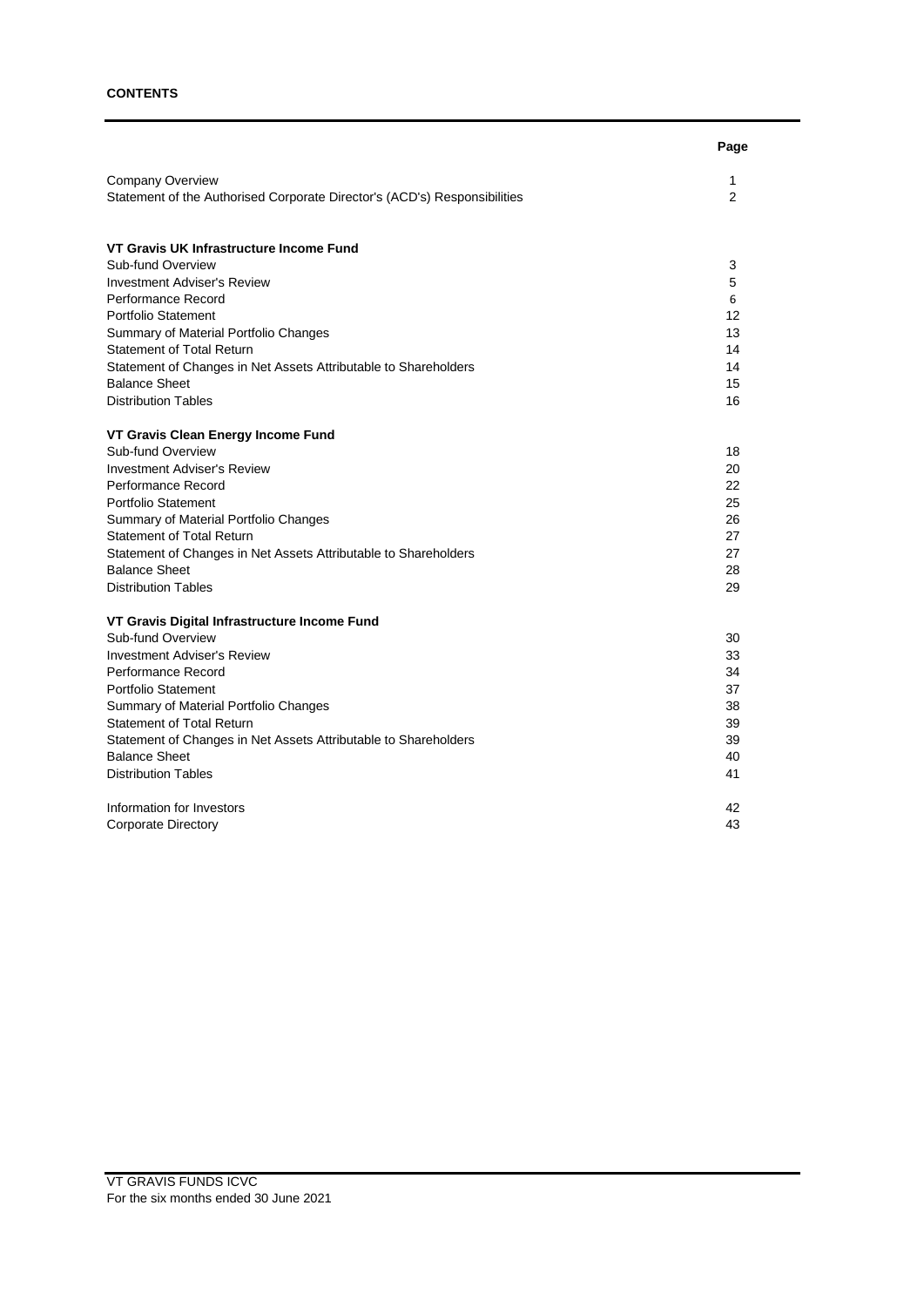**CONTENTS**

| | Page |
|---|---|
| Company Overview | 1 |
| Statement of the Authorised Corporate Director's (ACD's) Responsibilities | 2 |
| | |
| **VT Gravis UK Infrastructure Income Fund** | |
| Sub-fund Overview | 3 |
| Investment Adviser's Review | 5 |
| Performance Record | 6 |
| Portfolio Statement | 12 |
| Summary of Material Portfolio Changes | 13 |
| Statement of Total Return | 14 |
| Statement of Changes in Net Assets Attributable to Shareholders | 14 |
| Balance Sheet | 15 |
| Distribution Tables | 16 |
| | |
| **VT Gravis Clean Energy Income Fund** | |
| Sub-fund Overview | 18 |
| Investment Adviser's Review | 20 |
| Performance Record | 22 |
| Portfolio Statement | 25 |
| Summary of Material Portfolio Changes | 26 |
| Statement of Total Return | 27 |
| Statement of Changes in Net Assets Attributable to Shareholders | 27 |
| Balance Sheet | 28 |
| Distribution Tables | 29 |
| | |
| **VT Gravis Digital Infrastructure Income Fund** | |
| Sub-fund Overview | 30 |
| Investment Adviser's Review | 33 |
| Performance Record | 34 |
| Portfolio Statement | 37 |
| Summary of Material Portfolio Changes | 38 |
| Statement of Total Return | 39 |
| Statement of Changes in Net Assets Attributable to Shareholders | 39 |
| Balance Sheet | 40 |
| Distribution Tables | 41 |
| | |
| Information for Investors | 42 |
| Corporate Directory | 43 |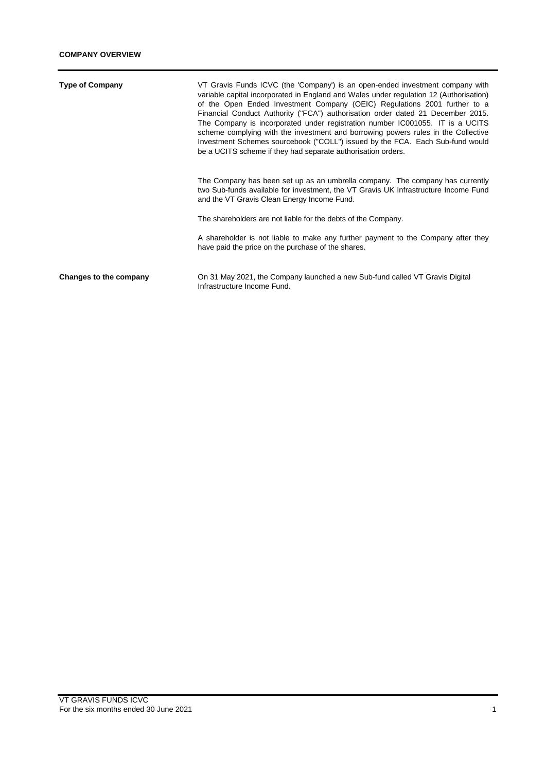## COMPANY OVERVIEW

**Type of Company**

VT Gravis Funds ICVC (the 'Company') is an open-ended investment company with variable capital incorporated in England and Wales under regulation 12 (Authorisation) of the Open Ended Investment Company (OEIC) Regulations 2001 further to a Financial Conduct Authority ("FCA") authorisation order dated 21 December 2015. The Company is incorporated under registration number IC001055. IT is a UCITS scheme complying with the investment and borrowing powers rules in the Collective Investment Schemes sourcebook ("COLL") issued by the FCA. Each Sub-fund would be a UCITS scheme if they had separate authorisation orders.

The Company has been set up as an umbrella company. The company has currently two Sub-funds available for investment, the VT Gravis UK Infrastructure Income Fund and the VT Gravis Clean Energy Income Fund.

The shareholders are not liable for the debts of the Company.

A shareholder is not liable to make any further payment to the Company after they have paid the price on the purchase of the shares.

**Changes to the company**

On 31 May 2021, the Company launched a new Sub-fund called VT Gravis Digital Infrastructure Income Fund.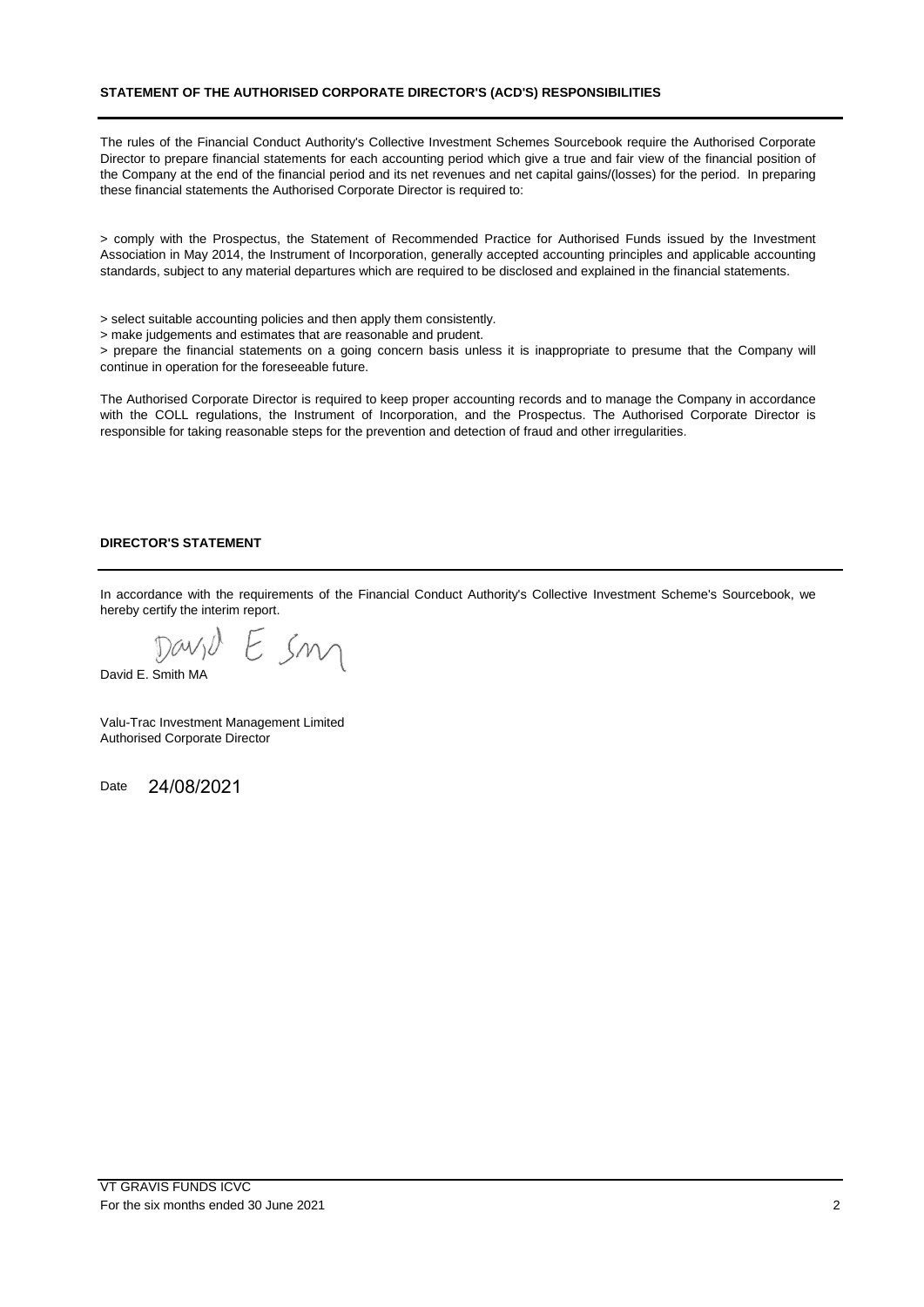## STATEMENT OF THE AUTHORISED CORPORATE DIRECTOR'S (ACD'S) RESPONSIBILITIES

The rules of the Financial Conduct Authority's Collective Investment Schemes Sourcebook require the Authorised Corporate Director to prepare financial statements for each accounting period which give a true and fair view of the financial position of the Company at the end of the financial period and its net revenues and net capital gains/(losses) for the period. In preparing these financial statements the Authorised Corporate Director is required to:

> comply with the Prospectus, the Statement of Recommended Practice for Authorised Funds issued by the Investment Association in May 2014, the Instrument of Incorporation, generally accepted accounting principles and applicable accounting standards, subject to any material departures which are required to be disclosed and explained in the financial statements.

> select suitable accounting policies and then apply them consistently.

> make judgements and estimates that are reasonable and prudent.

> prepare the financial statements on a going concern basis unless it is inappropriate to presume that the Company will continue in operation for the foreseeable future.

The Authorised Corporate Director is required to keep proper accounting records and to manage the Company in accordance with the COLL regulations, the Instrument of Incorporation, and the Prospectus. The Authorised Corporate Director is responsible for taking reasonable steps for the prevention and detection of fraud and other irregularities.

## DIRECTOR'S STATEMENT

In accordance with the requirements of the Financial Conduct Authority's Collective Investment Scheme's Sourcebook, we hereby certify the interim report.

David E. Smith MA

Valu-Trac Investment Management Limited
Authorised Corporate Director

Date 24/08/2021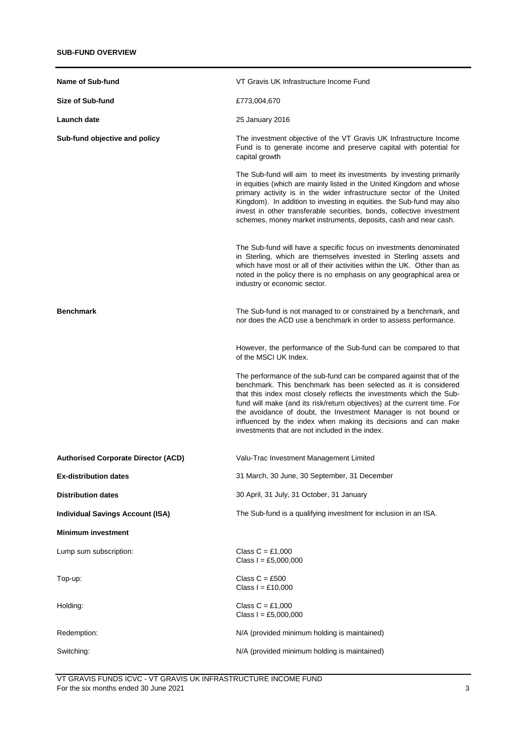## SUB-FUND OVERVIEW

| | |
|---|---|
| **Name of Sub-fund** | VT Gravis UK Infrastructure Income Fund |
| **Size of Sub-fund** | £773,004,670 |
| **Launch date** | 25 January 2016 |
| **Sub-fund objective and policy** | The investment objective of the VT Gravis UK Infrastructure Income Fund is to generate income and preserve capital with potential for capital growth<br><br>The Sub-fund will aim to meet its investments by investing primarily in equities (which are mainly listed in the United Kingdom and whose primary activity is in the wider infrastructure sector of the United Kingdom). In addition to investing in equities. the Sub-fund may also invest in other transferable securities, bonds, collective investment schemes, money market instruments, deposits, cash and near cash.<br><br>The Sub-fund will have a specific focus on investments denominated in Sterling, which are themselves invested in Sterling assets and which have most or all of their activities within the UK. Other than as noted in the policy there is no emphasis on any geographical area or industry or economic sector. |
| **Benchmark** | The Sub-fund is not managed to or constrained by a benchmark, and nor does the ACD use a benchmark in order to assess performance.<br><br>However, the performance of the Sub-fund can be compared to that of the MSCI UK Index.<br><br>The performance of the sub-fund can be compared against that of the benchmark. This benchmark has been selected as it is considered that this index most closely reflects the investments which the Sub-fund will make (and its risk/return objectives) at the current time. For the avoidance of doubt, the Investment Manager is not bound or influenced by the index when making its decisions and can make investments that are not included in the index. |
| **Authorised Corporate Director (ACD)** | Valu-Trac Investment Management Limited |
| **Ex-distribution dates** | 31 March, 30 June, 30 September, 31 December |
| **Distribution dates** | 30 April, 31 July, 31 October, 31 January |
| **Individual Savings Account (ISA)** | The Sub-fund is a qualifying investment for inclusion in an ISA. |
| **Minimum investment** | |
| Lump sum subscription: | Class C = £1,000<br>Class I = £5,000,000 |
| Top-up: | Class C = £500<br>Class I = £10,000 |
| Holding: | Class C = £1,000<br>Class I = £5,000,000 |
| Redemption: | N/A (provided minimum holding is maintained) |
| Switching: | N/A (provided minimum holding is maintained) |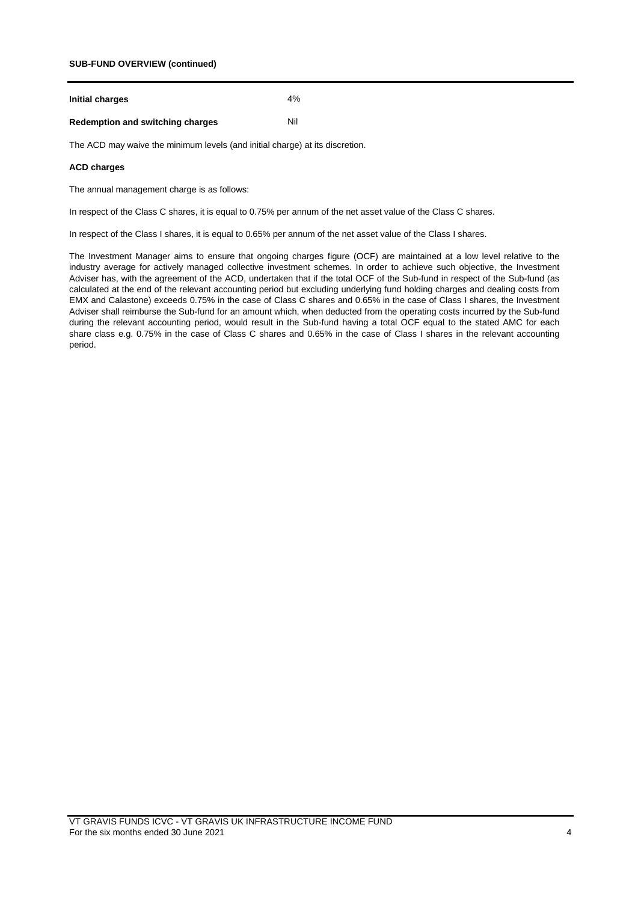**SUB-FUND OVERVIEW (continued)**

| | |
|---|---|
| **Initial charges** | 4% |
| **Redemption and switching charges** | Nil |

The ACD may waive the minimum levels (and initial charge) at its discretion.

**ACD charges**

The annual management charge is as follows:

In respect of the Class C shares, it is equal to 0.75% per annum of the net asset value of the Class C shares.

In respect of the Class I shares, it is equal to 0.65% per annum of the net asset value of the Class I shares.

The Investment Manager aims to ensure that ongoing charges figure (OCF) are maintained at a low level relative to the industry average for actively managed collective investment schemes. In order to achieve such objective, the Investment Adviser has, with the agreement of the ACD, undertaken that if the total OCF of the Sub-fund in respect of the Sub-fund (as calculated at the end of the relevant accounting period but excluding underlying fund holding charges and dealing costs from EMX and Calastone) exceeds 0.75% in the case of Class C shares and 0.65% in the case of Class I shares, the Investment Adviser shall reimburse the Sub-fund for an amount which, when deducted from the operating costs incurred by the Sub-fund during the relevant accounting period, would result in the Sub-fund having a total OCF equal to the stated AMC for each share class e.g. 0.75% in the case of Class C shares and 0.65% in the case of Class I shares in the relevant accounting period.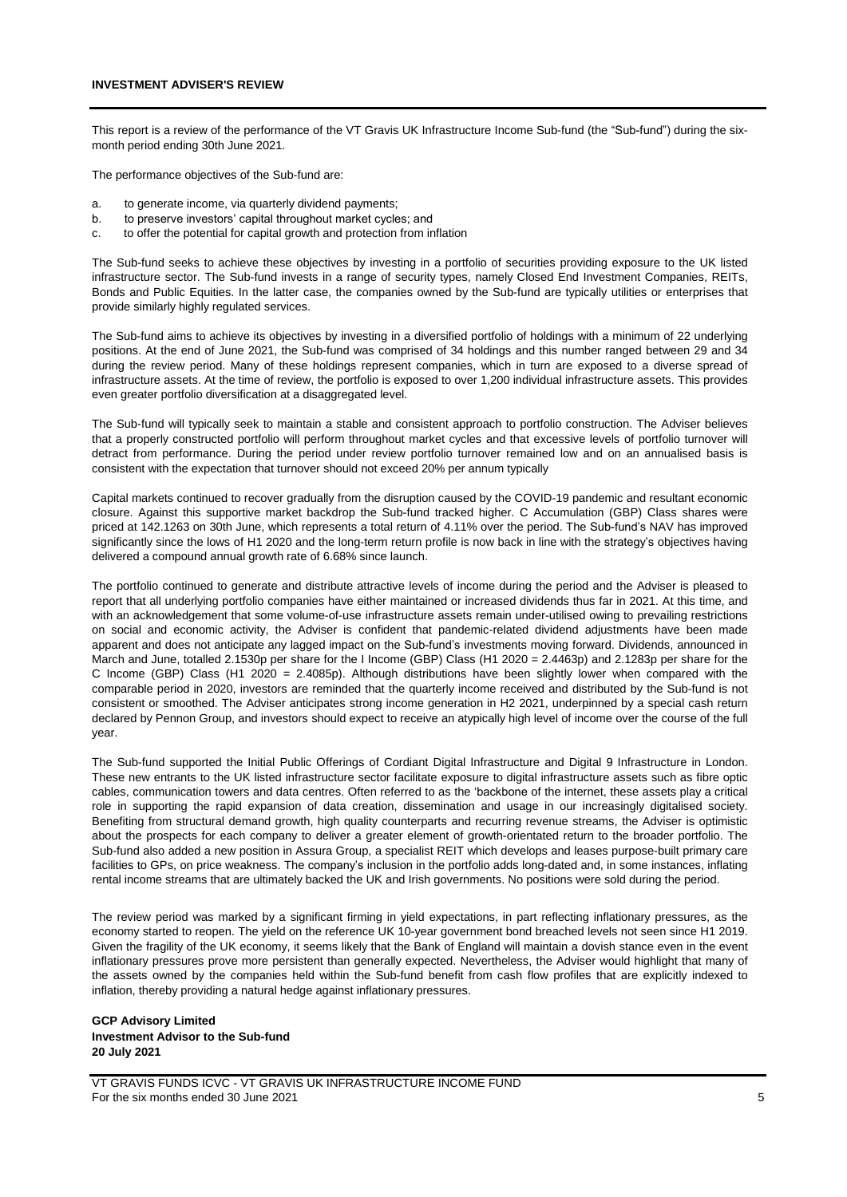## INVESTMENT ADVISER'S REVIEW

This report is a review of the performance of the VT Gravis UK Infrastructure Income Sub-fund (the "Sub-fund") during the six-month period ending 30th June 2021.

The performance objectives of the Sub-fund are:

a. to generate income, via quarterly dividend payments;
b. to preserve investors' capital throughout market cycles; and
c. to offer the potential for capital growth and protection from inflation

The Sub-fund seeks to achieve these objectives by investing in a portfolio of securities providing exposure to the UK listed infrastructure sector. The Sub-fund invests in a range of security types, namely Closed End Investment Companies, REITs, Bonds and Public Equities. In the latter case, the companies owned by the Sub-fund are typically utilities or enterprises that provide similarly highly regulated services.

The Sub-fund aims to achieve its objectives by investing in a diversified portfolio of holdings with a minimum of 22 underlying positions. At the end of June 2021, the Sub-fund was comprised of 34 holdings and this number ranged between 29 and 34 during the review period. Many of these holdings represent companies, which in turn are exposed to a diverse spread of infrastructure assets. At the time of review, the portfolio is exposed to over 1,200 individual infrastructure assets. This provides even greater portfolio diversification at a disaggregated level.

The Sub-fund will typically seek to maintain a stable and consistent approach to portfolio construction. The Adviser believes that a properly constructed portfolio will perform throughout market cycles and that excessive levels of portfolio turnover will detract from performance. During the period under review portfolio turnover remained low and on an annualised basis is consistent with the expectation that turnover should not exceed 20% per annum typically

Capital markets continued to recover gradually from the disruption caused by the COVID-19 pandemic and resultant economic closure. Against this supportive market backdrop the Sub-fund tracked higher. C Accumulation (GBP) Class shares were priced at 142.1263 on 30th June, which represents a total return of 4.11% over the period. The Sub-fund's NAV has improved significantly since the lows of H1 2020 and the long-term return profile is now back in line with the strategy's objectives having delivered a compound annual growth rate of 6.68% since launch.

The portfolio continued to generate and distribute attractive levels of income during the period and the Adviser is pleased to report that all underlying portfolio companies have either maintained or increased dividends thus far in 2021. At this time, and with an acknowledgement that some volume-of-use infrastructure assets remain under-utilised owing to prevailing restrictions on social and economic activity, the Adviser is confident that pandemic-related dividend adjustments have been made apparent and does not anticipate any lagged impact on the Sub-fund's investments moving forward. Dividends, announced in March and June, totalled 2.1530p per share for the I Income (GBP) Class (H1 2020 = 2.4463p) and 2.1283p per share for the C Income (GBP) Class (H1 2020 = 2.4085p). Although distributions have been slightly lower when compared with the comparable period in 2020, investors are reminded that the quarterly income received and distributed by the Sub-fund is not consistent or smoothed. The Adviser anticipates strong income generation in H2 2021, underpinned by a special cash return declared by Pennon Group, and investors should expect to receive an atypically high level of income over the course of the full year.

The Sub-fund supported the Initial Public Offerings of Cordiant Digital Infrastructure and Digital 9 Infrastructure in London. These new entrants to the UK listed infrastructure sector facilitate exposure to digital infrastructure assets such as fibre optic cables, communication towers and data centres. Often referred to as the 'backbone of the internet, these assets play a critical role in supporting the rapid expansion of data creation, dissemination and usage in our increasingly digitalised society. Benefiting from structural demand growth, high quality counterparts and recurring revenue streams, the Adviser is optimistic about the prospects for each company to deliver a greater element of growth-orientated return to the broader portfolio. The Sub-fund also added a new position in Assura Group, a specialist REIT which develops and leases purpose-built primary care facilities to GPs, on price weakness. The company's inclusion in the portfolio adds long-dated and, in some instances, inflating rental income streams that are ultimately backed the UK and Irish governments. No positions were sold during the period.

The review period was marked by a significant firming in yield expectations, in part reflecting inflationary pressures, as the economy started to reopen. The yield on the reference UK 10-year government bond breached levels not seen since H1 2019. Given the fragility of the UK economy, it seems likely that the Bank of England will maintain a dovish stance even in the event inflationary pressures prove more persistent than generally expected. Nevertheless, the Adviser would highlight that many of the assets owned by the companies held within the Sub-fund benefit from cash flow profiles that are explicitly indexed to inflation, thereby providing a natural hedge against inflationary pressures.

**GCP Advisory Limited**
**Investment Advisor to the Sub-fund**
**20 July 2021**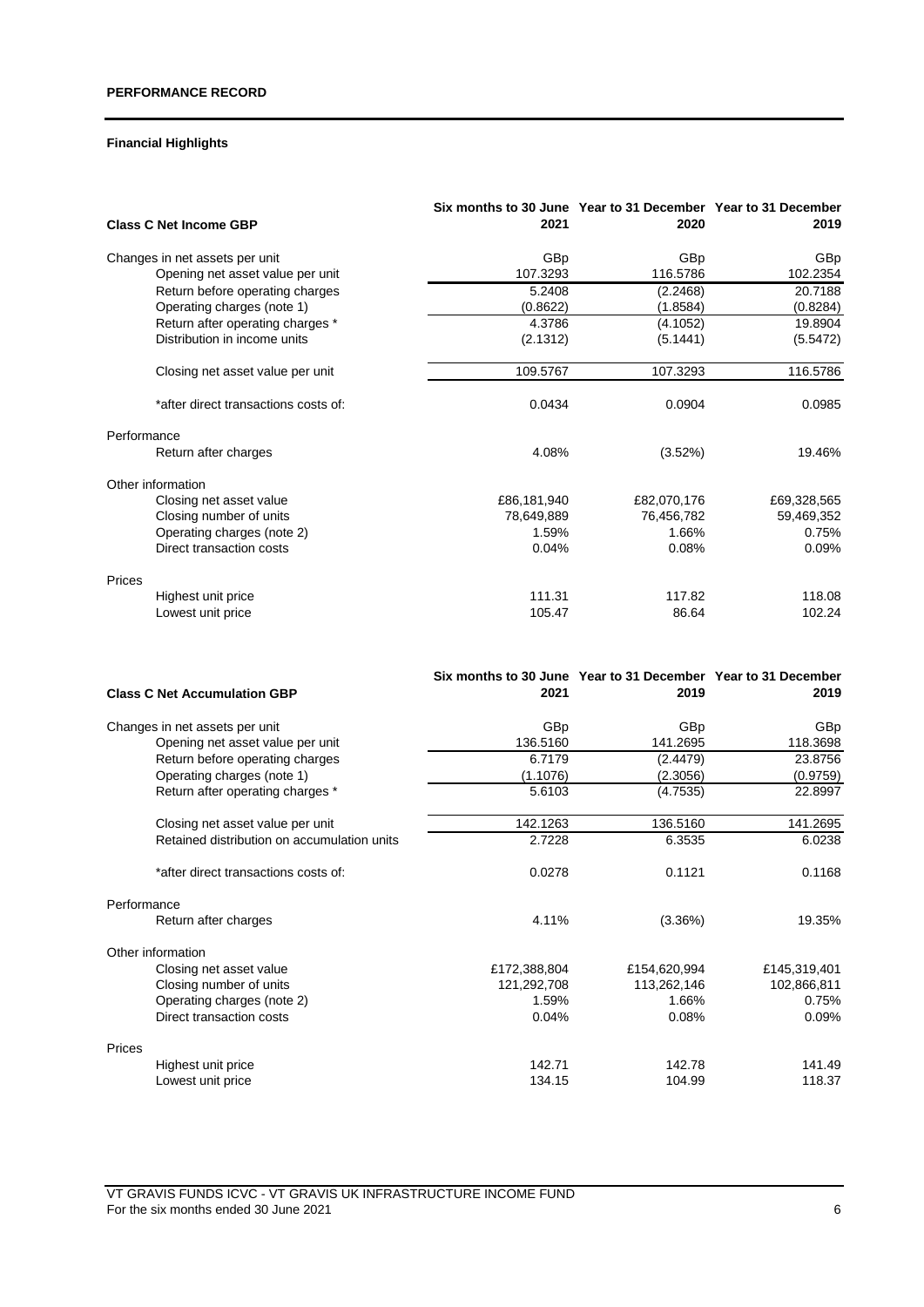## PERFORMANCE RECORD

### Financial Highlights

| Class C Net Income GBP | Six months to 30 June 2021 | Year to 31 December 2020 | Year to 31 December 2019 |
|---|---|---|---|
| Changes in net assets per unit | GBp | GBp | GBp |
| Opening net asset value per unit | 107.3293 | 116.5786 | 102.2354 |
| Return before operating charges | 5.2408 | (2.2468) | 20.7188 |
| Operating charges (note 1) | (0.8622) | (1.8584) | (0.8284) |
| Return after operating charges * | 4.3786 | (4.1052) | 19.8904 |
| Distribution in income units | (2.1312) | (5.1441) | (5.5472) |
| Closing net asset value per unit | 109.5767 | 107.3293 | 116.5786 |
| *after direct transactions costs of: | 0.0434 | 0.0904 | 0.0985 |
| Performance | | | |
| Return after charges | 4.08% | (3.52%) | 19.46% |
| Other information | | | |
| Closing net asset value | £86,181,940 | £82,070,176 | £69,328,565 |
| Closing number of units | 78,649,889 | 76,456,782 | 59,469,352 |
| Operating charges (note 2) | 1.59% | 1.66% | 0.75% |
| Direct transaction costs | 0.04% | 0.08% | 0.09% |
| Prices | | | |
| Highest unit price | 111.31 | 117.82 | 118.08 |
| Lowest unit price | 105.47 | 86.64 | 102.24 |

| Class C Net Accumulation GBP | Six months to 30 June 2021 | Year to 31 December 2019 | Year to 31 December 2019 |
|---|---|---|---|
| Changes in net assets per unit | GBp | GBp | GBp |
| Opening net asset value per unit | 136.5160 | 141.2695 | 118.3698 |
| Return before operating charges | 6.7179 | (2.4479) | 23.8756 |
| Operating charges (note 1) | (1.1076) | (2.3056) | (0.9759) |
| Return after operating charges * | 5.6103 | (4.7535) | 22.8997 |
| Closing net asset value per unit | 142.1263 | 136.5160 | 141.2695 |
| Retained distribution on accumulation units | 2.7228 | 6.3535 | 6.0238 |
| *after direct transactions costs of: | 0.0278 | 0.1121 | 0.1168 |
| Performance | | | |
| Return after charges | 4.11% | (3.36%) | 19.35% |
| Other information | | | |
| Closing net asset value | £172,388,804 | £154,620,994 | £145,319,401 |
| Closing number of units | 121,292,708 | 113,262,146 | 102,866,811 |
| Operating charges (note 2) | 1.59% | 1.66% | 0.75% |
| Direct transaction costs | 0.04% | 0.08% | 0.09% |
| Prices | | | |
| Highest unit price | 142.71 | 142.78 | 141.49 |
| Lowest unit price | 134.15 | 104.99 | 118.37 |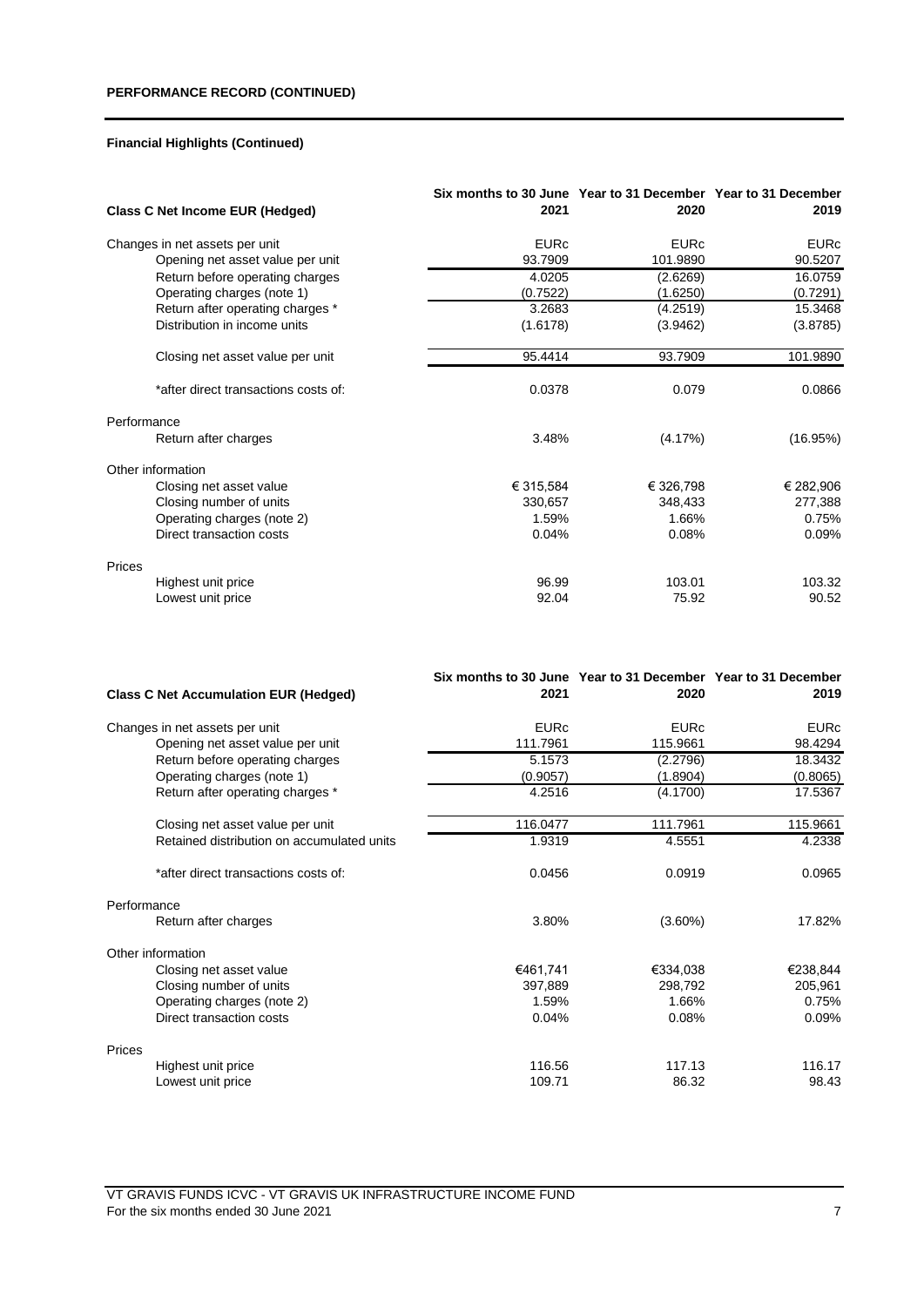**PERFORMANCE RECORD (CONTINUED)**

**Financial Highlights (Continued)**

| **Class C Net Income EUR (Hedged)** | **Six months to 30 June 2021** | **Year to 31 December 2020** | **Year to 31 December 2019** |
|---|---|---|---|
| Changes in net assets per unit | EURc | EURc | EURc |
| Opening net asset value per unit | 93.7909 | 101.9890 | 90.5207 |
| Return before operating charges | 4.0205 | (2.6269) | 16.0759 |
| Operating charges (note 1) | (0.7522) | (1.6250) | (0.7291) |
| Return after operating charges * | 3.2683 | (4.2519) | 15.3468 |
| Distribution in income units | (1.6178) | (3.9462) | (3.8785) |
| Closing net asset value per unit | 95.4414 | 93.7909 | 101.9890 |
| *after direct transactions costs of: | 0.0378 | 0.079 | 0.0866 |
| Performance | | | |
| Return after charges | 3.48% | (4.17%) | (16.95%) |
| Other information | | | |
| Closing net asset value | € 315,584 | € 326,798 | € 282,906 |
| Closing number of units | 330,657 | 348,433 | 277,388 |
| Operating charges (note 2) | 1.59% | 1.66% | 0.75% |
| Direct transaction costs | 0.04% | 0.08% | 0.09% |
| Prices | | | |
| Highest unit price | 96.99 | 103.01 | 103.32 |
| Lowest unit price | 92.04 | 75.92 | 90.52 |

| **Class C Net Accumulation EUR (Hedged)** | **Six months to 30 June 2021** | **Year to 31 December 2020** | **Year to 31 December 2019** |
|---|---|---|---|
| Changes in net assets per unit | EURc | EURc | EURc |
| Opening net asset value per unit | 111.7961 | 115.9661 | 98.4294 |
| Return before operating charges | 5.1573 | (2.2796) | 18.3432 |
| Operating charges (note 1) | (0.9057) | (1.8904) | (0.8065) |
| Return after operating charges * | 4.2516 | (4.1700) | 17.5367 |
| Closing net asset value per unit | 116.0477 | 111.7961 | 115.9661 |
| Retained distribution on accumulated units | 1.9319 | 4.5551 | 4.2338 |
| *after direct transactions costs of: | 0.0456 | 0.0919 | 0.0965 |
| Performance | | | |
| Return after charges | 3.80% | (3.60%) | 17.82% |
| Other information | | | |
| Closing net asset value | €461,741 | €334,038 | €238,844 |
| Closing number of units | 397,889 | 298,792 | 205,961 |
| Operating charges (note 2) | 1.59% | 1.66% | 0.75% |
| Direct transaction costs | 0.04% | 0.08% | 0.09% |
| Prices | | | |
| Highest unit price | 116.56 | 117.13 | 116.17 |
| Lowest unit price | 109.71 | 86.32 | 98.43 |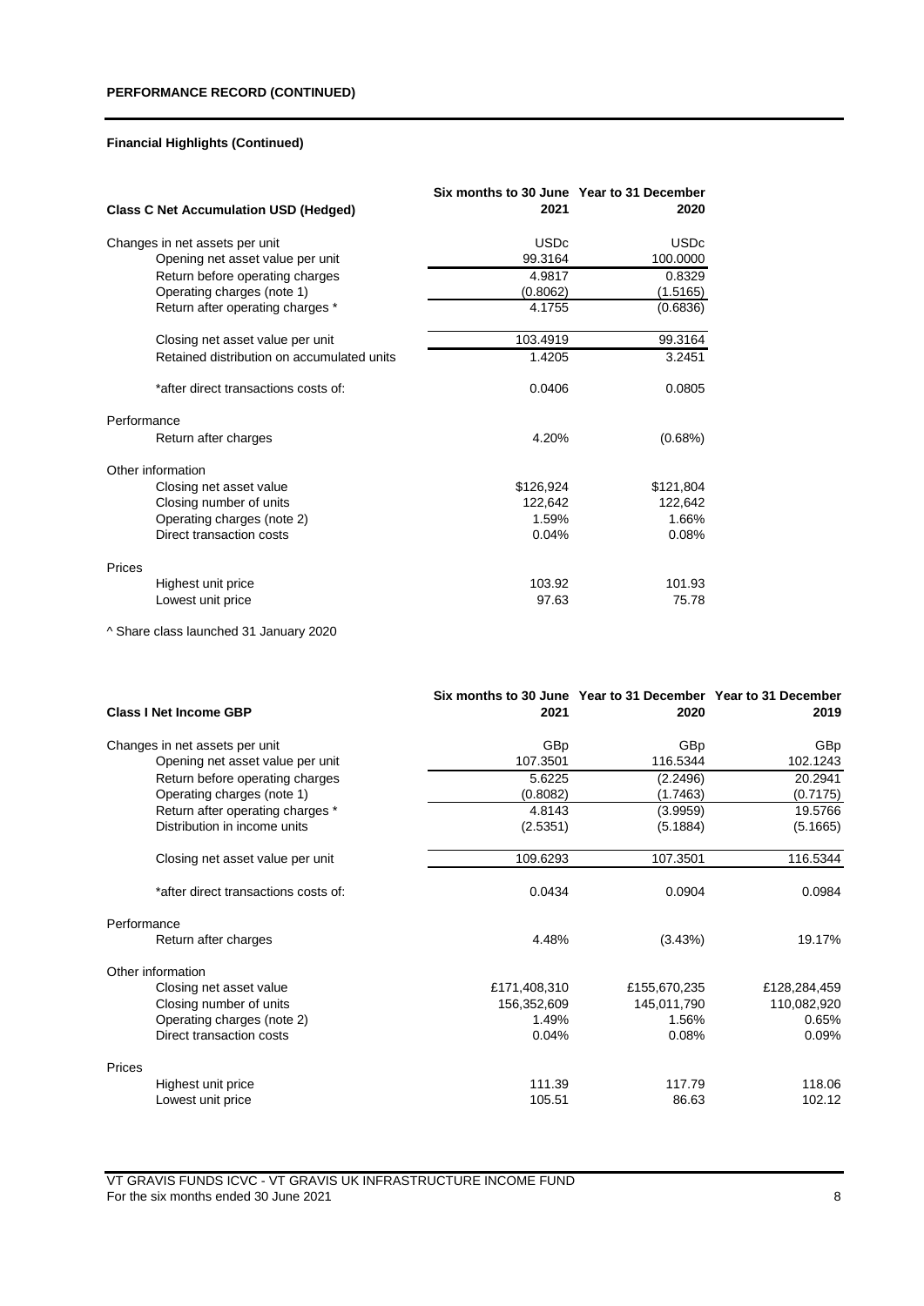## PERFORMANCE RECORD (CONTINUED)

### Financial Highlights (Continued)

| Class C Net Accumulation USD (Hedged) | Six months to 30 June 2021 | Year to 31 December 2020 |
|---|---|---|
| Changes in net assets per unit | USDc | USDc |
| Opening net asset value per unit | 99.3164 | 100.0000 |
| Return before operating charges | 4.9817 | 0.8329 |
| Operating charges (note 1) | (0.8062) | (1.5165) |
| Return after operating charges * | 4.1755 | (0.6836) |
| Closing net asset value per unit | 103.4919 | 99.3164 |
| Retained distribution on accumulated units | 1.4205 | 3.2451 |
| *after direct transactions costs of: | 0.0406 | 0.0805 |
| **Performance** | | |
| Return after charges | 4.20% | (0.68%) |
| **Other information** | | |
| Closing net asset value | $126,924 | $121,804 |
| Closing number of units | 122,642 | 122,642 |
| Operating charges (note 2) | 1.59% | 1.66% |
| Direct transaction costs | 0.04% | 0.08% |
| **Prices** | | |
| Highest unit price | 103.92 | 101.93 |
| Lowest unit price | 97.63 | 75.78 |

^ Share class launched 31 January 2020

| Class I Net Income GBP | Six months to 30 June 2021 | Year to 31 December 2020 | Year to 31 December 2019 |
|---|---|---|---|
| Changes in net assets per unit | GBp | GBp | GBp |
| Opening net asset value per unit | 107.3501 | 116.5344 | 102.1243 |
| Return before operating charges | 5.6225 | (2.2496) | 20.2941 |
| Operating charges (note 1) | (0.8082) | (1.7463) | (0.7175) |
| Return after operating charges * | 4.8143 | (3.9959) | 19.5766 |
| Distribution in income units | (2.5351) | (5.1884) | (5.1665) |
| Closing net asset value per unit | 109.6293 | 107.3501 | 116.5344 |
| *after direct transactions costs of: | 0.0434 | 0.0904 | 0.0984 |
| **Performance** | | | |
| Return after charges | 4.48% | (3.43%) | 19.17% |
| **Other information** | | | |
| Closing net asset value | £171,408,310 | £155,670,235 | £128,284,459 |
| Closing number of units | 156,352,609 | 145,011,790 | 110,082,920 |
| Operating charges (note 2) | 1.49% | 1.56% | 0.65% |
| Direct transaction costs | 0.04% | 0.08% | 0.09% |
| **Prices** | | | |
| Highest unit price | 111.39 | 117.79 | 118.06 |
| Lowest unit price | 105.51 | 86.63 | 102.12 |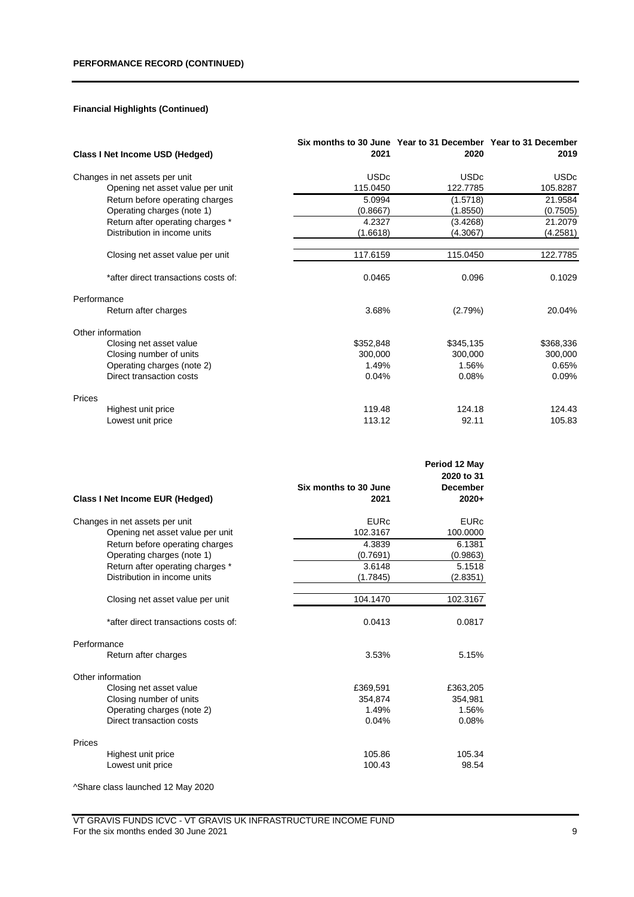## PERFORMANCE RECORD (CONTINUED)

### Financial Highlights (Continued)

| Class I Net Income USD (Hedged) | Six months to 30 June 2021 | Year to 31 December 2020 | Year to 31 December 2019 |
|---|---|---|---|
| Changes in net assets per unit | USDc | USDc | USDc |
| Opening net asset value per unit | 115.0450 | 122.7785 | 105.8287 |
| Return before operating charges | 5.0994 | (1.5718) | 21.9584 |
| Operating charges (note 1) | (0.8667) | (1.8550) | (0.7505) |
| Return after operating charges * | 4.2327 | (3.4268) | 21.2079 |
| Distribution in income units | (1.6618) | (4.3067) | (4.2581) |
| Closing net asset value per unit | 117.6159 | 115.0450 | 122.7785 |
| *after direct transactions costs of: | 0.0465 | 0.096 | 0.1029 |
| Performance | | | |
| Return after charges | 3.68% | (2.79%) | 20.04% |
| Other information | | | |
| Closing net asset value | $352,848 | $345,135 | $368,336 |
| Closing number of units | 300,000 | 300,000 | 300,000 |
| Operating charges (note 2) | 1.49% | 1.56% | 0.65% |
| Direct transaction costs | 0.04% | 0.08% | 0.09% |
| Prices | | | |
| Highest unit price | 119.48 | 124.18 | 124.43 |
| Lowest unit price | 113.12 | 92.11 | 105.83 |

| Class I Net Income EUR (Hedged) | Six months to 30 June 2021 | Period 12 May 2020 to 31 December 2020+ |
|---|---|---|
| Changes in net assets per unit | EURc | EURc |
| Opening net asset value per unit | 102.3167 | 100.0000 |
| Return before operating charges | 4.3839 | 6.1381 |
| Operating charges (note 1) | (0.7691) | (0.9863) |
| Return after operating charges * | 3.6148 | 5.1518 |
| Distribution in income units | (1.7845) | (2.8351) |
| Closing net asset value per unit | 104.1470 | 102.3167 |
| *after direct transactions costs of: | 0.0413 | 0.0817 |
| Performance | | |
| Return after charges | 3.53% | 5.15% |
| Other information | | |
| Closing net asset value | £369,591 | £363,205 |
| Closing number of units | 354,874 | 354,981 |
| Operating charges (note 2) | 1.49% | 1.56% |
| Direct transaction costs | 0.04% | 0.08% |
| Prices | | |
| Highest unit price | 105.86 | 105.34 |
| Lowest unit price | 100.43 | 98.54 |

^Share class launched 12 May 2020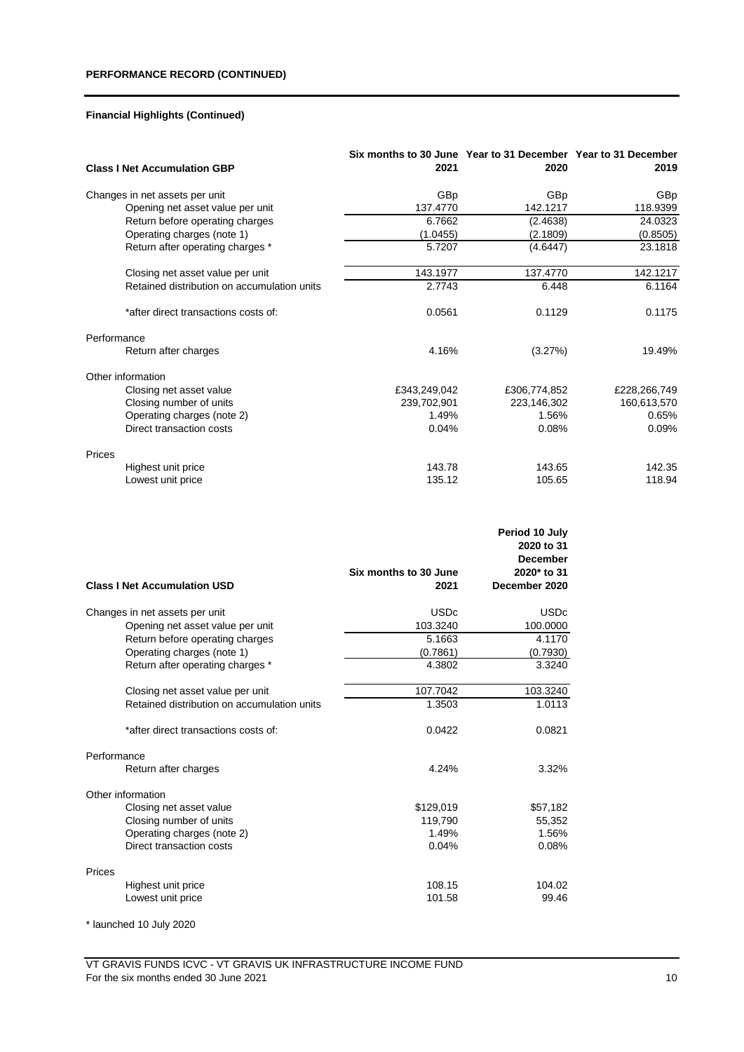## PERFORMANCE RECORD (CONTINUED)

### Financial Highlights (Continued)

| Class I Net Accumulation GBP | Six months to 30 June 2021 | Year to 31 December 2020 | Year to 31 December 2019 |
|---|---|---|---|
| Changes in net assets per unit | GBp | GBp | GBp |
| Opening net asset value per unit | 137.4770 | 142.1217 | 118.9399 |
| Return before operating charges | 6.7662 | (2.4638) | 24.0323 |
| Operating charges (note 1) | (1.0455) | (2.1809) | (0.8505) |
| Return after operating charges * | 5.7207 | (4.6447) | 23.1818 |
| Closing net asset value per unit | 143.1977 | 137.4770 | 142.1217 |
| Retained distribution on accumulation units | 2.7743 | 6.448 | 6.1164 |
| *after direct transactions costs of: | 0.0561 | 0.1129 | 0.1175 |
| Performance | | | |
| Return after charges | 4.16% | (3.27%) | 19.49% |
| Other information | | | |
| Closing net asset value | £343,249,042 | £306,774,852 | £228,266,749 |
| Closing number of units | 239,702,901 | 223,146,302 | 160,613,570 |
| Operating charges (note 2) | 1.49% | 1.56% | 0.65% |
| Direct transaction costs | 0.04% | 0.08% | 0.09% |
| Prices | | | |
| Highest unit price | 143.78 | 143.65 | 142.35 |
| Lowest unit price | 135.12 | 105.65 | 118.94 |

| Class I Net Accumulation USD | Six months to 30 June 2021 | Period 10 July 2020 to 31 December 2020* to 31 December 2020 |
|---|---|---|
| Changes in net assets per unit | USDc | USDc |
| Opening net asset value per unit | 103.3240 | 100.0000 |
| Return before operating charges | 5.1663 | 4.1170 |
| Operating charges (note 1) | (0.7861) | (0.7930) |
| Return after operating charges * | 4.3802 | 3.3240 |
| Closing net asset value per unit | 107.7042 | 103.3240 |
| Retained distribution on accumulation units | 1.3503 | 1.0113 |
| *after direct transactions costs of: | 0.0422 | 0.0821 |
| Performance | | |
| Return after charges | 4.24% | 3.32% |
| Other information | | |
| Closing net asset value | $129,019 | $57,182 |
| Closing number of units | 119,790 | 55,352 |
| Operating charges (note 2) | 1.49% | 1.56% |
| Direct transaction costs | 0.04% | 0.08% |
| Prices | | |
| Highest unit price | 108.15 | 104.02 |
| Lowest unit price | 101.58 | 99.46 |

\* launched 10 July 2020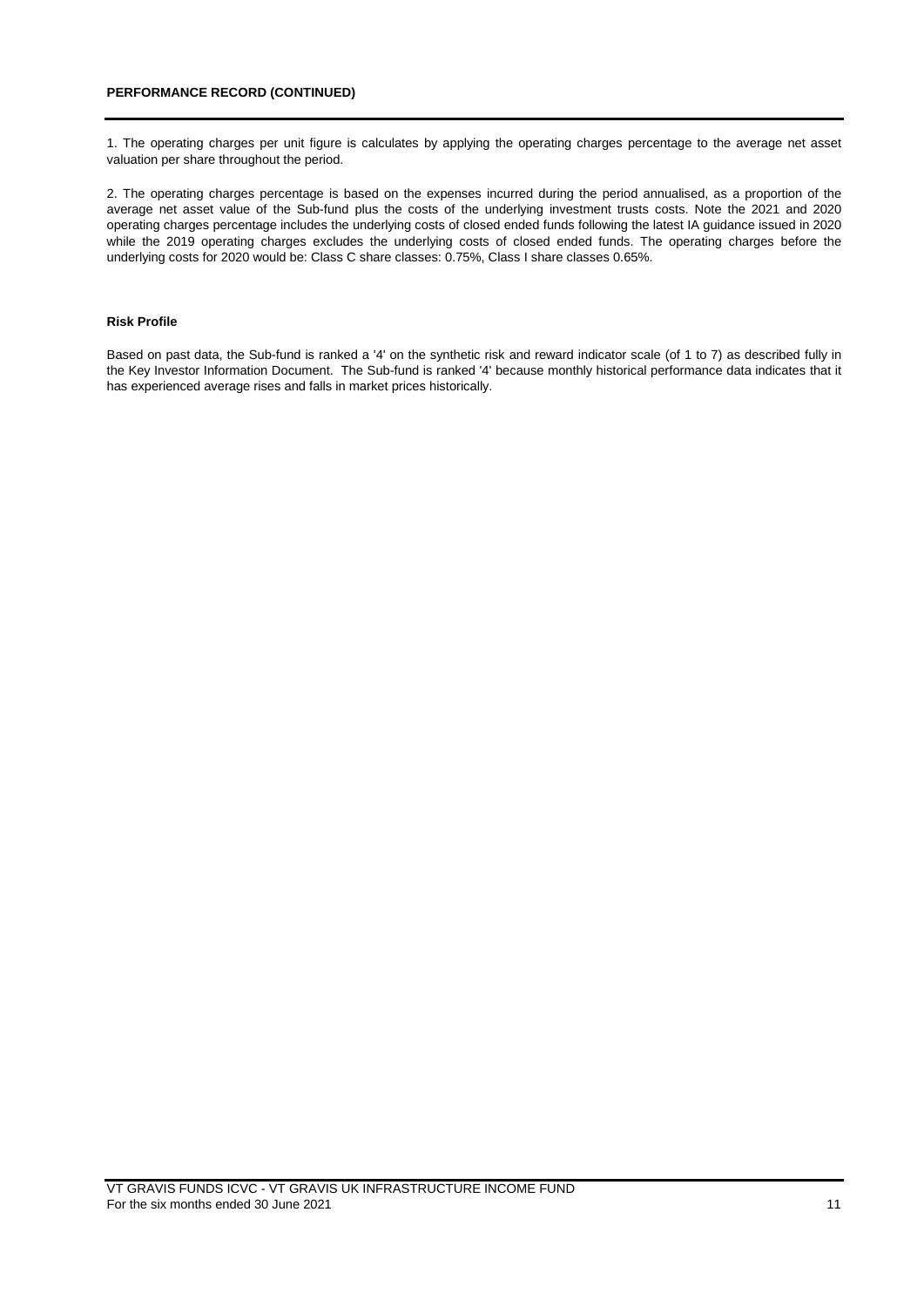**PERFORMANCE RECORD (CONTINUED)**

1. The operating charges per unit figure is calculates by applying the operating charges percentage to the average net asset valuation per share throughout the period.

2. The operating charges percentage is based on the expenses incurred during the period annualised, as a proportion of the average net asset value of the Sub-fund plus the costs of the underlying investment trusts costs. Note the 2021 and 2020 operating charges percentage includes the underlying costs of closed ended funds following the latest IA guidance issued in 2020 while the 2019 operating charges excludes the underlying costs of closed ended funds. The operating charges before the underlying costs for 2020 would be: Class C share classes: 0.75%, Class I share classes 0.65%.

**Risk Profile**

Based on past data, the Sub-fund is ranked a '4' on the synthetic risk and reward indicator scale (of 1 to 7) as described fully in the Key Investor Information Document. The Sub-fund is ranked '4' because monthly historical performance data indicates that it has experienced average rises and falls in market prices historically.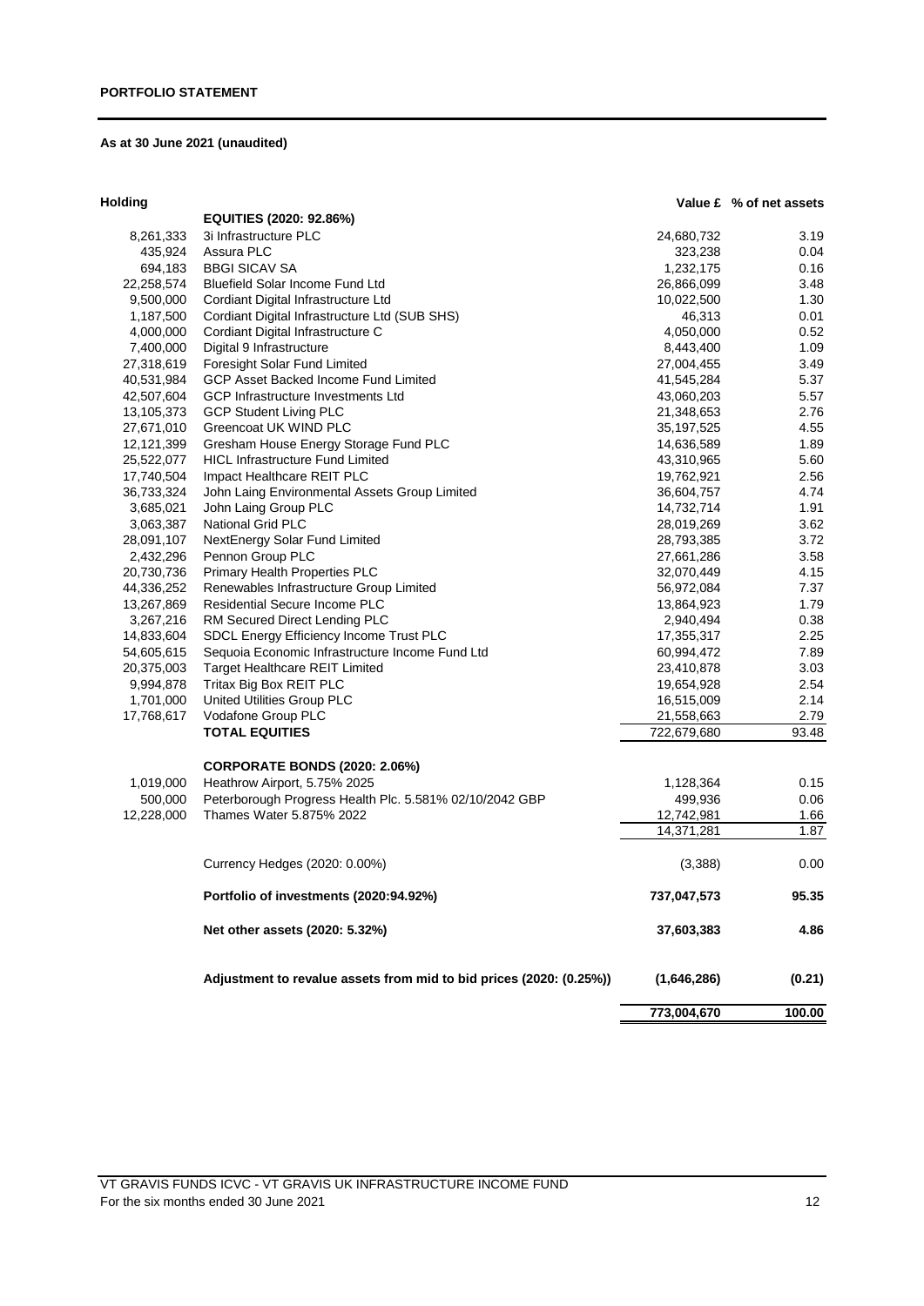## PORTFOLIO STATEMENT

**As at 30 June 2021 (unaudited)**

| Holding | | Value £ | % of net assets |
|---|---|---|---|
| | **EQUITIES (2020: 92.86%)** | | |
| 8,261,333 | 3i Infrastructure PLC | 24,680,732 | 3.19 |
| 435,924 | Assura PLC | 323,238 | 0.04 |
| 694,183 | BBGI SICAV SA | 1,232,175 | 0.16 |
| 22,258,574 | Bluefield Solar Income Fund Ltd | 26,866,099 | 3.48 |
| 9,500,000 | Cordiant Digital Infrastructure Ltd | 10,022,500 | 1.30 |
| 1,187,500 | Cordiant Digital Infrastructure Ltd (SUB SHS) | 46,313 | 0.01 |
| 4,000,000 | Cordiant Digital Infrastructure C | 4,050,000 | 0.52 |
| 7,400,000 | Digital 9 Infrastructure | 8,443,400 | 1.09 |
| 27,318,619 | Foresight Solar Fund Limited | 27,004,455 | 3.49 |
| 40,531,984 | GCP Asset Backed Income Fund Limited | 41,545,284 | 5.37 |
| 42,507,604 | GCP Infrastructure Investments Ltd | 43,060,203 | 5.57 |
| 13,105,373 | GCP Student Living PLC | 21,348,653 | 2.76 |
| 27,671,010 | Greencoat UK WIND PLC | 35,197,525 | 4.55 |
| 12,121,399 | Gresham House Energy Storage Fund PLC | 14,636,589 | 1.89 |
| 25,522,077 | HICL Infrastructure Fund Limited | 43,310,965 | 5.60 |
| 17,740,504 | Impact Healthcare REIT PLC | 19,762,921 | 2.56 |
| 36,733,324 | John Laing Environmental Assets Group Limited | 36,604,757 | 4.74 |
| 3,685,021 | John Laing Group PLC | 14,732,714 | 1.91 |
| 3,063,387 | National Grid PLC | 28,019,269 | 3.62 |
| 28,091,107 | NextEnergy Solar Fund Limited | 28,793,385 | 3.72 |
| 2,432,296 | Pennon Group PLC | 27,661,286 | 3.58 |
| 20,730,736 | Primary Health Properties PLC | 32,070,449 | 4.15 |
| 44,336,252 | Renewables Infrastructure Group Limited | 56,972,084 | 7.37 |
| 13,267,869 | Residential Secure Income PLC | 13,864,923 | 1.79 |
| 3,267,216 | RM Secured Direct Lending PLC | 2,940,494 | 0.38 |
| 14,833,604 | SDCL Energy Efficiency Income Trust PLC | 17,355,317 | 2.25 |
| 54,605,615 | Sequoia Economic Infrastructure Income Fund Ltd | 60,994,472 | 7.89 |
| 20,375,003 | Target Healthcare REIT Limited | 23,410,878 | 3.03 |
| 9,994,878 | Tritax Big Box REIT PLC | 19,654,928 | 2.54 |
| 1,701,000 | United Utilities Group PLC | 16,515,009 | 2.14 |
| 17,768,617 | Vodafone Group PLC | 21,558,663 | 2.79 |
| | **TOTAL EQUITIES** | 722,679,680 | 93.48 |
| | | | |
| | **CORPORATE BONDS (2020: 2.06%)** | | |
| 1,019,000 | Heathrow Airport, 5.75% 2025 | 1,128,364 | 0.15 |
| 500,000 | Peterborough Progress Health Plc. 5.581% 02/10/2042 GBP | 499,936 | 0.06 |
| 12,228,000 | Thames Water 5.875% 2022 | 12,742,981 | 1.66 |
| | | 14,371,281 | 1.87 |
| | | | |
| | Currency Hedges (2020: 0.00%) | (3,388) | 0.00 |
| | | | |
| | **Portfolio of investments (2020:94.92%)** | **737,047,573** | **95.35** |
| | | | |
| | **Net other assets (2020: 5.32%)** | **37,603,383** | **4.86** |
| | | | |
| | **Adjustment to revalue assets from mid to bid prices (2020: (0.25%))** | **(1,646,286)** | **(0.21)** |
| | | | |
| | | **773,004,670** | **100.00** |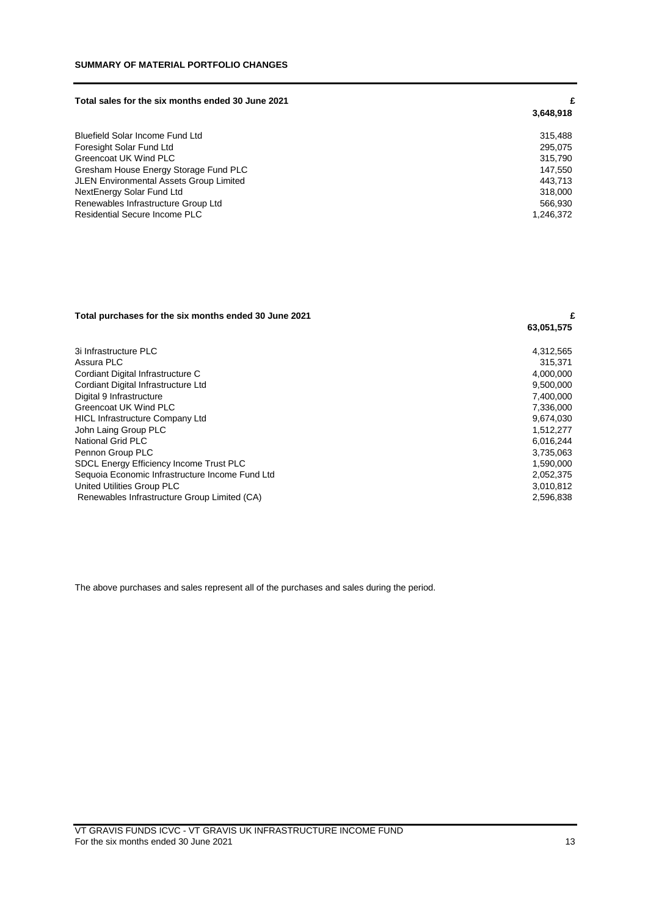## SUMMARY OF MATERIAL PORTFOLIO CHANGES

| Total sales for the six months ended 30 June 2021 | £ |
|---|---|
| | **3,648,918** |
| Bluefield Solar Income Fund Ltd | 315,488 |
| Foresight Solar Fund Ltd | 295,075 |
| Greencoat UK Wind PLC | 315,790 |
| Gresham House Energy Storage Fund PLC | 147,550 |
| JLEN Environmental Assets Group Limited | 443,713 |
| NextEnergy Solar Fund Ltd | 318,000 |
| Renewables Infrastructure Group Ltd | 566,930 |
| Residential Secure Income PLC | 1,246,372 |

| Total purchases for the six months ended 30 June 2021 | £ |
|---|---|
| | **63,051,575** |
| 3i Infrastructure PLC | 4,312,565 |
| Assura PLC | 315,371 |
| Cordiant Digital Infrastructure C | 4,000,000 |
| Cordiant Digital Infrastructure Ltd | 9,500,000 |
| Digital 9 Infrastructure | 7,400,000 |
| Greencoat UK Wind PLC | 7,336,000 |
| HICL Infrastructure Company Ltd | 9,674,030 |
| John Laing Group PLC | 1,512,277 |
| National Grid PLC | 6,016,244 |
| Pennon Group PLC | 3,735,063 |
| SDCL Energy Efficiency Income Trust PLC | 1,590,000 |
| Sequoia Economic Infrastructure Income Fund Ltd | 2,052,375 |
| United Utilities Group PLC | 3,010,812 |
| Renewables Infrastructure Group Limited (CA) | 2,596,838 |

The above purchases and sales represent all of the purchases and sales during the period.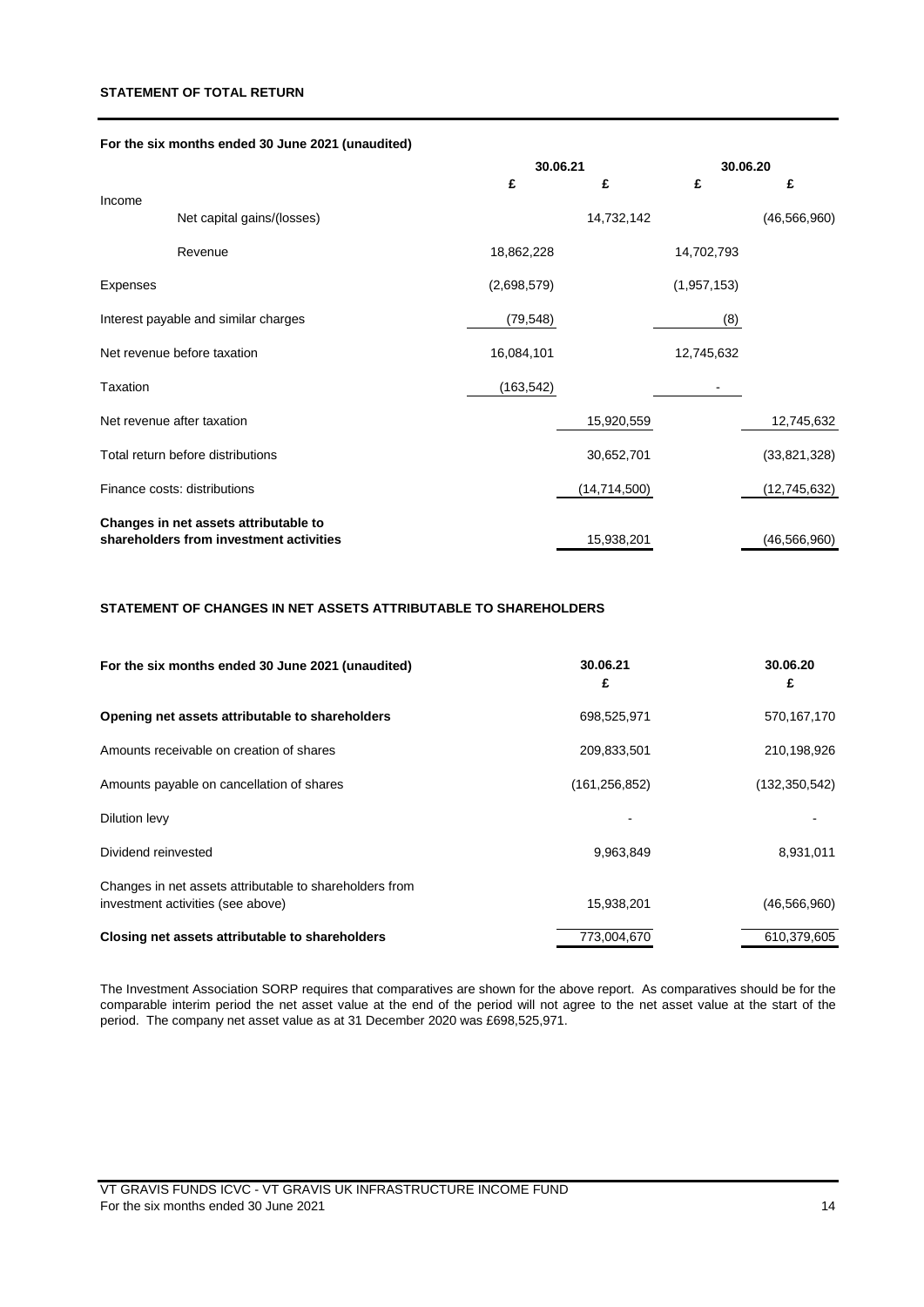## STATEMENT OF TOTAL RETURN

**For the six months ended 30 June 2021 (unaudited)**

| | 30.06.21 | | 30.06.20 | |
|---|---|---|---|---|
| | £ | £ | £ | £ |
| Income | | | | |
| Net capital gains/(losses) | | 14,732,142 | | (46,566,960) |
| Revenue | 18,862,228 | | 14,702,793 | |
| Expenses | (2,698,579) | | (1,957,153) | |
| Interest payable and similar charges | (79,548) | | (8) | |
| Net revenue before taxation | 16,084,101 | | 12,745,632 | |
| Taxation | (163,542) | | - | |
| Net revenue after taxation | | 15,920,559 | | 12,745,632 |
| Total return before distributions | | 30,652,701 | | (33,821,328) |
| Finance costs: distributions | | (14,714,500) | | (12,745,632) |
| **Changes in net assets attributable to shareholders from investment activities** | | 15,938,201 | | (46,566,960) |

## STATEMENT OF CHANGES IN NET ASSETS ATTRIBUTABLE TO SHAREHOLDERS

| For the six months ended 30 June 2021 (unaudited) | 30.06.21 £ | 30.06.20 £ |
|---|---|---|
| **Opening net assets attributable to shareholders** | 698,525,971 | 570,167,170 |
| Amounts receivable on creation of shares | 209,833,501 | 210,198,926 |
| Amounts payable on cancellation of shares | (161,256,852) | (132,350,542) |
| Dilution levy | - | - |
| Dividend reinvested | 9,963,849 | 8,931,011 |
| Changes in net assets attributable to shareholders from investment activities (see above) | 15,938,201 | (46,566,960) |
| **Closing net assets attributable to shareholders** | 773,004,670 | 610,379,605 |

The Investment Association SORP requires that comparatives are shown for the above report. As comparatives should be for the comparable interim period the net asset value at the end of the period will not agree to the net asset value at the start of the period. The company net asset value as at 31 December 2020 was £698,525,971.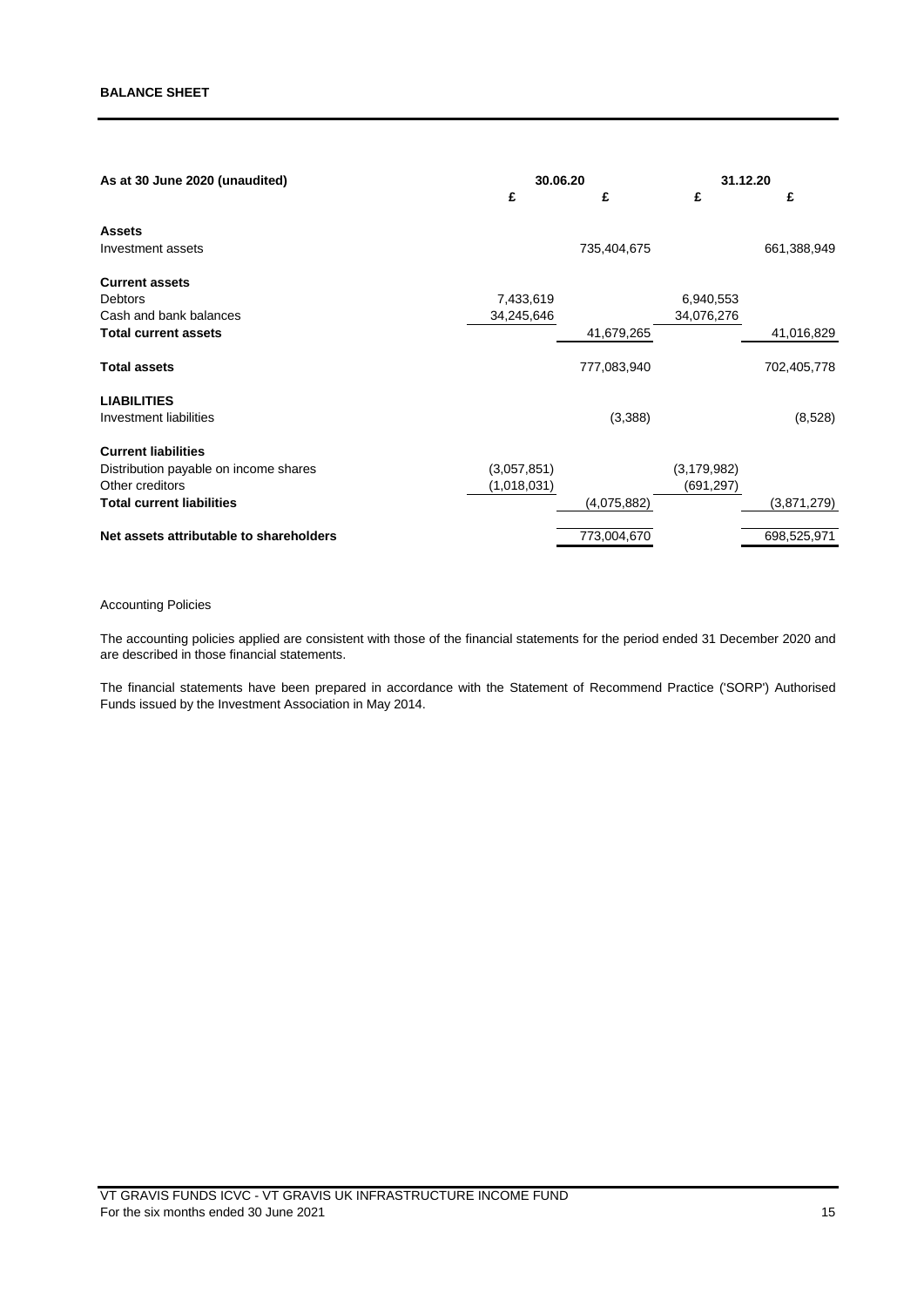## BALANCE SHEET

| As at 30 June 2020 (unaudited) | 30.06.20 | | 31.12.20 | |
|---|---|---|---|---|
| | £ | £ | £ | £ |
| **Assets** | | | | |
| Investment assets | | 735,404,675 | | 661,388,949 |
| **Current assets** | | | | |
| Debtors | 7,433,619 | | 6,940,553 | |
| Cash and bank balances | 34,245,646 | | 34,076,276 | |
| **Total current assets** | | 41,679,265 | | 41,016,829 |
| **Total assets** | | 777,083,940 | | 702,405,778 |
| **LIABILITIES** | | | | |
| Investment liabilities | | (3,388) | | (8,528) |
| **Current liabilities** | | | | |
| Distribution payable on income shares | (3,057,851) | | (3,179,982) | |
| Other creditors | (1,018,031) | | (691,297) | |
| **Total current liabilities** | | (4,075,882) | | (3,871,279) |
| **Net assets attributable to shareholders** | | 773,004,670 | | 698,525,971 |

Accounting Policies

The accounting policies applied are consistent with those of the financial statements for the period ended 31 December 2020 and are described in those financial statements.

The financial statements have been prepared in accordance with the Statement of Recommend Practice ('SORP') Authorised Funds issued by the Investment Association in May 2014.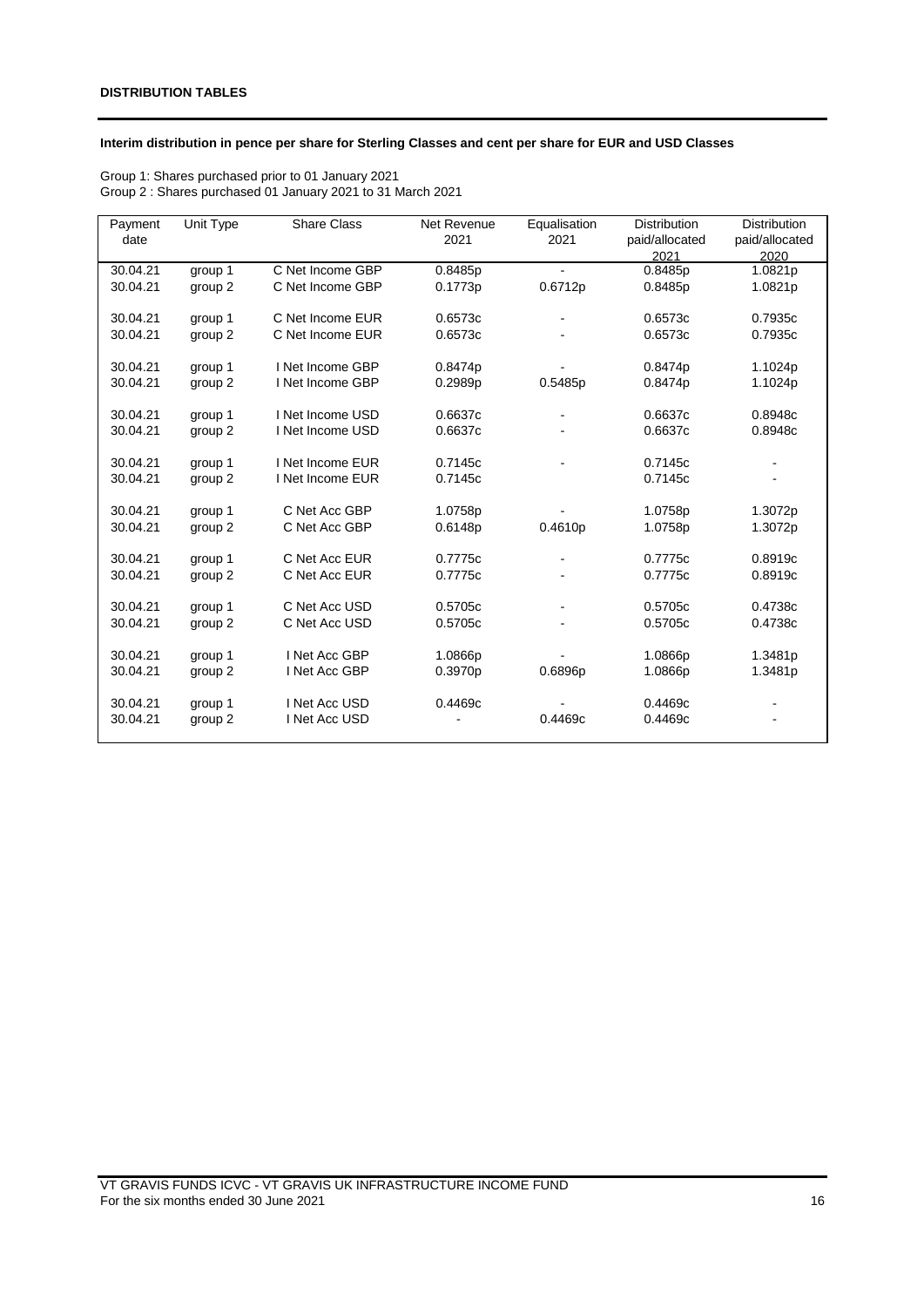## DISTRIBUTION TABLES

**Interim distribution in pence per share for Sterling Classes and cent per share for EUR and USD Classes**

Group 1: Shares purchased prior to 01 January 2021
Group 2 : Shares purchased 01 January 2021 to 31 March 2021

| Payment date | Unit Type | Share Class | Net Revenue 2021 | Equalisation 2021 | Distribution paid/allocated 2021 | Distribution paid/allocated 2020 |
|---|---|---|---|---|---|---|
| 30.04.21 | group 1 | C Net Income GBP | 0.8485p | - | 0.8485p | 1.0821p |
| 30.04.21 | group 2 | C Net Income GBP | 0.1773p | 0.6712p | 0.8485p | 1.0821p |
| 30.04.21 | group 1 | C Net Income EUR | 0.6573c | - | 0.6573c | 0.7935c |
| 30.04.21 | group 2 | C Net Income EUR | 0.6573c | - | 0.6573c | 0.7935c |
| 30.04.21 | group 1 | I Net Income GBP | 0.8474p | - | 0.8474p | 1.1024p |
| 30.04.21 | group 2 | I Net Income GBP | 0.2989p | 0.5485p | 0.8474p | 1.1024p |
| 30.04.21 | group 1 | I Net Income USD | 0.6637c | - | 0.6637c | 0.8948c |
| 30.04.21 | group 2 | I Net Income USD | 0.6637c | - | 0.6637c | 0.8948c |
| 30.04.21 | group 1 | I Net Income EUR | 0.7145c | - | 0.7145c | - |
| 30.04.21 | group 2 | I Net Income EUR | 0.7145c | | 0.7145c | - |
| 30.04.21 | group 1 | C Net Acc GBP | 1.0758p | - | 1.0758p | 1.3072p |
| 30.04.21 | group 2 | C Net Acc GBP | 0.6148p | 0.4610p | 1.0758p | 1.3072p |
| 30.04.21 | group 1 | C Net Acc EUR | 0.7775c | - | 0.7775c | 0.8919c |
| 30.04.21 | group 2 | C Net Acc EUR | 0.7775c | - | 0.7775c | 0.8919c |
| 30.04.21 | group 1 | C Net Acc USD | 0.5705c | - | 0.5705c | 0.4738c |
| 30.04.21 | group 2 | C Net Acc USD | 0.5705c | - | 0.5705c | 0.4738c |
| 30.04.21 | group 1 | I Net Acc GBP | 1.0866p | - | 1.0866p | 1.3481p |
| 30.04.21 | group 2 | I Net Acc GBP | 0.3970p | 0.6896p | 1.0866p | 1.3481p |
| 30.04.21 | group 1 | I Net Acc USD | 0.4469c | - | 0.4469c | - |
| 30.04.21 | group 2 | I Net Acc USD | - | 0.4469c | 0.4469c | - |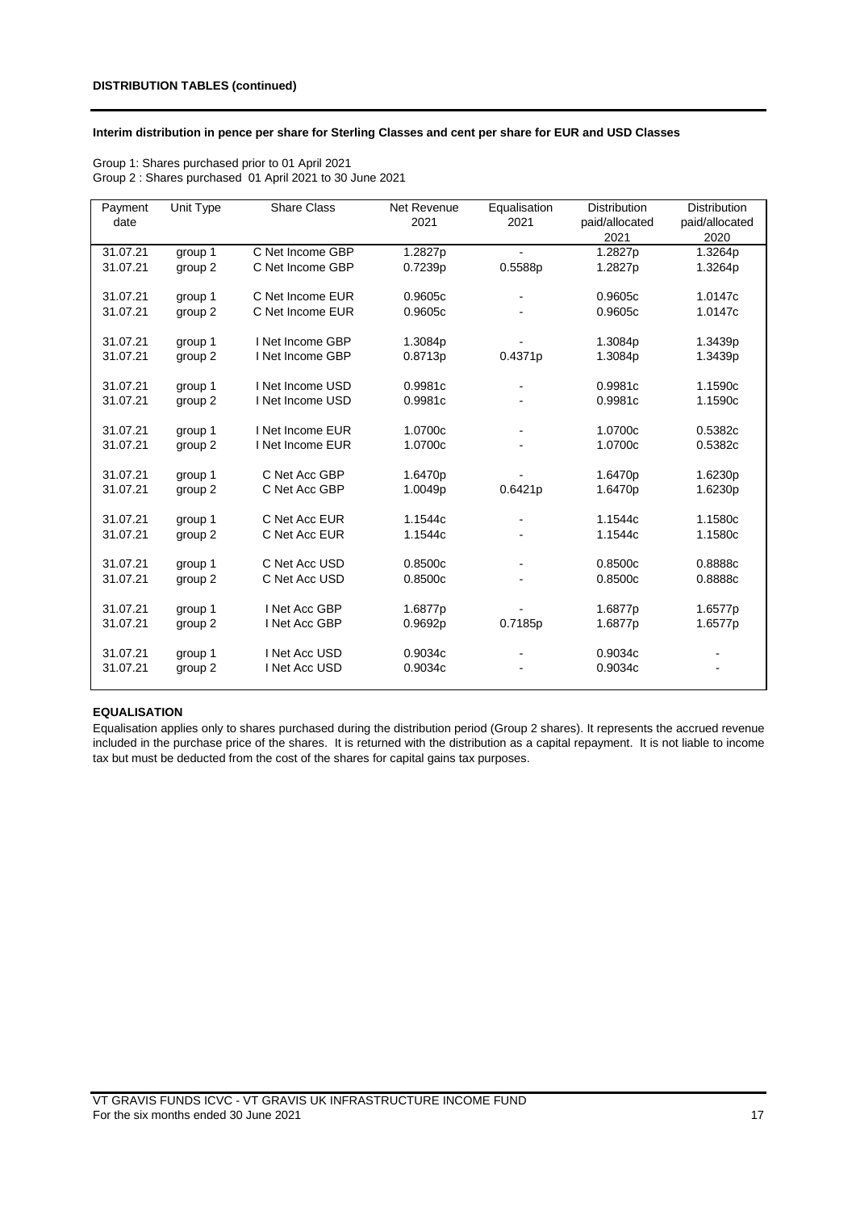**DISTRIBUTION TABLES (continued)**

**Interim distribution in pence per share for Sterling Classes and cent per share for EUR and USD Classes**

Group 1: Shares purchased prior to 01 April 2021
Group 2 : Shares purchased 01 April 2021 to 30 June 2021

| Payment date | Unit Type | Share Class | Net Revenue 2021 | Equalisation 2021 | Distribution paid/allocated 2021 | Distribution paid/allocated 2020 |
|---|---|---|---|---|---|---|
| 31.07.21 | group 1 | C Net Income GBP | 1.2827p | - | 1.2827p | 1.3264p |
| 31.07.21 | group 2 | C Net Income GBP | 0.7239p | 0.5588p | 1.2827p | 1.3264p |
| 31.07.21 | group 1 | C Net Income EUR | 0.9605c | - | 0.9605c | 1.0147c |
| 31.07.21 | group 2 | C Net Income EUR | 0.9605c | - | 0.9605c | 1.0147c |
| 31.07.21 | group 1 | I Net Income GBP | 1.3084p | - | 1.3084p | 1.3439p |
| 31.07.21 | group 2 | I Net Income GBP | 0.8713p | 0.4371p | 1.3084p | 1.3439p |
| 31.07.21 | group 1 | I Net Income USD | 0.9981c | - | 0.9981c | 1.1590c |
| 31.07.21 | group 2 | I Net Income USD | 0.9981c | - | 0.9981c | 1.1590c |
| 31.07.21 | group 1 | I Net Income EUR | 1.0700c | - | 1.0700c | 0.5382c |
| 31.07.21 | group 2 | I Net Income EUR | 1.0700c | - | 1.0700c | 0.5382c |
| 31.07.21 | group 1 | C Net Acc GBP | 1.6470p | - | 1.6470p | 1.6230p |
| 31.07.21 | group 2 | C Net Acc GBP | 1.0049p | 0.6421p | 1.6470p | 1.6230p |
| 31.07.21 | group 1 | C Net Acc EUR | 1.1544c | - | 1.1544c | 1.1580c |
| 31.07.21 | group 2 | C Net Acc EUR | 1.1544c | - | 1.1544c | 1.1580c |
| 31.07.21 | group 1 | C Net Acc USD | 0.8500c | - | 0.8500c | 0.8888c |
| 31.07.21 | group 2 | C Net Acc USD | 0.8500c | - | 0.8500c | 0.8888c |
| 31.07.21 | group 1 | I Net Acc GBP | 1.6877p | - | 1.6877p | 1.6577p |
| 31.07.21 | group 2 | I Net Acc GBP | 0.9692p | 0.7185p | 1.6877p | 1.6577p |
| 31.07.21 | group 1 | I Net Acc USD | 0.9034c | - | 0.9034c | - |
| 31.07.21 | group 2 | I Net Acc USD | 0.9034c | - | 0.9034c | - |

**EQUALISATION**

Equalisation applies only to shares purchased during the distribution period (Group 2 shares). It represents the accrued revenue included in the purchase price of the shares. It is returned with the distribution as a capital repayment. It is not liable to income tax but must be deducted from the cost of the shares for capital gains tax purposes.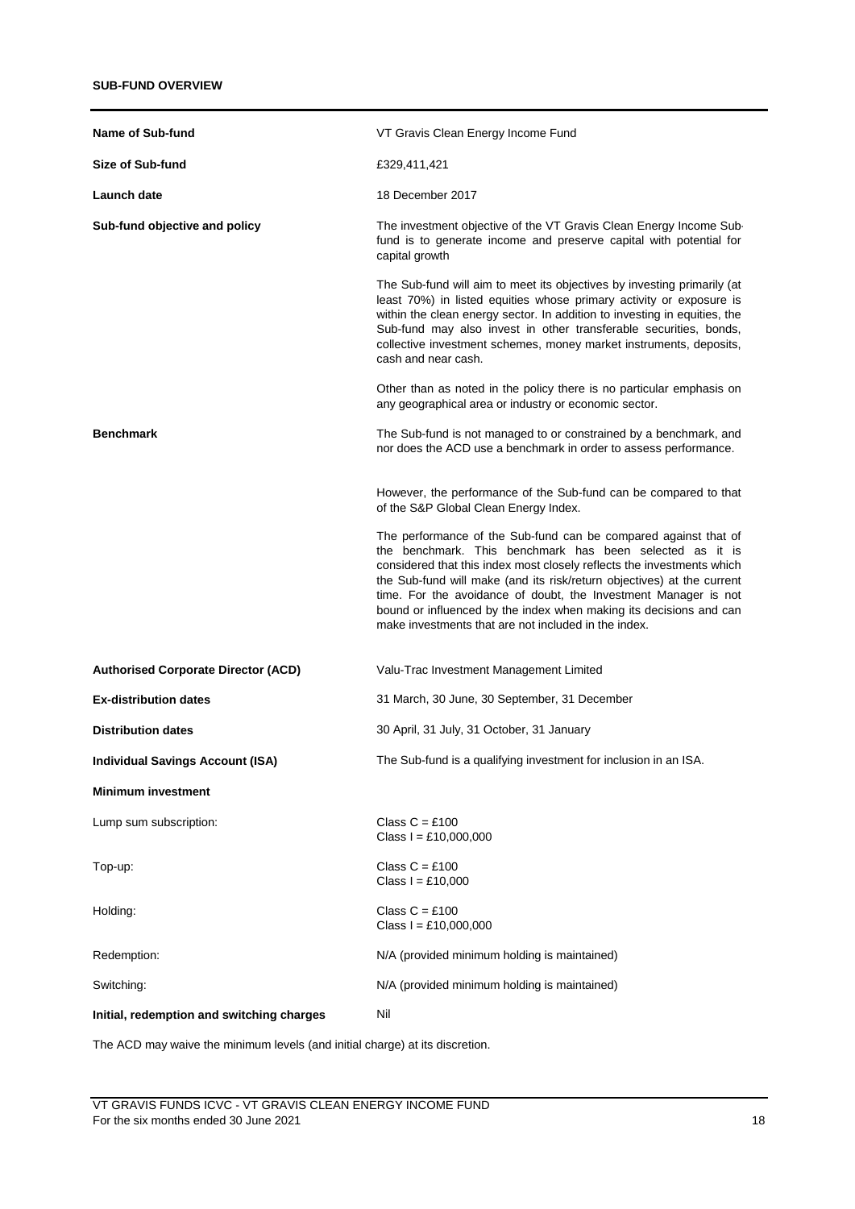## SUB-FUND OVERVIEW

| | |
|---|---|
| **Name of Sub-fund** | VT Gravis Clean Energy Income Fund |
| **Size of Sub-fund** | £329,411,421 |
| **Launch date** | 18 December 2017 |
| **Sub-fund objective and policy** | The investment objective of the VT Gravis Clean Energy Income Sub-fund is to generate income and preserve capital with potential for capital growth<br><br>The Sub-fund will aim to meet its objectives by investing primarily (at least 70%) in listed equities whose primary activity or exposure is within the clean energy sector. In addition to investing in equities, the Sub-fund may also invest in other transferable securities, bonds, collective investment schemes, money market instruments, deposits, cash and near cash.<br><br>Other than as noted in the policy there is no particular emphasis on any geographical area or industry or economic sector. |
| **Benchmark** | The Sub-fund is not managed to or constrained by a benchmark, and nor does the ACD use a benchmark in order to assess performance.<br><br>However, the performance of the Sub-fund can be compared to that of the S&P Global Clean Energy Index.<br><br>The performance of the Sub-fund can be compared against that of the benchmark. This benchmark has been selected as it is considered that this index most closely reflects the investments which the Sub-fund will make (and its risk/return objectives) at the current time. For the avoidance of doubt, the Investment Manager is not bound or influenced by the index when making its decisions and can make investments that are not included in the index. |
| **Authorised Corporate Director (ACD)** | Valu-Trac Investment Management Limited |
| **Ex-distribution dates** | 31 March, 30 June, 30 September, 31 December |
| **Distribution dates** | 30 April, 31 July, 31 October, 31 January |
| **Individual Savings Account (ISA)** | The Sub-fund is a qualifying investment for inclusion in an ISA. |
| **Minimum investment** | |
| Lump sum subscription: | Class C = £100<br>Class I = £10,000,000 |
| Top-up: | Class C = £100<br>Class I = £10,000 |
| Holding: | Class C = £100<br>Class I = £10,000,000 |
| Redemption: | N/A (provided minimum holding is maintained) |
| Switching: | N/A (provided minimum holding is maintained) |
| **Initial, redemption and switching charges** | Nil |

The ACD may waive the minimum levels (and initial charge) at its discretion.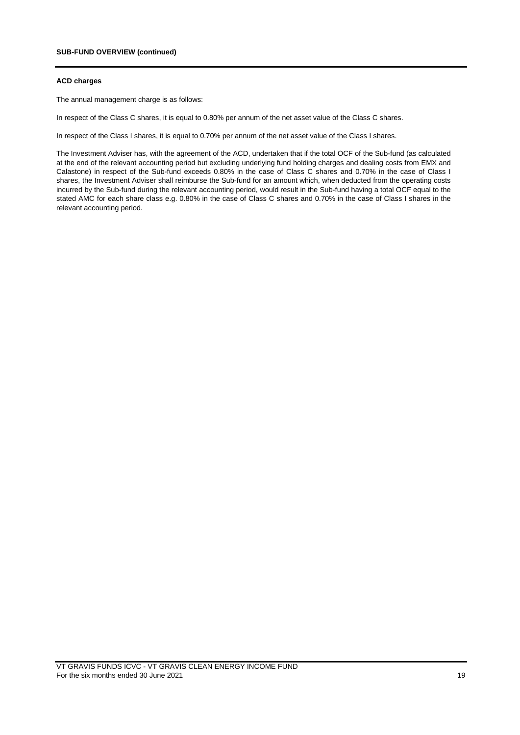**SUB-FUND OVERVIEW (continued)**

**ACD charges**

The annual management charge is as follows:

In respect of the Class C shares, it is equal to 0.80% per annum of the net asset value of the Class C shares.

In respect of the Class I shares, it is equal to 0.70% per annum of the net asset value of the Class I shares.

The Investment Adviser has, with the agreement of the ACD, undertaken that if the total OCF of the Sub-fund (as calculated at the end of the relevant accounting period but excluding underlying fund holding charges and dealing costs from EMX and Calastone) in respect of the Sub-fund exceeds 0.80% in the case of Class C shares and 0.70% in the case of Class I shares, the Investment Adviser shall reimburse the Sub-fund for an amount which, when deducted from the operating costs incurred by the Sub-fund during the relevant accounting period, would result in the Sub-fund having a total OCF equal to the stated AMC for each share class e.g. 0.80% in the case of Class C shares and 0.70% in the case of Class I shares in the relevant accounting period.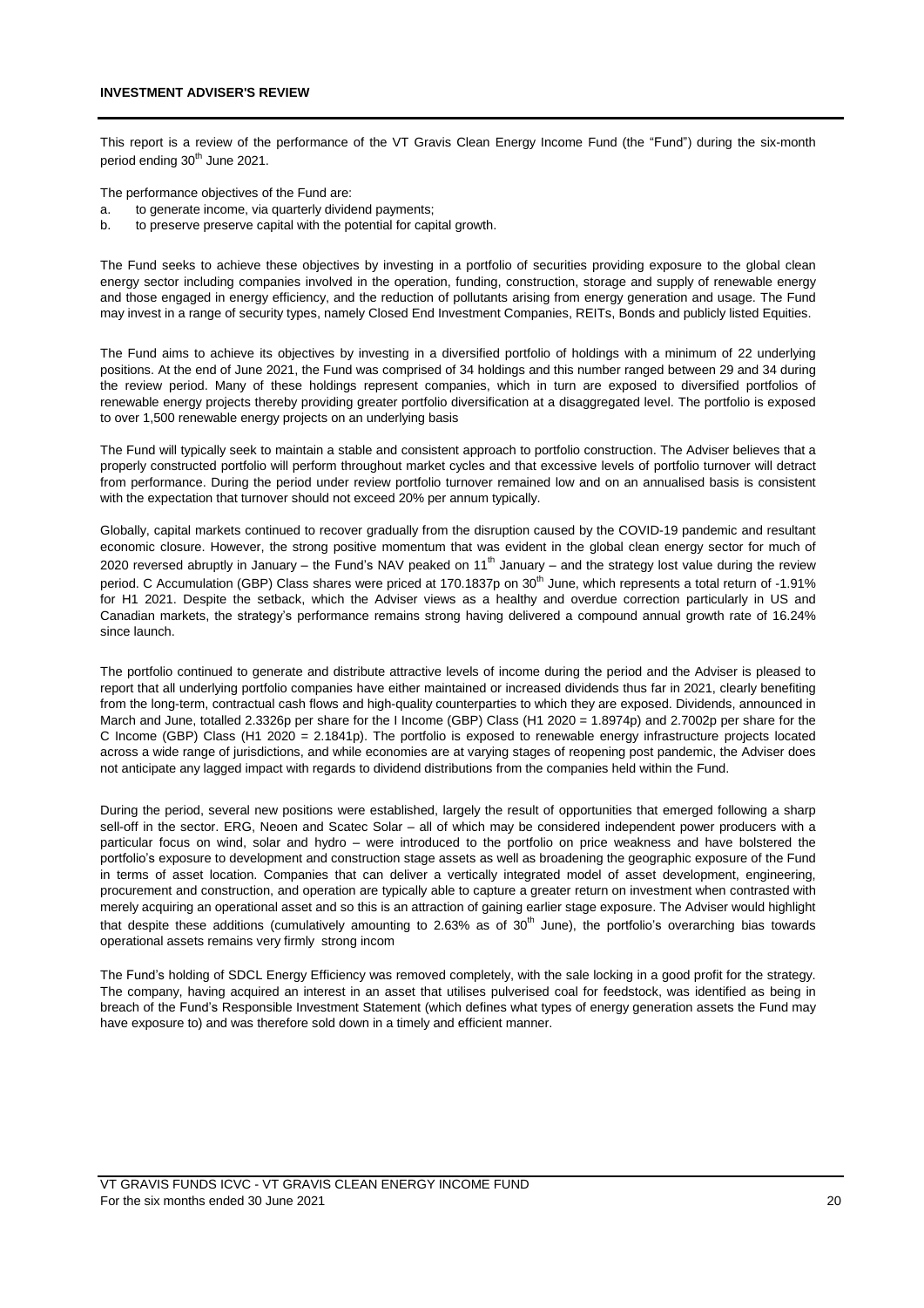## INVESTMENT ADVISER'S REVIEW

This report is a review of the performance of the VT Gravis Clean Energy Income Fund (the "Fund") during the six-month period ending 30th June 2021.

The performance objectives of the Fund are:

a. to generate income, via quarterly dividend payments;
b. to preserve preserve capital with the potential for capital growth.

The Fund seeks to achieve these objectives by investing in a portfolio of securities providing exposure to the global clean energy sector including companies involved in the operation, funding, construction, storage and supply of renewable energy and those engaged in energy efficiency, and the reduction of pollutants arising from energy generation and usage. The Fund may invest in a range of security types, namely Closed End Investment Companies, REITs, Bonds and publicly listed Equities.

The Fund aims to achieve its objectives by investing in a diversified portfolio of holdings with a minimum of 22 underlying positions. At the end of June 2021, the Fund was comprised of 34 holdings and this number ranged between 29 and 34 during the review period. Many of these holdings represent companies, which in turn are exposed to diversified portfolios of renewable energy projects thereby providing greater portfolio diversification at a disaggregated level. The portfolio is exposed to over 1,500 renewable energy projects on an underlying basis

The Fund will typically seek to maintain a stable and consistent approach to portfolio construction. The Adviser believes that a properly constructed portfolio will perform throughout market cycles and that excessive levels of portfolio turnover will detract from performance. During the period under review portfolio turnover remained low and on an annualised basis is consistent with the expectation that turnover should not exceed 20% per annum typically.

Globally, capital markets continued to recover gradually from the disruption caused by the COVID-19 pandemic and resultant economic closure. However, the strong positive momentum that was evident in the global clean energy sector for much of 2020 reversed abruptly in January – the Fund's NAV peaked on 11th January – and the strategy lost value during the review period. C Accumulation (GBP) Class shares were priced at 170.1837p on 30th June, which represents a total return of -1.91% for H1 2021. Despite the setback, which the Adviser views as a healthy and overdue correction particularly in US and Canadian markets, the strategy's performance remains strong having delivered a compound annual growth rate of 16.24% since launch.

The portfolio continued to generate and distribute attractive levels of income during the period and the Adviser is pleased to report that all underlying portfolio companies have either maintained or increased dividends thus far in 2021, clearly benefiting from the long-term, contractual cash flows and high-quality counterparties to which they are exposed. Dividends, announced in March and June, totalled 2.3326p per share for the I Income (GBP) Class (H1 2020 = 1.8974p) and 2.7002p per share for the C Income (GBP) Class (H1 2020 = 2.1841p). The portfolio is exposed to renewable energy infrastructure projects located across a wide range of jurisdictions, and while economies are at varying stages of reopening post pandemic, the Adviser does not anticipate any lagged impact with regards to dividend distributions from the companies held within the Fund.

During the period, several new positions were established, largely the result of opportunities that emerged following a sharp sell-off in the sector. ERG, Neoen and Scatec Solar – all of which may be considered independent power producers with a particular focus on wind, solar and hydro – were introduced to the portfolio on price weakness and have bolstered the portfolio's exposure to development and construction stage assets as well as broadening the geographic exposure of the Fund in terms of asset location. Companies that can deliver a vertically integrated model of asset development, engineering, procurement and construction, and operation are typically able to capture a greater return on investment when contrasted with merely acquiring an operational asset and so this is an attraction of gaining earlier stage exposure. The Adviser would highlight that despite these additions (cumulatively amounting to 2.63% as of 30th June), the portfolio's overarching bias towards operational assets remains very firmly strong incom

The Fund's holding of SDCL Energy Efficiency was removed completely, with the sale locking in a good profit for the strategy. The company, having acquired an interest in an asset that utilises pulverised coal for feedstock, was identified as being in breach of the Fund's Responsible Investment Statement (which defines what types of energy generation assets the Fund may have exposure to) and was therefore sold down in a timely and efficient manner.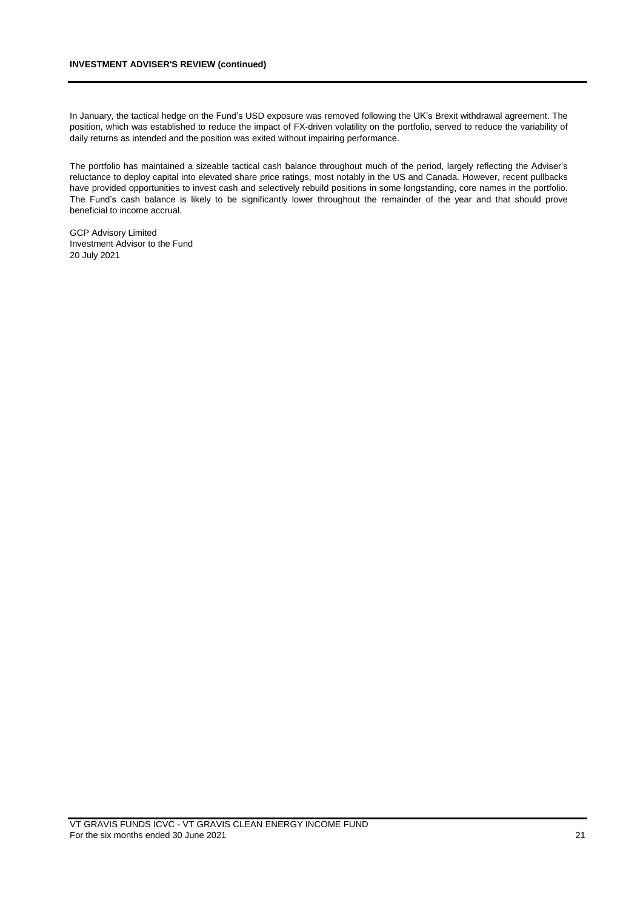**INVESTMENT ADVISER'S REVIEW (continued)**

In January, the tactical hedge on the Fund's USD exposure was removed following the UK's Brexit withdrawal agreement. The position, which was established to reduce the impact of FX-driven volatility on the portfolio, served to reduce the variability of daily returns as intended and the position was exited without impairing performance.

The portfolio has maintained a sizeable tactical cash balance throughout much of the period, largely reflecting the Adviser's reluctance to deploy capital into elevated share price ratings, most notably in the US and Canada. However, recent pullbacks have provided opportunities to invest cash and selectively rebuild positions in some longstanding, core names in the portfolio. The Fund's cash balance is likely to be significantly lower throughout the remainder of the year and that should prove beneficial to income accrual.

GCP Advisory Limited
Investment Advisor to the Fund
20 July 2021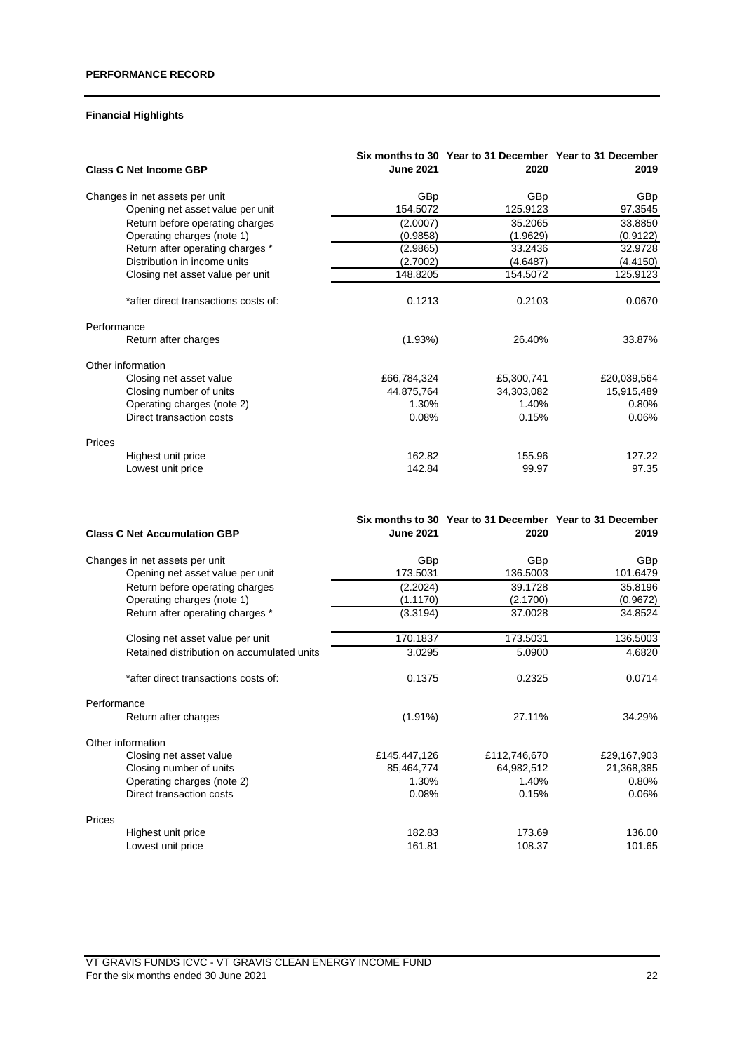## PERFORMANCE RECORD

### Financial Highlights

| Class C Net Income GBP | Six months to 30 June 2021 | Year to 31 December 2020 | Year to 31 December 2019 |
|---|---|---|---|
| Changes in net assets per unit | GBp | GBp | GBp |
| Opening net asset value per unit | 154.5072 | 125.9123 | 97.3545 |
| Return before operating charges | (2.0007) | 35.2065 | 33.8850 |
| Operating charges (note 1) | (0.9858) | (1.9629) | (0.9122) |
| Return after operating charges * | (2.9865) | 33.2436 | 32.9728 |
| Distribution in income units | (2.7002) | (4.6487) | (4.4150) |
| Closing net asset value per unit | 148.8205 | 154.5072 | 125.9123 |
| *after direct transactions costs of: | 0.1213 | 0.2103 | 0.0670 |
| **Performance** | | | |
| Return after charges | (1.93%) | 26.40% | 33.87% |
| **Other information** | | | |
| Closing net asset value | £66,784,324 | £5,300,741 | £20,039,564 |
| Closing number of units | 44,875,764 | 34,303,082 | 15,915,489 |
| Operating charges (note 2) | 1.30% | 1.40% | 0.80% |
| Direct transaction costs | 0.08% | 0.15% | 0.06% |
| **Prices** | | | |
| Highest unit price | 162.82 | 155.96 | 127.22 |
| Lowest unit price | 142.84 | 99.97 | 97.35 |

| Class C Net Accumulation GBP | Six months to 30 June 2021 | Year to 31 December 2020 | Year to 31 December 2019 |
|---|---|---|---|
| Changes in net assets per unit | GBp | GBp | GBp |
| Opening net asset value per unit | 173.5031 | 136.5003 | 101.6479 |
| Return before operating charges | (2.2024) | 39.1728 | 35.8196 |
| Operating charges (note 1) | (1.1170) | (2.1700) | (0.9672) |
| Return after operating charges * | (3.3194) | 37.0028 | 34.8524 |
| Closing net asset value per unit | 170.1837 | 173.5031 | 136.5003 |
| Retained distribution on accumulated units | 3.0295 | 5.0900 | 4.6820 |
| *after direct transactions costs of: | 0.1375 | 0.2325 | 0.0714 |
| **Performance** | | | |
| Return after charges | (1.91%) | 27.11% | 34.29% |
| **Other information** | | | |
| Closing net asset value | £145,447,126 | £112,746,670 | £29,167,903 |
| Closing number of units | 85,464,774 | 64,982,512 | 21,368,385 |
| Operating charges (note 2) | 1.30% | 1.40% | 0.80% |
| Direct transaction costs | 0.08% | 0.15% | 0.06% |
| **Prices** | | | |
| Highest unit price | 182.83 | 173.69 | 136.00 |
| Lowest unit price | 161.81 | 108.37 | 101.65 |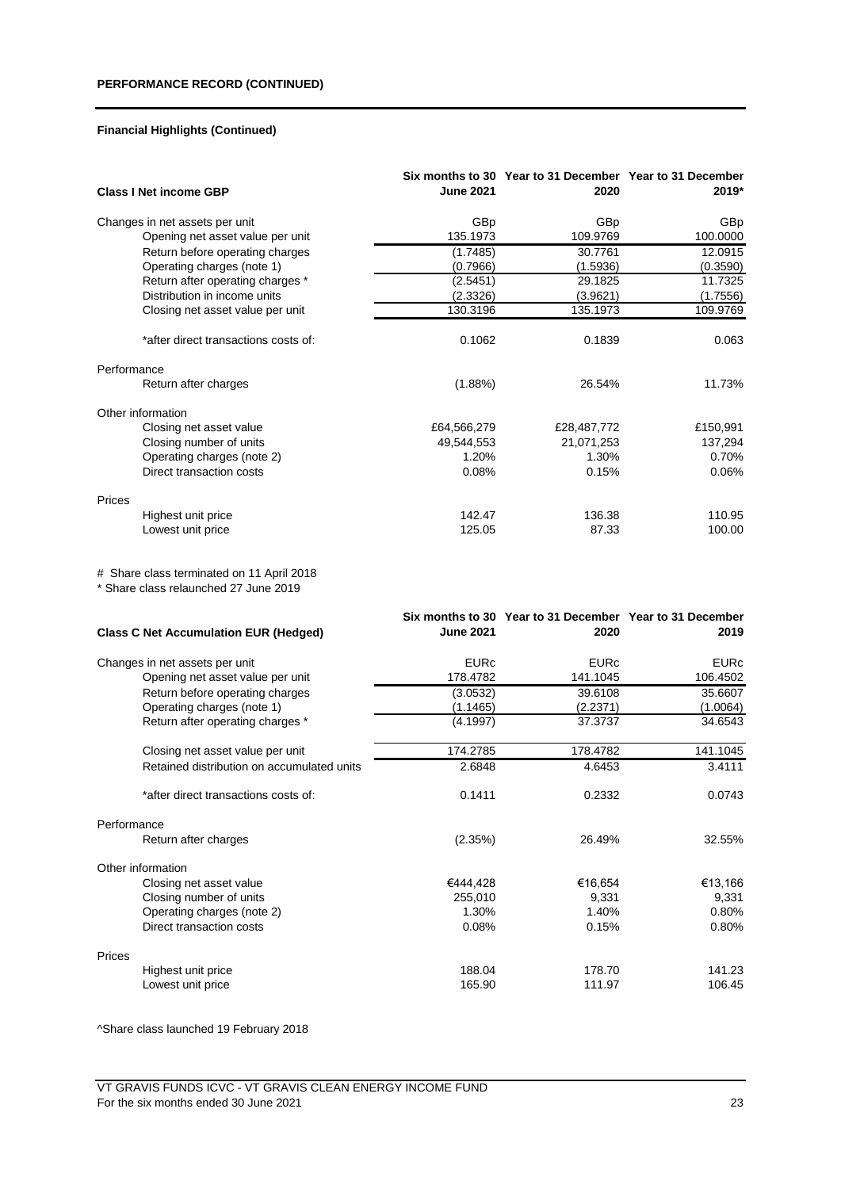## PERFORMANCE RECORD (CONTINUED)

### Financial Highlights (Continued)

| Class I Net income GBP | Six months to 30 June 2021 | Year to 31 December 2020 | Year to 31 December 2019* |
|---|---|---|---|
| Changes in net assets per unit | GBp | GBp | GBp |
| Opening net asset value per unit | 135.1973 | 109.9769 | 100.0000 |
| Return before operating charges | (1.7485) | 30.7761 | 12.0915 |
| Operating charges (note 1) | (0.7966) | (1.5936) | (0.3590) |
| Return after operating charges * | (2.5451) | 29.1825 | 11.7325 |
| Distribution in income units | (2.3326) | (3.9621) | (1.7556) |
| Closing net asset value per unit | 130.3196 | 135.1973 | 109.9769 |
| *after direct transactions costs of: | 0.1062 | 0.1839 | 0.063 |
| Performance | | | |
| Return after charges | (1.88%) | 26.54% | 11.73% |
| Other information | | | |
| Closing net asset value | £64,566,279 | £28,487,772 | £150,991 |
| Closing number of units | 49,544,553 | 21,071,253 | 137,294 |
| Operating charges (note 2) | 1.20% | 1.30% | 0.70% |
| Direct transaction costs | 0.08% | 0.15% | 0.06% |
| Prices | | | |
| Highest unit price | 142.47 | 136.38 | 110.95 |
| Lowest unit price | 125.05 | 87.33 | 100.00 |

# Share class terminated on 11 April 2018
* Share class relaunched 27 June 2019

| Class C Net Accumulation EUR (Hedged) | Six months to 30 June 2021 | Year to 31 December 2020 | Year to 31 December 2019 |
|---|---|---|---|
| Changes in net assets per unit | EURc | EURc | EURc |
| Opening net asset value per unit | 178.4782 | 141.1045 | 106.4502 |
| Return before operating charges | (3.0532) | 39.6108 | 35.6607 |
| Operating charges (note 1) | (1.1465) | (2.2371) | (1.0064) |
| Return after operating charges * | (4.1997) | 37.3737 | 34.6543 |
| Closing net asset value per unit | 174.2785 | 178.4782 | 141.1045 |
| Retained distribution on accumulated units | 2.6848 | 4.6453 | 3.4111 |
| *after direct transactions costs of: | 0.1411 | 0.2332 | 0.0743 |
| Performance | | | |
| Return after charges | (2.35%) | 26.49% | 32.55% |
| Other information | | | |
| Closing net asset value | €444,428 | €16,654 | €13,166 |
| Closing number of units | 255,010 | 9,331 | 9,331 |
| Operating charges (note 2) | 1.30% | 1.40% | 0.80% |
| Direct transaction costs | 0.08% | 0.15% | 0.80% |
| Prices | | | |
| Highest unit price | 188.04 | 178.70 | 141.23 |
| Lowest unit price | 165.90 | 111.97 | 106.45 |

^Share class launched 19 February 2018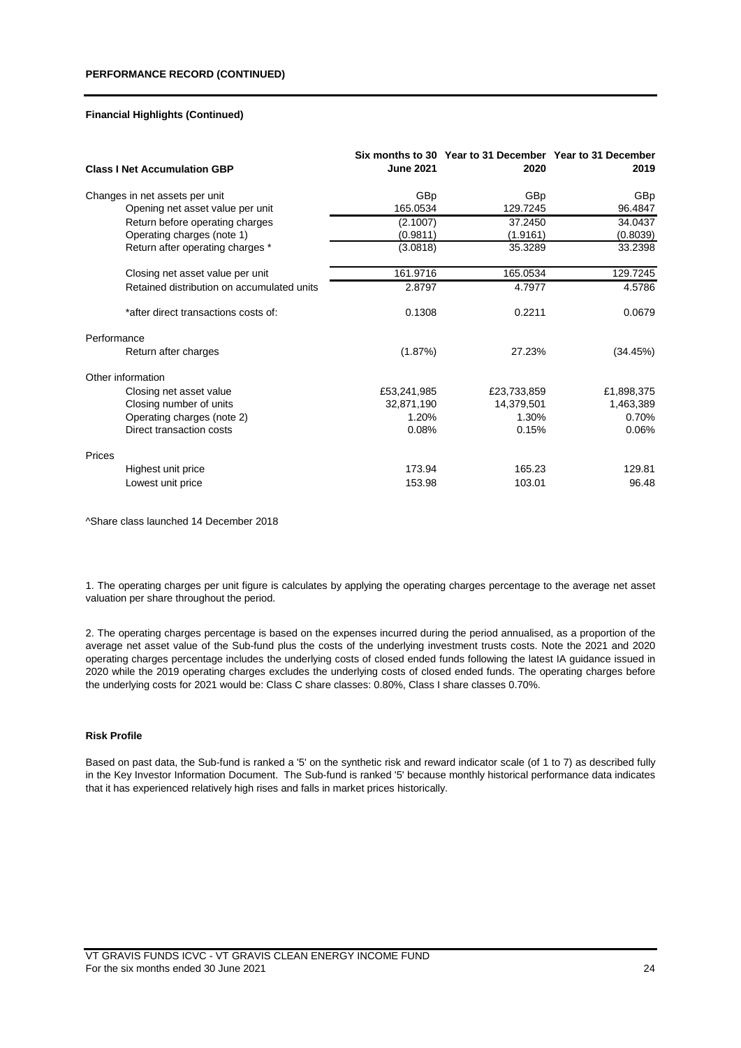**PERFORMANCE RECORD (CONTINUED)**

**Financial Highlights (Continued)**

| **Class I Net Accumulation GBP** | **Six months to 30 June 2021** | **Year to 31 December 2020** | **Year to 31 December 2019** |
|---|---|---|---|
| Changes in net assets per unit | GBp | GBp | GBp |
| Opening net asset value per unit | 165.0534 | 129.7245 | 96.4847 |
| Return before operating charges | (2.1007) | 37.2450 | 34.0437 |
| Operating charges (note 1) | (0.9811) | (1.9161) | (0.8039) |
| Return after operating charges * | (3.0818) | 35.3289 | 33.2398 |
| Closing net asset value per unit | 161.9716 | 165.0534 | 129.7245 |
| Retained distribution on accumulated units | 2.8797 | 4.7977 | 4.5786 |
| *after direct transactions costs of: | 0.1308 | 0.2211 | 0.0679 |
| Performance | | | |
| Return after charges | (1.87%) | 27.23% | (34.45%) |
| Other information | | | |
| Closing net asset value | £53,241,985 | £23,733,859 | £1,898,375 |
| Closing number of units | 32,871,190 | 14,379,501 | 1,463,389 |
| Operating charges (note 2) | 1.20% | 1.30% | 0.70% |
| Direct transaction costs | 0.08% | 0.15% | 0.06% |
| Prices | | | |
| Highest unit price | 173.94 | 165.23 | 129.81 |
| Lowest unit price | 153.98 | 103.01 | 96.48 |

^Share class launched 14 December 2018

1. The operating charges per unit figure is calculates by applying the operating charges percentage to the average net asset valuation per share throughout the period.

2. The operating charges percentage is based on the expenses incurred during the period annualised, as a proportion of the average net asset value of the Sub-fund plus the costs of the underlying investment trusts costs. Note the 2021 and 2020 operating charges percentage includes the underlying costs of closed ended funds following the latest IA guidance issued in 2020 while the 2019 operating charges excludes the underlying costs of closed ended funds. The operating charges before the underlying costs for 2021 would be: Class C share classes: 0.80%, Class I share classes 0.70%.

**Risk Profile**

Based on past data, the Sub-fund is ranked a '5' on the synthetic risk and reward indicator scale (of 1 to 7) as described fully in the Key Investor Information Document. The Sub-fund is ranked '5' because monthly historical performance data indicates that it has experienced relatively high rises and falls in market prices historically.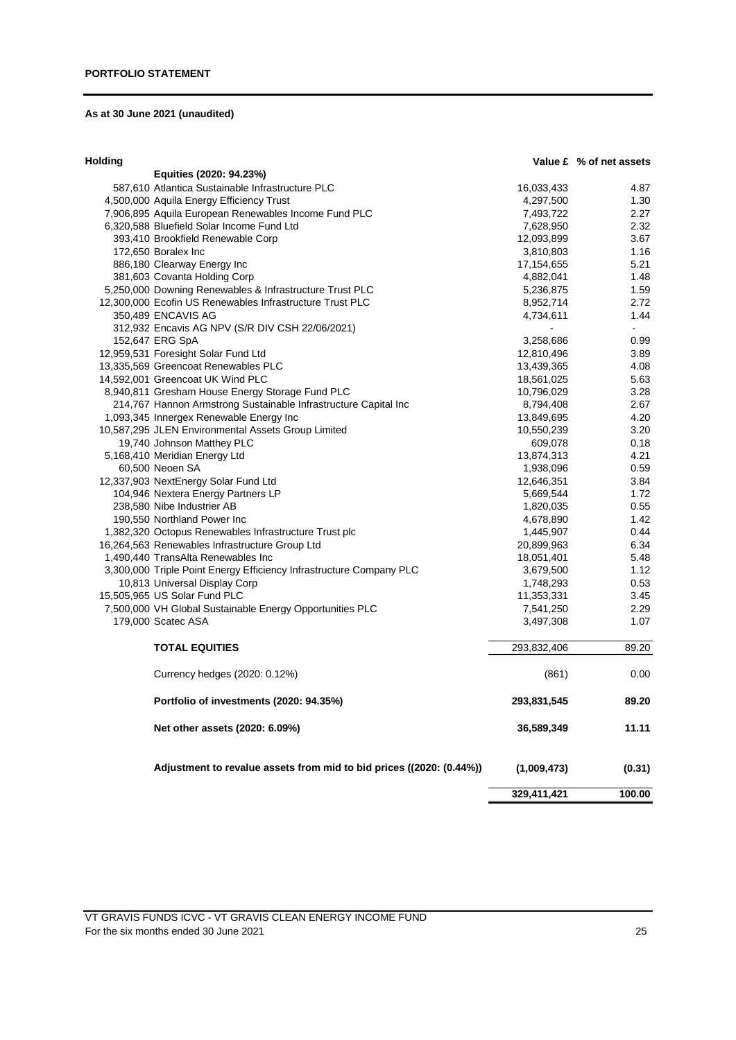**PORTFOLIO STATEMENT**

**As at 30 June 2021 (unaudited)**

| Holding | | Value £ | % of net assets |
|---|---|---|---|
| | **Equities (2020: 94.23%)** | | |
| 587,610 | Atlantica Sustainable Infrastructure PLC | 16,033,433 | 4.87 |
| 4,500,000 | Aquila Energy Efficiency Trust | 4,297,500 | 1.30 |
| 7,906,895 | Aquila European Renewables Income Fund PLC | 7,493,722 | 2.27 |
| 6,320,588 | Bluefield Solar Income Fund Ltd | 7,628,950 | 2.32 |
| 393,410 | Brookfield Renewable Corp | 12,093,899 | 3.67 |
| 172,650 | Boralex Inc | 3,810,803 | 1.16 |
| 886,180 | Clearway Energy Inc | 17,154,655 | 5.21 |
| 381,603 | Covanta Holding Corp | 4,882,041 | 1.48 |
| 5,250,000 | Downing Renewables & Infrastructure Trust PLC | 5,236,875 | 1.59 |
| 12,300,000 | Ecofin US Renewables Infrastructure Trust PLC | 8,952,714 | 2.72 |
| 350,489 | ENCAVIS AG | 4,734,611 | 1.44 |
| 312,932 | Encavis AG NPV (S/R DIV CSH 22/06/2021) | - | - |
| 152,647 | ERG SpA | 3,258,686 | 0.99 |
| 12,959,531 | Foresight Solar Fund Ltd | 12,810,496 | 3.89 |
| 13,335,569 | Greencoat Renewables PLC | 13,439,365 | 4.08 |
| 14,592,001 | Greencoat UK Wind PLC | 18,561,025 | 5.63 |
| 8,940,811 | Gresham House Energy Storage Fund PLC | 10,796,029 | 3.28 |
| 214,767 | Hannon Armstrong Sustainable Infrastructure Capital Inc | 8,794,408 | 2.67 |
| 1,093,345 | Innergex Renewable Energy Inc | 13,849,695 | 4.20 |
| 10,587,295 | JLEN Environmental Assets Group Limited | 10,550,239 | 3.20 |
| 19,740 | Johnson Matthey PLC | 609,078 | 0.18 |
| 5,168,410 | Meridian Energy Ltd | 13,874,313 | 4.21 |
| 60,500 | Neoen SA | 1,938,096 | 0.59 |
| 12,337,903 | NextEnergy Solar Fund Ltd | 12,646,351 | 3.84 |
| 104,946 | Nextera Energy Partners LP | 5,669,544 | 1.72 |
| 238,580 | Nibe Industrier AB | 1,820,035 | 0.55 |
| 190,550 | Northland Power Inc | 4,678,890 | 1.42 |
| 1,382,320 | Octopus Renewables Infrastructure Trust plc | 1,445,907 | 0.44 |
| 16,264,563 | Renewables Infrastructure Group Ltd | 20,899,963 | 6.34 |
| 1,490,440 | TransAlta Renewables Inc | 18,051,401 | 5.48 |
| 3,300,000 | Triple Point Energy Efficiency Infrastructure Company PLC | 3,679,500 | 1.12 |
| 10,813 | Universal Display Corp | 1,748,293 | 0.53 |
| 15,505,965 | US Solar Fund PLC | 11,353,331 | 3.45 |
| 7,500,000 | VH Global Sustainable Energy Opportunities PLC | 7,541,250 | 2.29 |
| 179,000 | Scatec ASA | 3,497,308 | 1.07 |
| | **TOTAL EQUITIES** | 293,832,406 | 89.20 |
| | Currency hedges (2020: 0.12%) | (861) | 0.00 |
| | **Portfolio of investments (2020: 94.35%)** | **293,831,545** | **89.20** |
| | **Net other assets (2020: 6.09%)** | **36,589,349** | **11.11** |
| | **Adjustment to revalue assets from mid to bid prices ((2020: (0.44%))** | **(1,009,473)** | **(0.31)** |
| | | **329,411,421** | **100.00** |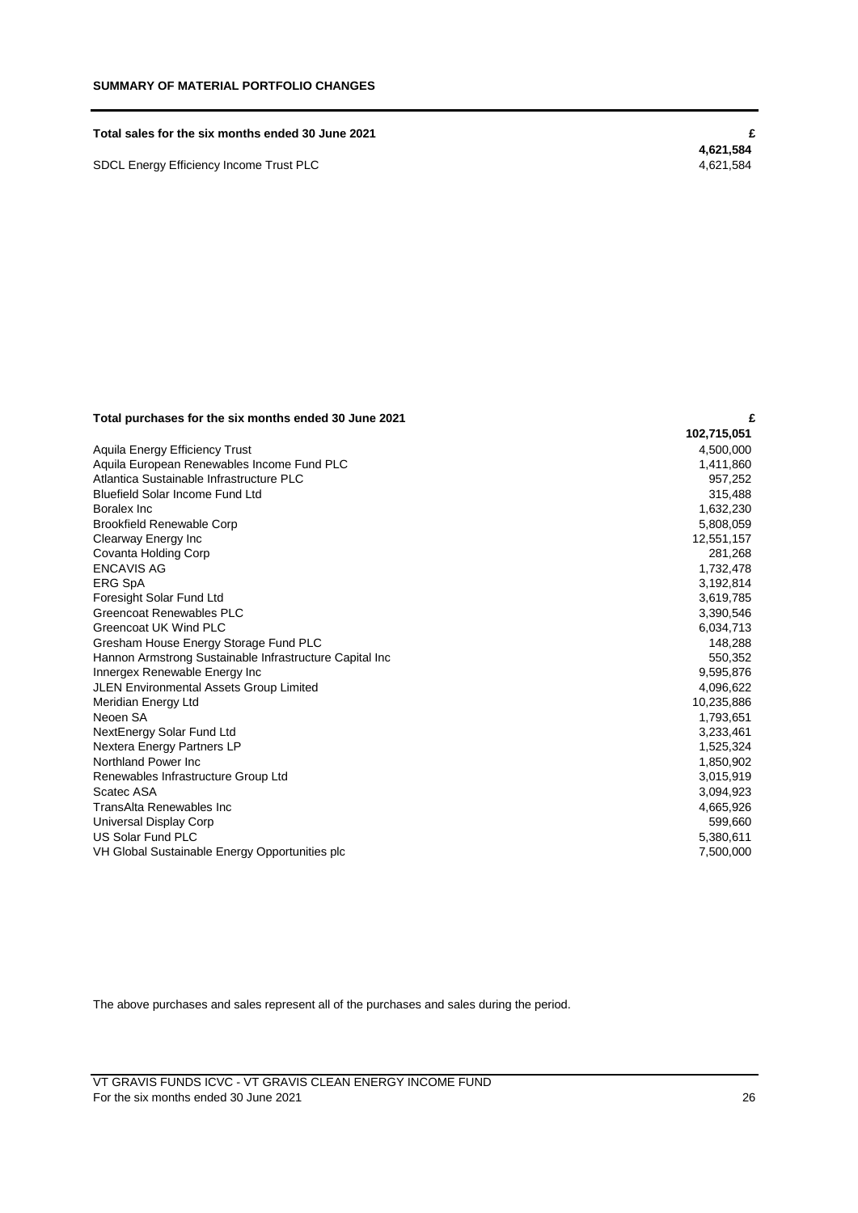## SUMMARY OF MATERIAL PORTFOLIO CHANGES

| Total sales for the six months ended 30 June 2021 | £ |
|---|---|
| | **4,621,584** |
| SDCL Energy Efficiency Income Trust PLC | 4,621,584 |

| Total purchases for the six months ended 30 June 2021 | £ |
|---|---|
| | **102,715,051** |
| Aquila Energy Efficiency Trust | 4,500,000 |
| Aquila European Renewables Income Fund PLC | 1,411,860 |
| Atlantica Sustainable Infrastructure PLC | 957,252 |
| Bluefield Solar Income Fund Ltd | 315,488 |
| Boralex Inc | 1,632,230 |
| Brookfield Renewable Corp | 5,808,059 |
| Clearway Energy Inc | 12,551,157 |
| Covanta Holding Corp | 281,268 |
| ENCAVIS AG | 1,732,478 |
| ERG SpA | 3,192,814 |
| Foresight Solar Fund Ltd | 3,619,785 |
| Greencoat Renewables PLC | 3,390,546 |
| Greencoat UK Wind PLC | 6,034,713 |
| Gresham House Energy Storage Fund PLC | 148,288 |
| Hannon Armstrong Sustainable Infrastructure Capital Inc | 550,352 |
| Innergex Renewable Energy Inc | 9,595,876 |
| JLEN Environmental Assets Group Limited | 4,096,622 |
| Meridian Energy Ltd | 10,235,886 |
| Neoen SA | 1,793,651 |
| NextEnergy Solar Fund Ltd | 3,233,461 |
| Nextera Energy Partners LP | 1,525,324 |
| Northland Power Inc | 1,850,902 |
| Renewables Infrastructure Group Ltd | 3,015,919 |
| Scatec ASA | 3,094,923 |
| TransAlta Renewables Inc | 4,665,926 |
| Universal Display Corp | 599,660 |
| US Solar Fund PLC | 5,380,611 |
| VH Global Sustainable Energy Opportunities plc | 7,500,000 |

The above purchases and sales represent all of the purchases and sales during the period.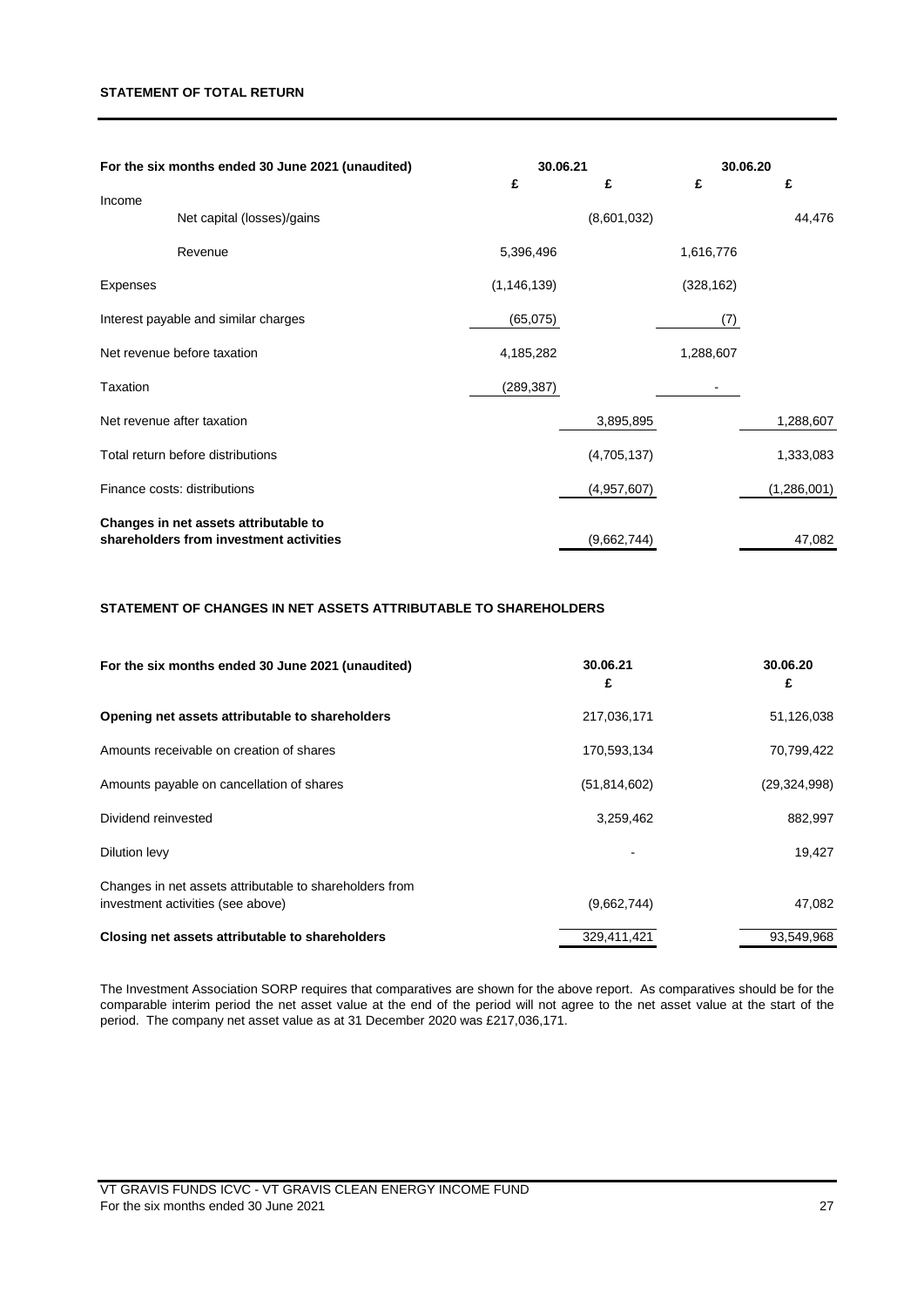## STATEMENT OF TOTAL RETURN

| For the six months ended 30 June 2021 (unaudited) | 30.06.21 | | 30.06.20 | |
|---|---|---|---|---|
| | £ | £ | £ | £ |
| Income | | | | |
| Net capital (losses)/gains | | (8,601,032) | | 44,476 |
| Revenue | 5,396,496 | | 1,616,776 | |
| Expenses | (1,146,139) | | (328,162) | |
| Interest payable and similar charges | (65,075) | | (7) | |
| Net revenue before taxation | 4,185,282 | | 1,288,607 | |
| Taxation | (289,387) | | - | |
| Net revenue after taxation | | 3,895,895 | | 1,288,607 |
| Total return before distributions | | (4,705,137) | | 1,333,083 |
| Finance costs: distributions | | (4,957,607) | | (1,286,001) |
| **Changes in net assets attributable to shareholders from investment activities** | | (9,662,744) | | 47,082 |

## STATEMENT OF CHANGES IN NET ASSETS ATTRIBUTABLE TO SHAREHOLDERS

| For the six months ended 30 June 2021 (unaudited) | 30.06.21 | 30.06.20 |
|---|---|---|
| | £ | £ |
| **Opening net assets attributable to shareholders** | 217,036,171 | 51,126,038 |
| Amounts receivable on creation of shares | 170,593,134 | 70,799,422 |
| Amounts payable on cancellation of shares | (51,814,602) | (29,324,998) |
| Dividend reinvested | 3,259,462 | 882,997 |
| Dilution levy | - | 19,427 |
| Changes in net assets attributable to shareholders from investment activities (see above) | (9,662,744) | 47,082 |
| **Closing net assets attributable to shareholders** | 329,411,421 | 93,549,968 |

The Investment Association SORP requires that comparatives are shown for the above report. As comparatives should be for the comparable interim period the net asset value at the end of the period will not agree to the net asset value at the start of the period. The company net asset value as at 31 December 2020 was £217,036,171.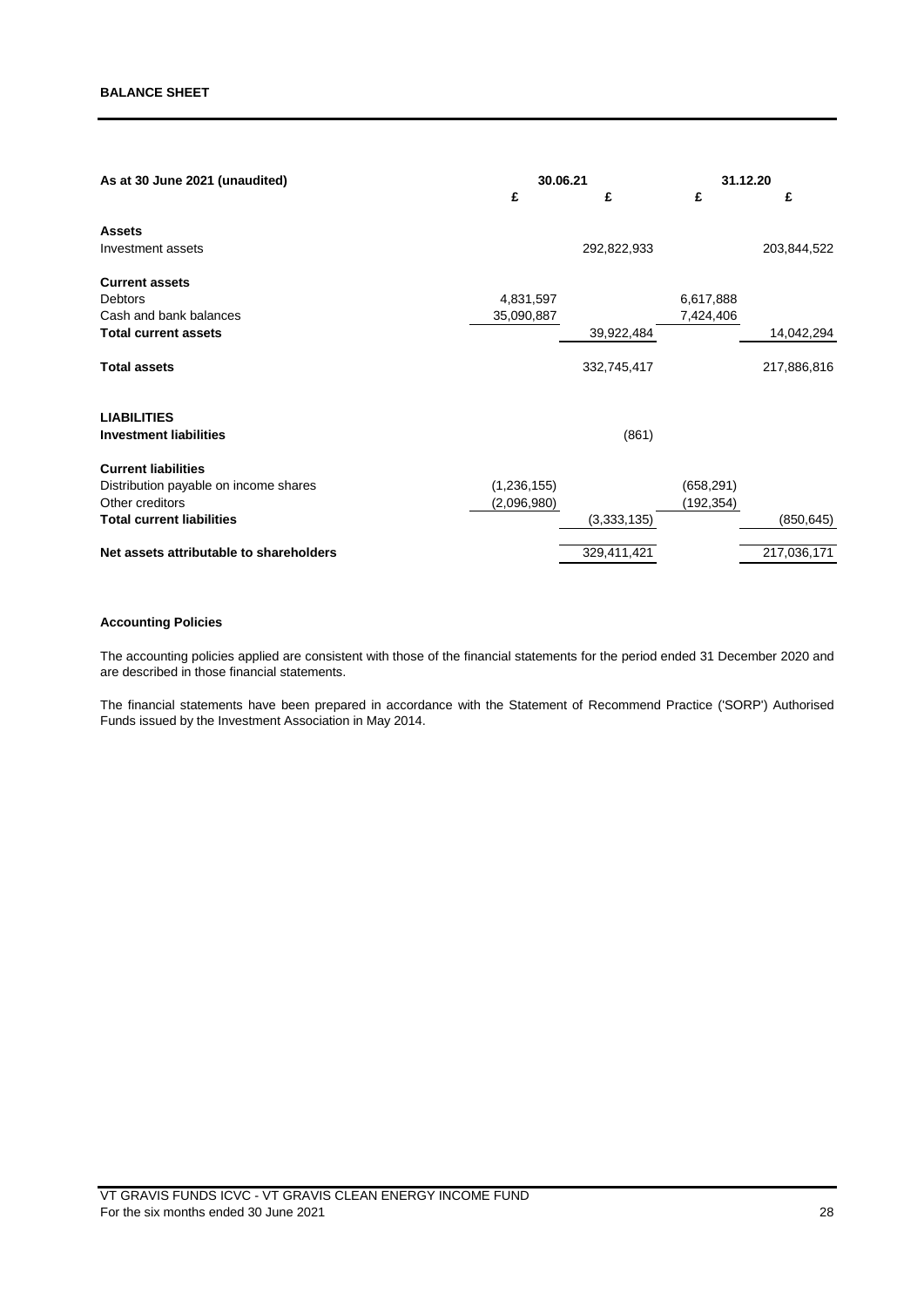## BALANCE SHEET

| As at 30 June 2021 (unaudited) | 30.06.21 | | 31.12.20 | |
|---|---|---|---|---|
| | £ | £ | £ | £ |
| **Assets** | | | | |
| Investment assets | | 292,822,933 | | 203,844,522 |
| **Current assets** | | | | |
| Debtors | 4,831,597 | | 6,617,888 | |
| Cash and bank balances | 35,090,887 | | 7,424,406 | |
| **Total current assets** | | 39,922,484 | | 14,042,294 |
| **Total assets** | | 332,745,417 | | 217,886,816 |
| **LIABILITIES** | | | | |
| **Investment liabilities** | | (861) | | |
| **Current liabilities** | | | | |
| Distribution payable on income shares | (1,236,155) | | (658,291) | |
| Other creditors | (2,096,980) | | (192,354) | |
| **Total current liabilities** | | (3,333,135) | | (850,645) |
| **Net assets attributable to shareholders** | | 329,411,421 | | 217,036,171 |

### Accounting Policies

The accounting policies applied are consistent with those of the financial statements for the period ended 31 December 2020 and are described in those financial statements.

The financial statements have been prepared in accordance with the Statement of Recommend Practice ('SORP') Authorised Funds issued by the Investment Association in May 2014.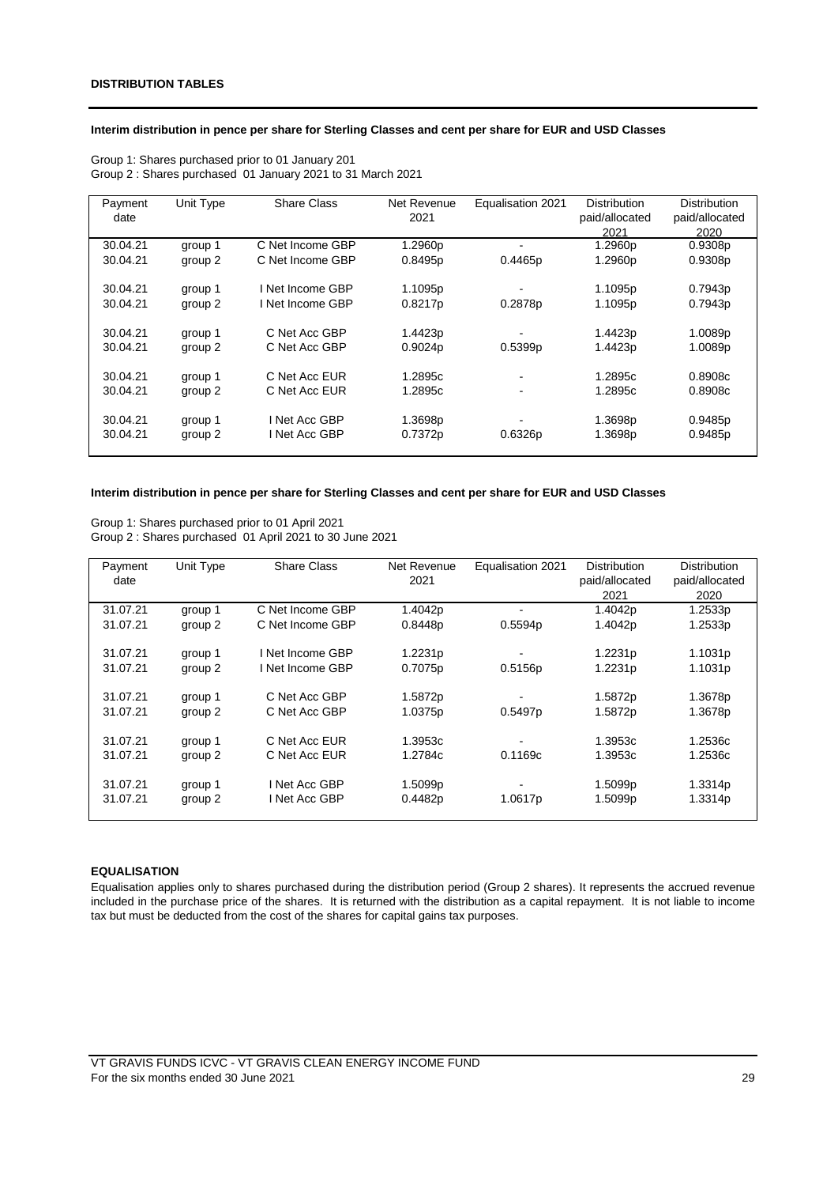## DISTRIBUTION TABLES

**Interim distribution in pence per share for Sterling Classes and cent per share for EUR and USD Classes**

Group 1: Shares purchased prior to 01 January 201
Group 2 : Shares purchased 01 January 2021 to 31 March 2021

| Payment date | Unit Type | Share Class | Net Revenue 2021 | Equalisation 2021 | Distribution paid/allocated 2021 | Distribution paid/allocated 2020 |
|---|---|---|---|---|---|---|
| 30.04.21 | group 1 | C Net Income GBP | 1.2960p | - | 1.2960p | 0.9308p |
| 30.04.21 | group 2 | C Net Income GBP | 0.8495p | 0.4465p | 1.2960p | 0.9308p |
| 30.04.21 | group 1 | I Net Income GBP | 1.1095p | - | 1.1095p | 0.7943p |
| 30.04.21 | group 2 | I Net Income GBP | 0.8217p | 0.2878p | 1.1095p | 0.7943p |
| 30.04.21 | group 1 | C Net Acc GBP | 1.4423p | - | 1.4423p | 1.0089p |
| 30.04.21 | group 2 | C Net Acc GBP | 0.9024p | 0.5399p | 1.4423p | 1.0089p |
| 30.04.21 | group 1 | C Net Acc EUR | 1.2895c | - | 1.2895c | 0.8908c |
| 30.04.21 | group 2 | C Net Acc EUR | 1.2895c | - | 1.2895c | 0.8908c |
| 30.04.21 | group 1 | I Net Acc GBP | 1.3698p | - | 1.3698p | 0.9485p |
| 30.04.21 | group 2 | I Net Acc GBP | 0.7372p | 0.6326p | 1.3698p | 0.9485p |

**Interim distribution in pence per share for Sterling Classes and cent per share for EUR and USD Classes**

Group 1: Shares purchased prior to 01 April 2021
Group 2 : Shares purchased 01 April 2021 to 30 June 2021

| Payment date | Unit Type | Share Class | Net Revenue 2021 | Equalisation 2021 | Distribution paid/allocated 2021 | Distribution paid/allocated 2020 |
|---|---|---|---|---|---|---|
| 31.07.21 | group 1 | C Net Income GBP | 1.4042p | - | 1.4042p | 1.2533p |
| 31.07.21 | group 2 | C Net Income GBP | 0.8448p | 0.5594p | 1.4042p | 1.2533p |
| 31.07.21 | group 1 | I Net Income GBP | 1.2231p | - | 1.2231p | 1.1031p |
| 31.07.21 | group 2 | I Net Income GBP | 0.7075p | 0.5156p | 1.2231p | 1.1031p |
| 31.07.21 | group 1 | C Net Acc GBP | 1.5872p | - | 1.5872p | 1.3678p |
| 31.07.21 | group 2 | C Net Acc GBP | 1.0375p | 0.5497p | 1.5872p | 1.3678p |
| 31.07.21 | group 1 | C Net Acc EUR | 1.3953c | - | 1.3953c | 1.2536c |
| 31.07.21 | group 2 | C Net Acc EUR | 1.2784c | 0.1169c | 1.3953c | 1.2536c |
| 31.07.21 | group 1 | I Net Acc GBP | 1.5099p | - | 1.5099p | 1.3314p |
| 31.07.21 | group 2 | I Net Acc GBP | 0.4482p | 1.0617p | 1.5099p | 1.3314p |

### EQUALISATION

Equalisation applies only to shares purchased during the distribution period (Group 2 shares). It represents the accrued revenue included in the purchase price of the shares. It is returned with the distribution as a capital repayment. It is not liable to income tax but must be deducted from the cost of the shares for capital gains tax purposes.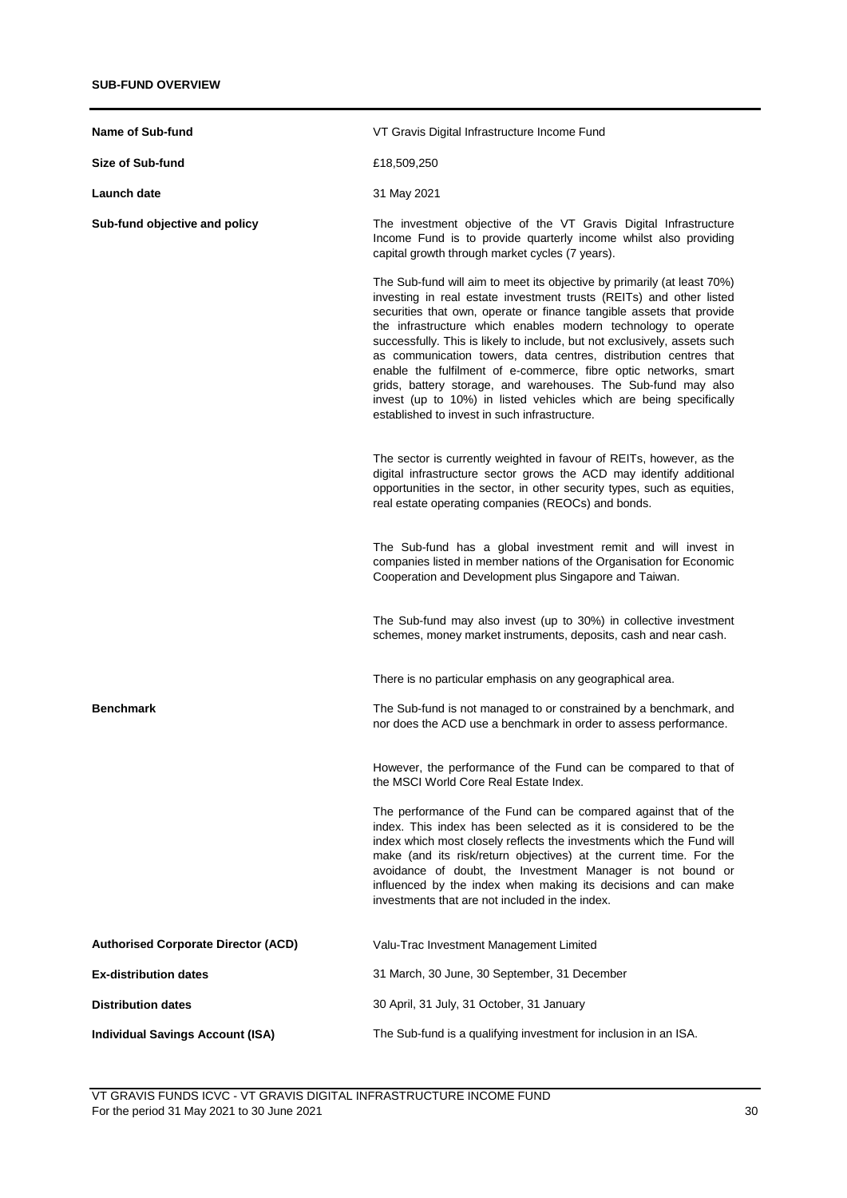## SUB-FUND OVERVIEW

| | |
|---|---|
| **Name of Sub-fund** | VT Gravis Digital Infrastructure Income Fund |
| **Size of Sub-fund** | £18,509,250 |
| **Launch date** | 31 May 2021 |
| **Sub-fund objective and policy** | The investment objective of the VT Gravis Digital Infrastructure Income Fund is to provide quarterly income whilst also providing capital growth through market cycles (7 years).<br><br>The Sub-fund will aim to meet its objective by primarily (at least 70%) investing in real estate investment trusts (REITs) and other listed securities that own, operate or finance tangible assets that provide the infrastructure which enables modern technology to operate successfully. This is likely to include, but not exclusively, assets such as communication towers, data centres, distribution centres that enable the fulfilment of e-commerce, fibre optic networks, smart grids, battery storage, and warehouses. The Sub-fund may also invest (up to 10%) in listed vehicles which are being specifically established to invest in such infrastructure.<br><br>The sector is currently weighted in favour of REITs, however, as the digital infrastructure sector grows the ACD may identify additional opportunities in the sector, in other security types, such as equities, real estate operating companies (REOCs) and bonds.<br><br>The Sub-fund has a global investment remit and will invest in companies listed in member nations of the Organisation for Economic Cooperation and Development plus Singapore and Taiwan.<br><br>The Sub-fund may also invest (up to 30%) in collective investment schemes, money market instruments, deposits, cash and near cash.<br><br>There is no particular emphasis on any geographical area. |
| **Benchmark** | The Sub-fund is not managed to or constrained by a benchmark, and nor does the ACD use a benchmark in order to assess performance.<br><br>However, the performance of the Fund can be compared to that of the MSCI World Core Real Estate Index.<br><br>The performance of the Fund can be compared against that of the index. This index has been selected as it is considered to be the index which most closely reflects the investments which the Fund will make (and its risk/return objectives) at the current time. For the avoidance of doubt, the Investment Manager is not bound or influenced by the index when making its decisions and can make investments that are not included in the index. |
| **Authorised Corporate Director (ACD)** | Valu-Trac Investment Management Limited |
| **Ex-distribution dates** | 31 March, 30 June, 30 September, 31 December |
| **Distribution dates** | 30 April, 31 July, 31 October, 31 January |
| **Individual Savings Account (ISA)** | The Sub-fund is a qualifying investment for inclusion in an ISA. |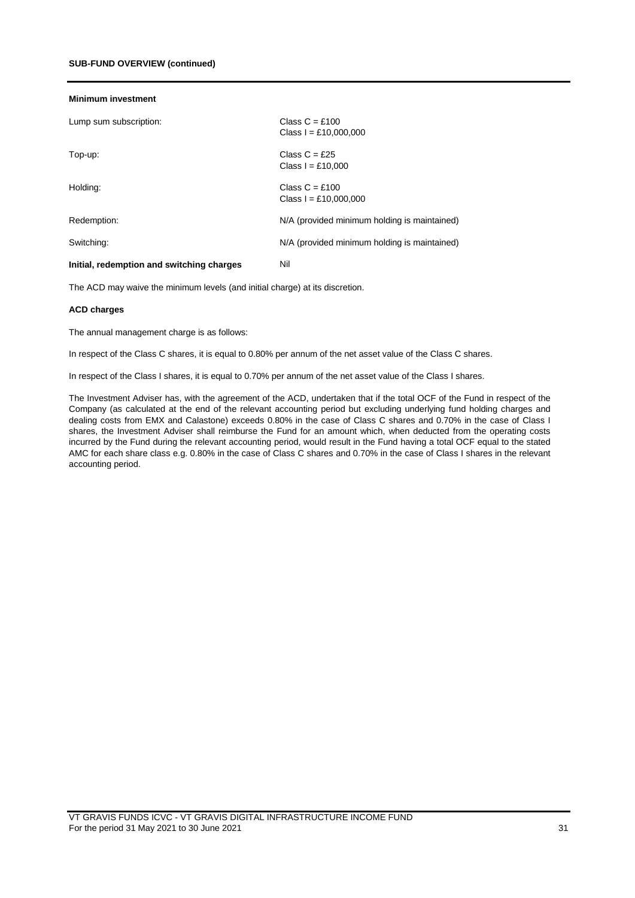**SUB-FUND OVERVIEW (continued)**

**Minimum investment**

| | |
|---|---|
| Lump sum subscription: | Class C = £100<br>Class I = £10,000,000 |
| Top-up: | Class C = £25<br>Class I = £10,000 |
| Holding: | Class C = £100<br>Class I = £10,000,000 |
| Redemption: | N/A (provided minimum holding is maintained) |
| Switching: | N/A (provided minimum holding is maintained) |
| **Initial, redemption and switching charges** | Nil |

The ACD may waive the minimum levels (and initial charge) at its discretion.

**ACD charges**

The annual management charge is as follows:

In respect of the Class C shares, it is equal to 0.80% per annum of the net asset value of the Class C shares.

In respect of the Class I shares, it is equal to 0.70% per annum of the net asset value of the Class I shares.

The Investment Adviser has, with the agreement of the ACD, undertaken that if the total OCF of the Fund in respect of the Company (as calculated at the end of the relevant accounting period but excluding underlying fund holding charges and dealing costs from EMX and Calastone) exceeds 0.80% in the case of Class C shares and 0.70% in the case of Class I shares, the Investment Adviser shall reimburse the Fund for an amount which, when deducted from the operating costs incurred by the Fund during the relevant accounting period, would result in the Fund having a total OCF equal to the stated AMC for each share class e.g. 0.80% in the case of Class C shares and 0.70% in the case of Class I shares in the relevant accounting period.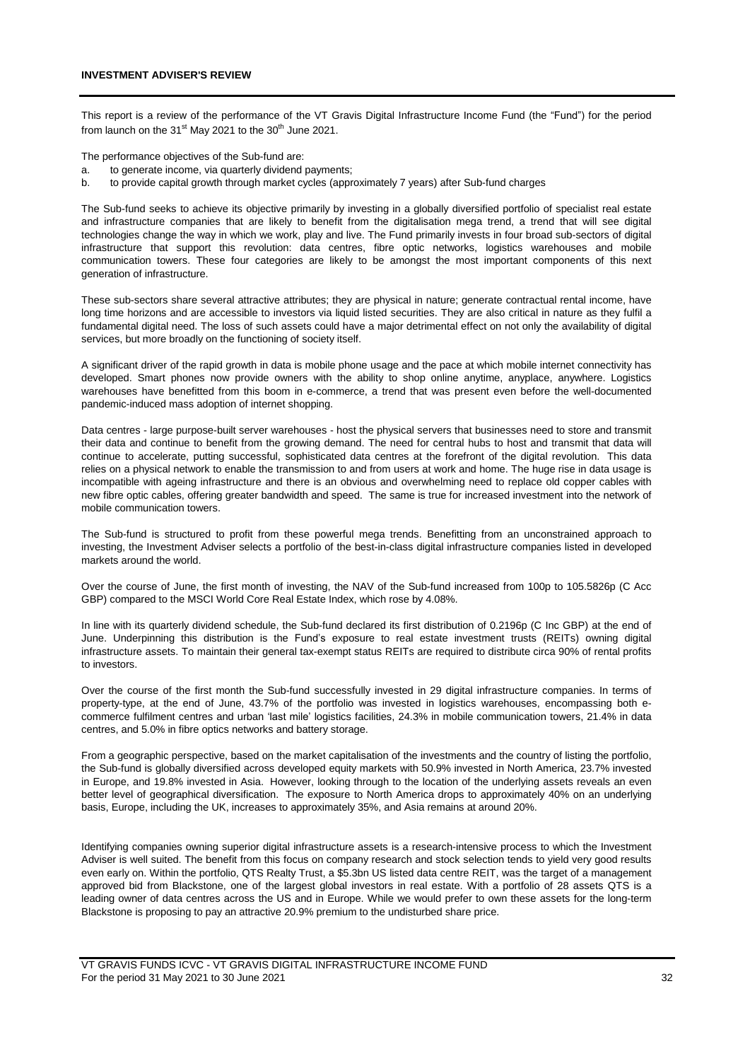## INVESTMENT ADVISER'S REVIEW

This report is a review of the performance of the VT Gravis Digital Infrastructure Income Fund (the "Fund") for the period from launch on the 31st May 2021 to the 30th June 2021.

The performance objectives of the Sub-fund are:

a. to generate income, via quarterly dividend payments;
b. to provide capital growth through market cycles (approximately 7 years) after Sub-fund charges

The Sub-fund seeks to achieve its objective primarily by investing in a globally diversified portfolio of specialist real estate and infrastructure companies that are likely to benefit from the digitalisation mega trend, a trend that will see digital technologies change the way in which we work, play and live. The Fund primarily invests in four broad sub-sectors of digital infrastructure that support this revolution: data centres, fibre optic networks, logistics warehouses and mobile communication towers. These four categories are likely to be amongst the most important components of this next generation of infrastructure.

These sub-sectors share several attractive attributes; they are physical in nature; generate contractual rental income, have long time horizons and are accessible to investors via liquid listed securities. They are also critical in nature as they fulfil a fundamental digital need. The loss of such assets could have a major detrimental effect on not only the availability of digital services, but more broadly on the functioning of society itself.

A significant driver of the rapid growth in data is mobile phone usage and the pace at which mobile internet connectivity has developed. Smart phones now provide owners with the ability to shop online anytime, anyplace, anywhere. Logistics warehouses have benefitted from this boom in e-commerce, a trend that was present even before the well-documented pandemic-induced mass adoption of internet shopping.

Data centres - large purpose-built server warehouses - host the physical servers that businesses need to store and transmit their data and continue to benefit from the growing demand. The need for central hubs to host and transmit that data will continue to accelerate, putting successful, sophisticated data centres at the forefront of the digital revolution. This data relies on a physical network to enable the transmission to and from users at work and home. The huge rise in data usage is incompatible with ageing infrastructure and there is an obvious and overwhelming need to replace old copper cables with new fibre optic cables, offering greater bandwidth and speed. The same is true for increased investment into the network of mobile communication towers.

The Sub-fund is structured to profit from these powerful mega trends. Benefitting from an unconstrained approach to investing, the Investment Adviser selects a portfolio of the best-in-class digital infrastructure companies listed in developed markets around the world.

Over the course of June, the first month of investing, the NAV of the Sub-fund increased from 100p to 105.5826p (C Acc GBP) compared to the MSCI World Core Real Estate Index, which rose by 4.08%.

In line with its quarterly dividend schedule, the Sub-fund declared its first distribution of 0.2196p (C Inc GBP) at the end of June. Underpinning this distribution is the Fund's exposure to real estate investment trusts (REITs) owning digital infrastructure assets. To maintain their general tax-exempt status REITs are required to distribute circa 90% of rental profits to investors.

Over the course of the first month the Sub-fund successfully invested in 29 digital infrastructure companies. In terms of property-type, at the end of June, 43.7% of the portfolio was invested in logistics warehouses, encompassing both e-commerce fulfilment centres and urban 'last mile' logistics facilities, 24.3% in mobile communication towers, 21.4% in data centres, and 5.0% in fibre optics networks and battery storage.

From a geographic perspective, based on the market capitalisation of the investments and the country of listing the portfolio, the Sub-fund is globally diversified across developed equity markets with 50.9% invested in North America, 23.7% invested in Europe, and 19.8% invested in Asia. However, looking through to the location of the underlying assets reveals an even better level of geographical diversification. The exposure to North America drops to approximately 40% on an underlying basis, Europe, including the UK, increases to approximately 35%, and Asia remains at around 20%.

Identifying companies owning superior digital infrastructure assets is a research-intensive process to which the Investment Adviser is well suited. The benefit from this focus on company research and stock selection tends to yield very good results even early on. Within the portfolio, QTS Realty Trust, a $5.3bn US listed data centre REIT, was the target of a management approved bid from Blackstone, one of the largest global investors in real estate. With a portfolio of 28 assets QTS is a leading owner of data centres across the US and in Europe. While we would prefer to own these assets for the long-term Blackstone is proposing to pay an attractive 20.9% premium to the undisturbed share price.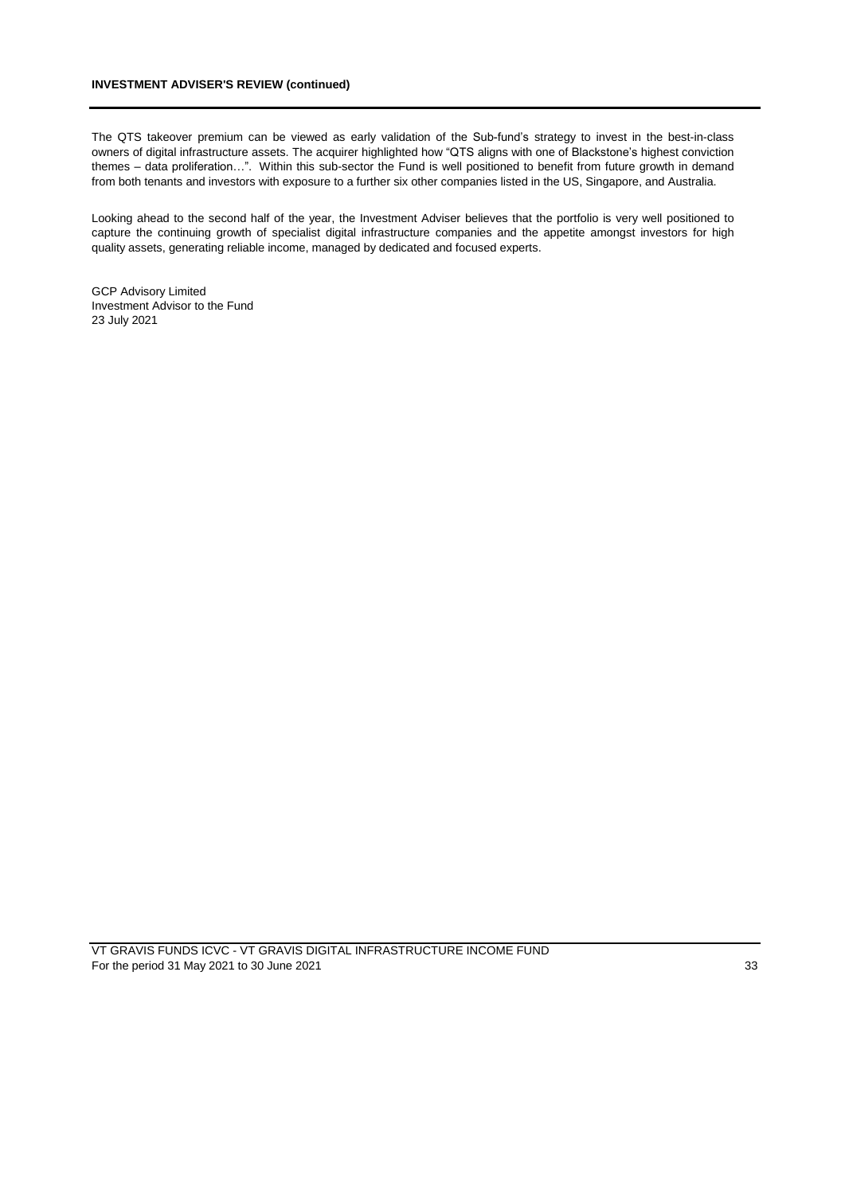**INVESTMENT ADVISER'S REVIEW (continued)**

The QTS takeover premium can be viewed as early validation of the Sub-fund's strategy to invest in the best-in-class owners of digital infrastructure assets. The acquirer highlighted how "QTS aligns with one of Blackstone's highest conviction themes – data proliferation…". Within this sub-sector the Fund is well positioned to benefit from future growth in demand from both tenants and investors with exposure to a further six other companies listed in the US, Singapore, and Australia.

Looking ahead to the second half of the year, the Investment Adviser believes that the portfolio is very well positioned to capture the continuing growth of specialist digital infrastructure companies and the appetite amongst investors for high quality assets, generating reliable income, managed by dedicated and focused experts.

GCP Advisory Limited
Investment Advisor to the Fund
23 July 2021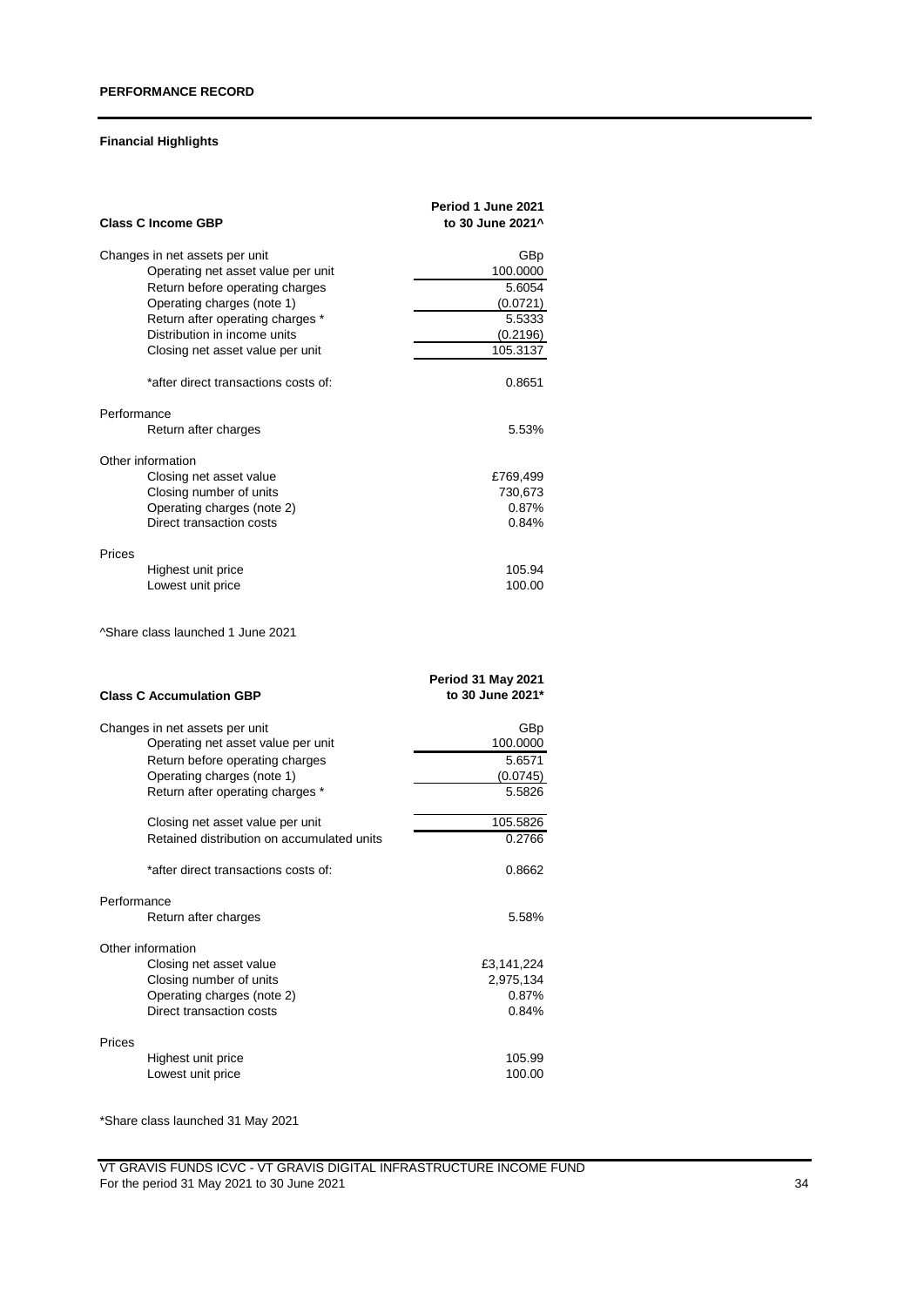## PERFORMANCE RECORD

### Financial Highlights

| Class C Income GBP | Period 1 June 2021 to 30 June 2021^ |
|---|---|
| Changes in net assets per unit | GBp |
| Operating net asset value per unit | 100.0000 |
| Return before operating charges | 5.6054 |
| Operating charges (note 1) | (0.0721) |
| Return after operating charges * | 5.5333 |
| Distribution in income units | (0.2196) |
| Closing net asset value per unit | 105.3137 |
| | |
| *after direct transactions costs of: | 0.8651 |
| | |
| Performance | |
| Return after charges | 5.53% |
| | |
| Other information | |
| Closing net asset value | £769,499 |
| Closing number of units | 730,673 |
| Operating charges (note 2) | 0.87% |
| Direct transaction costs | 0.84% |
| | |
| Prices | |
| Highest unit price | 105.94 |
| Lowest unit price | 100.00 |

^Share class launched 1 June 2021

| Class C Accumulation GBP | Period 31 May 2021 to 30 June 2021* |
|---|---|
| Changes in net assets per unit | GBp |
| Operating net asset value per unit | 100.0000 |
| Return before operating charges | 5.6571 |
| Operating charges (note 1) | (0.0745) |
| Return after operating charges * | 5.5826 |
| | |
| Closing net asset value per unit | 105.5826 |
| Retained distribution on accumulated units | 0.2766 |
| | |
| *after direct transactions costs of: | 0.8662 |
| | |
| Performance | |
| Return after charges | 5.58% |
| | |
| Other information | |
| Closing net asset value | £3,141,224 |
| Closing number of units | 2,975,134 |
| Operating charges (note 2) | 0.87% |
| Direct transaction costs | 0.84% |
| | |
| Prices | |
| Highest unit price | 105.99 |
| Lowest unit price | 100.00 |

*Share class launched 31 May 2021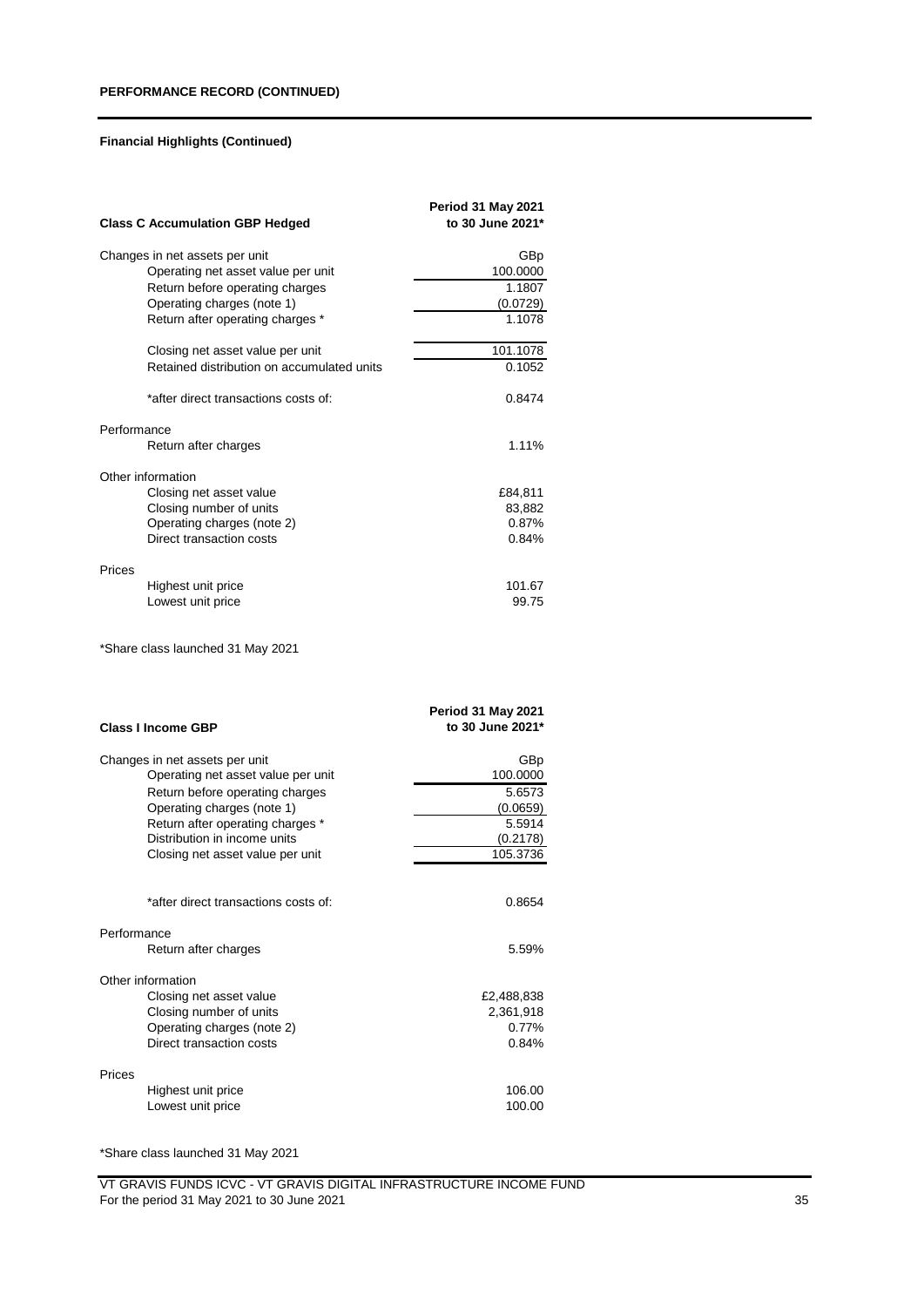## PERFORMANCE RECORD (CONTINUED)

### Financial Highlights (Continued)

| Class C Accumulation GBP Hedged | Period 31 May 2021 to 30 June 2021* |
|---|---|
| Changes in net assets per unit | GBp |
| Operating net asset value per unit | 100.0000 |
| Return before operating charges | 1.1807 |
| Operating charges (note 1) | (0.0729) |
| Return after operating charges * | 1.1078 |
| | |
| Closing net asset value per unit | 101.1078 |
| Retained distribution on accumulated units | 0.1052 |
| | |
| *after direct transactions costs of: | 0.8474 |
| | |
| Performance | |
| Return after charges | 1.11% |
| | |
| Other information | |
| Closing net asset value | £84,811 |
| Closing number of units | 83,882 |
| Operating charges (note 2) | 0.87% |
| Direct transaction costs | 0.84% |
| | |
| Prices | |
| Highest unit price | 101.67 |
| Lowest unit price | 99.75 |

*Share class launched 31 May 2021

| Class I Income GBP | Period 31 May 2021 to 30 June 2021* |
|---|---|
| Changes in net assets per unit | GBp |
| Operating net asset value per unit | 100.0000 |
| Return before operating charges | 5.6573 |
| Operating charges (note 1) | (0.0659) |
| Return after operating charges * | 5.5914 |
| Distribution in income units | (0.2178) |
| Closing net asset value per unit | 105.3736 |
| | |
| *after direct transactions costs of: | 0.8654 |
| | |
| Performance | |
| Return after charges | 5.59% |
| | |
| Other information | |
| Closing net asset value | £2,488,838 |
| Closing number of units | 2,361,918 |
| Operating charges (note 2) | 0.77% |
| Direct transaction costs | 0.84% |
| | |
| Prices | |
| Highest unit price | 106.00 |
| Lowest unit price | 100.00 |

*Share class launched 31 May 2021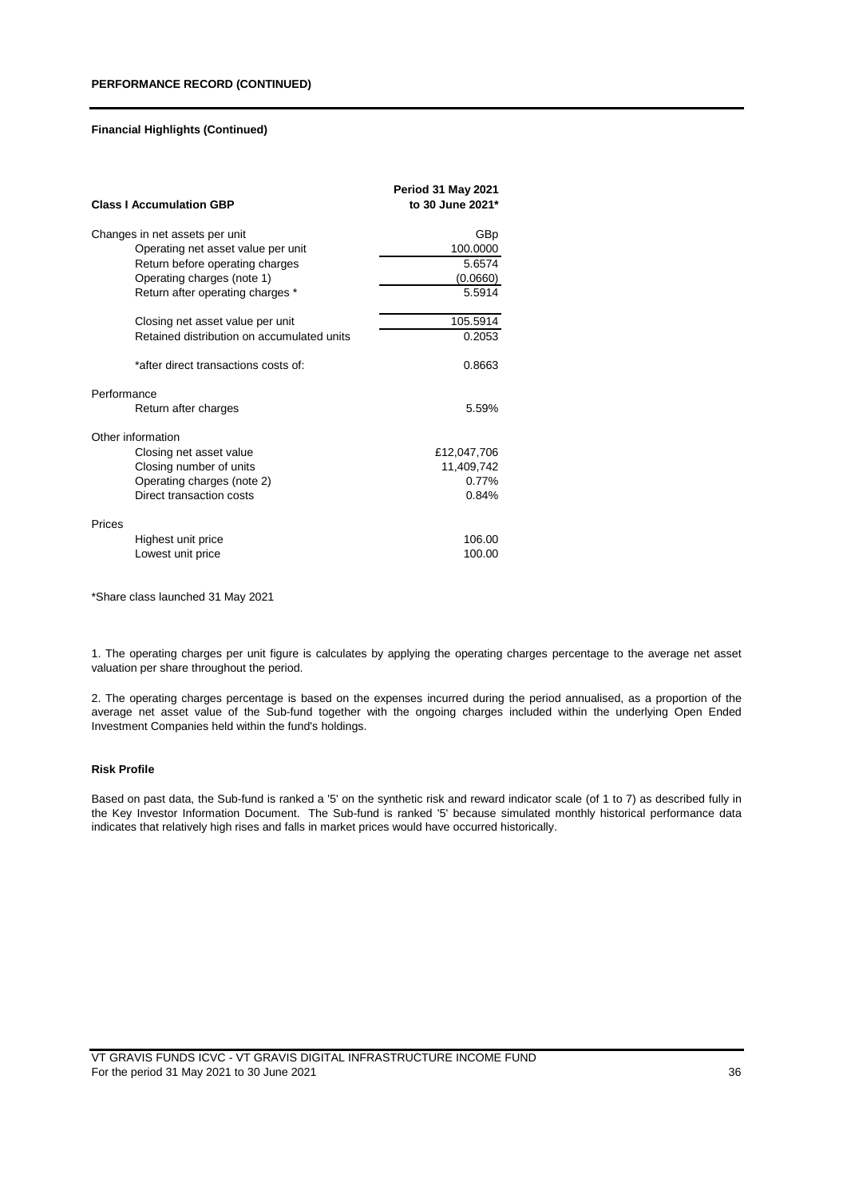**PERFORMANCE RECORD (CONTINUED)**

**Financial Highlights (Continued)**

| **Class I Accumulation GBP** | **Period 31 May 2021 to 30 June 2021*** |
|---|---|
| Changes in net assets per unit | GBp |
| Operating net asset value per unit | 100.0000 |
| Return before operating charges | 5.6574 |
| Operating charges (note 1) | (0.0660) |
| Return after operating charges * | 5.5914 |
| | |
| Closing net asset value per unit | 105.5914 |
| Retained distribution on accumulated units | 0.2053 |
| | |
| *after direct transactions costs of: | 0.8663 |
| | |
| Performance | |
| Return after charges | 5.59% |
| | |
| Other information | |
| Closing net asset value | £12,047,706 |
| Closing number of units | 11,409,742 |
| Operating charges (note 2) | 0.77% |
| Direct transaction costs | 0.84% |
| | |
| Prices | |
| Highest unit price | 106.00 |
| Lowest unit price | 100.00 |

*Share class launched 31 May 2021

1. The operating charges per unit figure is calculates by applying the operating charges percentage to the average net asset valuation per share throughout the period.

2. The operating charges percentage is based on the expenses incurred during the period annualised, as a proportion of the average net asset value of the Sub-fund together with the ongoing charges included within the underlying Open Ended Investment Companies held within the fund's holdings.

**Risk Profile**

Based on past data, the Sub-fund is ranked a '5' on the synthetic risk and reward indicator scale (of 1 to 7) as described fully in the Key Investor Information Document. The Sub-fund is ranked '5' because simulated monthly historical performance data indicates that relatively high rises and falls in market prices would have occurred historically.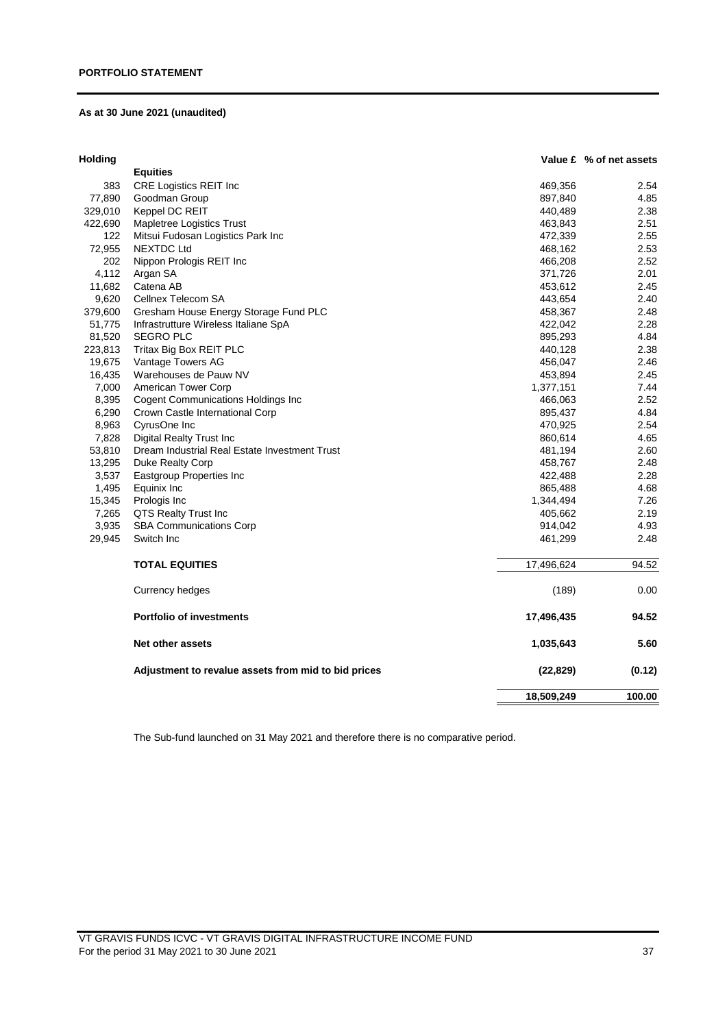**PORTFOLIO STATEMENT**

**As at 30 June 2021 (unaudited)**

| Holding | | Value £ | % of net assets |
|---|---|---|---|
| | **Equities** | | |
| 383 | CRE Logistics REIT Inc | 469,356 | 2.54 |
| 77,890 | Goodman Group | 897,840 | 4.85 |
| 329,010 | Keppel DC REIT | 440,489 | 2.38 |
| 422,690 | Mapletree Logistics Trust | 463,843 | 2.51 |
| 122 | Mitsui Fudosan Logistics Park Inc | 472,339 | 2.55 |
| 72,955 | NEXTDC Ltd | 468,162 | 2.53 |
| 202 | Nippon Prologis REIT Inc | 466,208 | 2.52 |
| 4,112 | Argan SA | 371,726 | 2.01 |
| 11,682 | Catena AB | 453,612 | 2.45 |
| 9,620 | Cellnex Telecom SA | 443,654 | 2.40 |
| 379,600 | Gresham House Energy Storage Fund PLC | 458,367 | 2.48 |
| 51,775 | Infrastrutture Wireless Italiane SpA | 422,042 | 2.28 |
| 81,520 | SEGRO PLC | 895,293 | 4.84 |
| 223,813 | Tritax Big Box REIT PLC | 440,128 | 2.38 |
| 19,675 | Vantage Towers AG | 456,047 | 2.46 |
| 16,435 | Warehouses de Pauw NV | 453,894 | 2.45 |
| 7,000 | American Tower Corp | 1,377,151 | 7.44 |
| 8,395 | Cogent Communications Holdings Inc | 466,063 | 2.52 |
| 6,290 | Crown Castle International Corp | 895,437 | 4.84 |
| 8,963 | CyrusOne Inc | 470,925 | 2.54 |
| 7,828 | Digital Realty Trust Inc | 860,614 | 4.65 |
| 53,810 | Dream Industrial Real Estate Investment Trust | 481,194 | 2.60 |
| 13,295 | Duke Realty Corp | 458,767 | 2.48 |
| 3,537 | Eastgroup Properties Inc | 422,488 | 2.28 |
| 1,495 | Equinix Inc | 865,488 | 4.68 |
| 15,345 | Prologis Inc | 1,344,494 | 7.26 |
| 7,265 | QTS Realty Trust Inc | 405,662 | 2.19 |
| 3,935 | SBA Communications Corp | 914,042 | 4.93 |
| 29,945 | Switch Inc | 461,299 | 2.48 |
| | **TOTAL EQUITIES** | 17,496,624 | 94.52 |
| | Currency hedges | (189) | 0.00 |
| | **Portfolio of investments** | **17,496,435** | **94.52** |
| | **Net other assets** | **1,035,643** | **5.60** |
| | **Adjustment to revalue assets from mid to bid prices** | **(22,829)** | **(0.12)** |
| | | **18,509,249** | **100.00** |

The Sub-fund launched on 31 May 2021 and therefore there is no comparative period.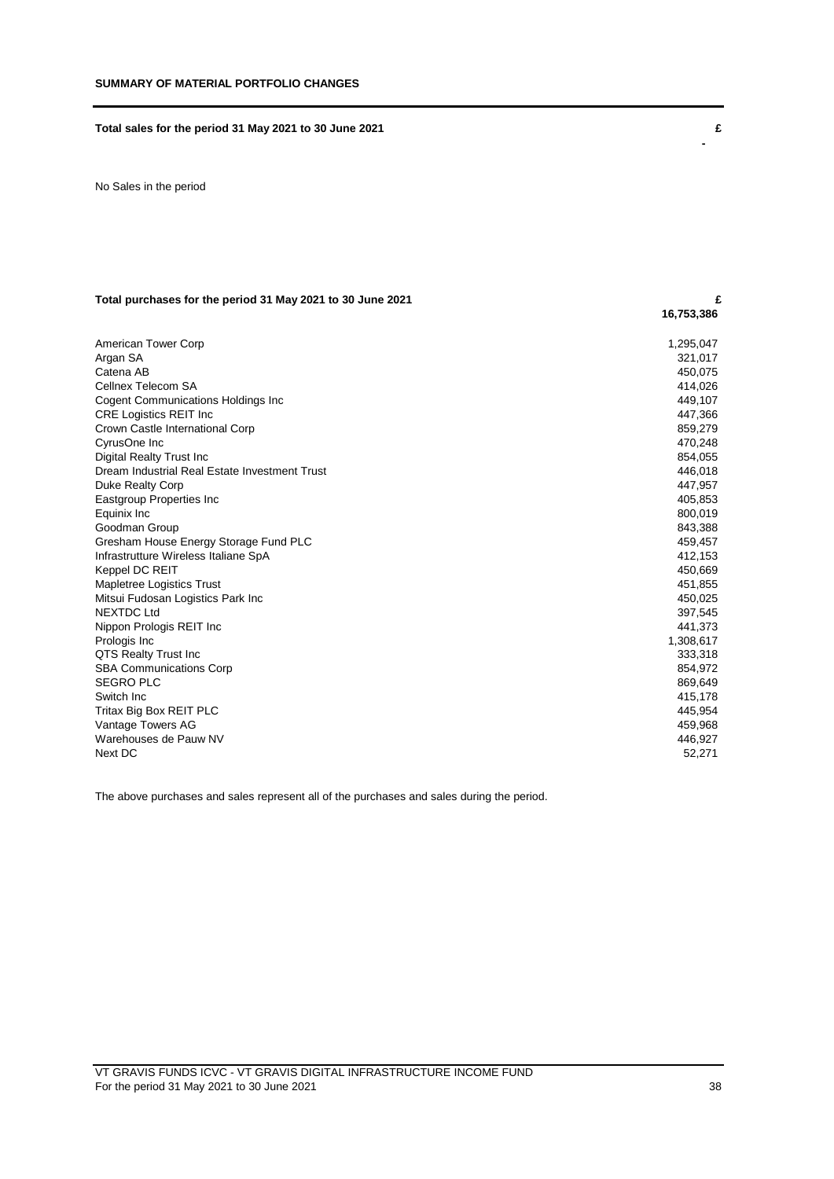**SUMMARY OF MATERIAL PORTFOLIO CHANGES**

| Total sales for the period 31 May 2021 to 30 June 2021 | £ |
|---|---|
| | - |

No Sales in the period

| Total purchases for the period 31 May 2021 to 30 June 2021 | £ |
|---|---|
| | **16,753,386** |
| American Tower Corp | 1,295,047 |
| Argan SA | 321,017 |
| Catena AB | 450,075 |
| Cellnex Telecom SA | 414,026 |
| Cogent Communications Holdings Inc | 449,107 |
| CRE Logistics REIT Inc | 447,366 |
| Crown Castle International Corp | 859,279 |
| CyrusOne Inc | 470,248 |
| Digital Realty Trust Inc | 854,055 |
| Dream Industrial Real Estate Investment Trust | 446,018 |
| Duke Realty Corp | 447,957 |
| Eastgroup Properties Inc | 405,853 |
| Equinix Inc | 800,019 |
| Goodman Group | 843,388 |
| Gresham House Energy Storage Fund PLC | 459,457 |
| Infrastrutture Wireless Italiane SpA | 412,153 |
| Keppel DC REIT | 450,669 |
| Mapletree Logistics Trust | 451,855 |
| Mitsui Fudosan Logistics Park Inc | 450,025 |
| NEXTDC Ltd | 397,545 |
| Nippon Prologis REIT Inc | 441,373 |
| Prologis Inc | 1,308,617 |
| QTS Realty Trust Inc | 333,318 |
| SBA Communications Corp | 854,972 |
| SEGRO PLC | 869,649 |
| Switch Inc | 415,178 |
| Tritax Big Box REIT PLC | 445,954 |
| Vantage Towers AG | 459,968 |
| Warehouses de Pauw NV | 446,927 |
| Next DC | 52,271 |

The above purchases and sales represent all of the purchases and sales during the period.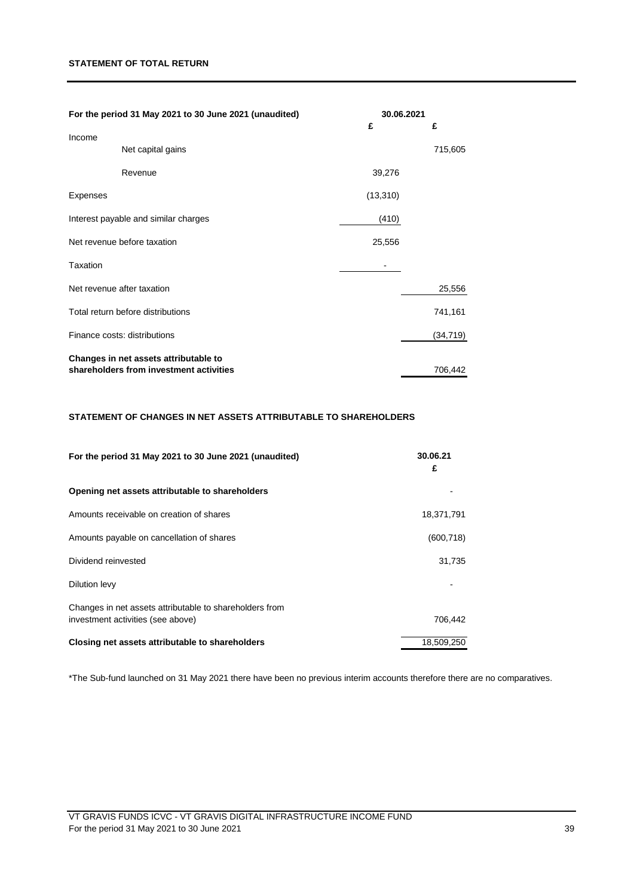## STATEMENT OF TOTAL RETURN

| For the period 31 May 2021 to 30 June 2021 (unaudited) | 30.06.2021 | |
|---|---|---|
| | £ | £ |
| Income | | |
| Net capital gains | | 715,605 |
| Revenue | 39,276 | |
| Expenses | (13,310) | |
| Interest payable and similar charges | (410) | |
| Net revenue before taxation | 25,556 | |
| Taxation | - | |
| Net revenue after taxation | | 25,556 |
| Total return before distributions | | 741,161 |
| Finance costs: distributions | | (34,719) |
| **Changes in net assets attributable to shareholders from investment activities** | | 706,442 |

## STATEMENT OF CHANGES IN NET ASSETS ATTRIBUTABLE TO SHAREHOLDERS

| For the period 31 May 2021 to 30 June 2021 (unaudited) | 30.06.21 £ |
|---|---|
| **Opening net assets attributable to shareholders** | - |
| Amounts receivable on creation of shares | 18,371,791 |
| Amounts payable on cancellation of shares | (600,718) |
| Dividend reinvested | 31,735 |
| Dilution levy | - |
| Changes in net assets attributable to shareholders from investment activities (see above) | 706,442 |
| **Closing net assets attributable to shareholders** | 18,509,250 |

*The Sub-fund launched on 31 May 2021 there have been no previous interim accounts therefore there are no comparatives.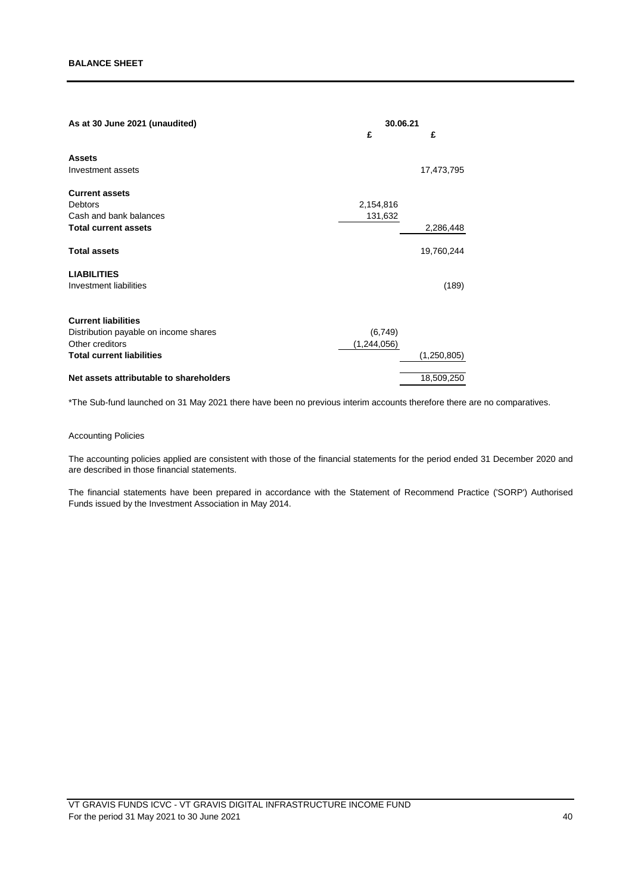## BALANCE SHEET

| As at 30 June 2021 (unaudited) | 30.06.21 | |
|---|---|---|
| | £ | £ |
| **Assets** | | |
| Investment assets | | 17,473,795 |
| **Current assets** | | |
| Debtors | 2,154,816 | |
| Cash and bank balances | 131,632 | |
| **Total current assets** | | 2,286,448 |
| **Total assets** | | 19,760,244 |
| **LIABILITIES** | | |
| Investment liabilities | | (189) |
| **Current liabilities** | | |
| Distribution payable on income shares | (6,749) | |
| Other creditors | (1,244,056) | |
| **Total current liabilities** | | (1,250,805) |
| **Net assets attributable to shareholders** | | 18,509,250 |

*The Sub-fund launched on 31 May 2021 there have been no previous interim accounts therefore there are no comparatives.

Accounting Policies

The accounting policies applied are consistent with those of the financial statements for the period ended 31 December 2020 and are described in those financial statements.

The financial statements have been prepared in accordance with the Statement of Recommend Practice ('SORP') Authorised Funds issued by the Investment Association in May 2014.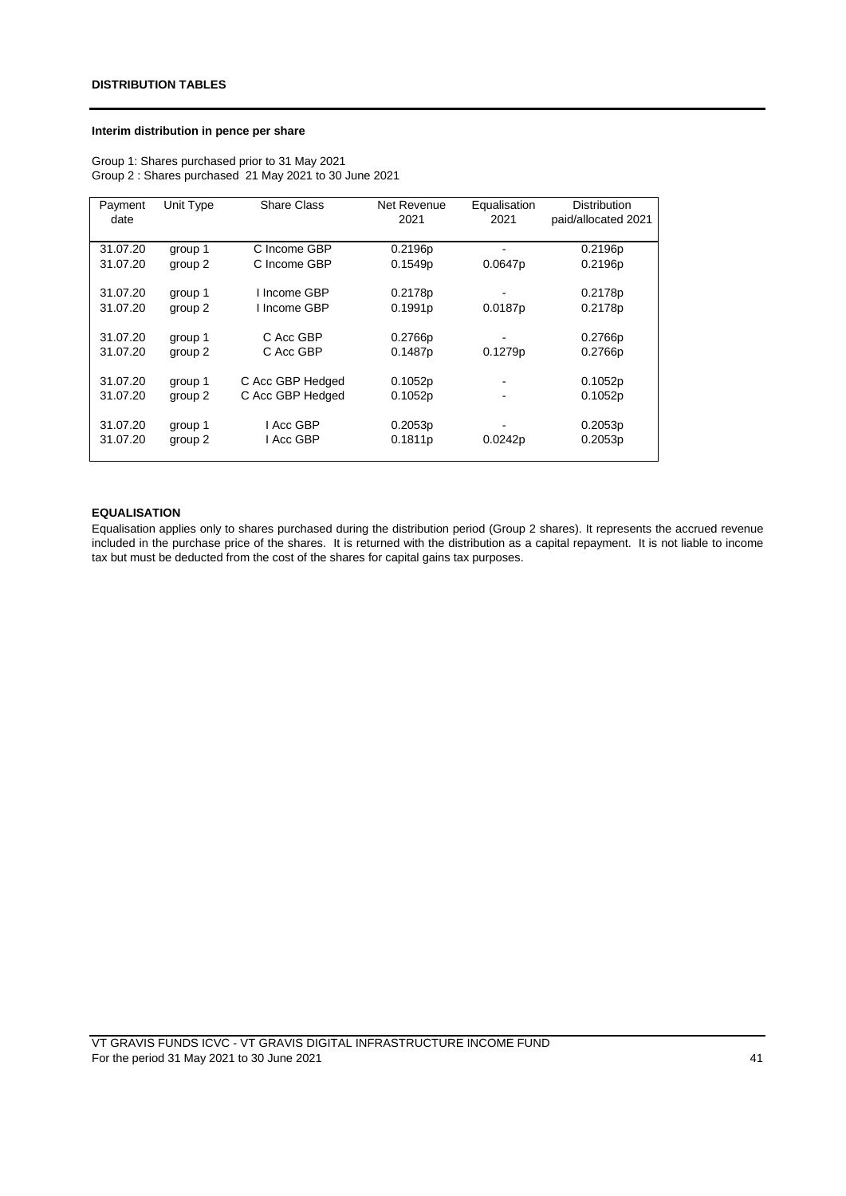## DISTRIBUTION TABLES

### Interim distribution in pence per share

Group 1: Shares purchased prior to 31 May 2021
Group 2 : Shares purchased 21 May 2021 to 30 June 2021

| Payment date | Unit Type | Share Class | Net Revenue 2021 | Equalisation 2021 | Distribution paid/allocated 2021 |
|---|---|---|---|---|---|
| 31.07.20 | group 1 | C Income GBP | 0.2196p | - | 0.2196p |
| 31.07.20 | group 2 | C Income GBP | 0.1549p | 0.0647p | 0.2196p |
| 31.07.20 | group 1 | I Income GBP | 0.2178p | - | 0.2178p |
| 31.07.20 | group 2 | I Income GBP | 0.1991p | 0.0187p | 0.2178p |
| 31.07.20 | group 1 | C Acc GBP | 0.2766p | - | 0.2766p |
| 31.07.20 | group 2 | C Acc GBP | 0.1487p | 0.1279p | 0.2766p |
| 31.07.20 | group 1 | C Acc GBP Hedged | 0.1052p | - | 0.1052p |
| 31.07.20 | group 2 | C Acc GBP Hedged | 0.1052p | - | 0.1052p |
| 31.07.20 | group 1 | I Acc GBP | 0.2053p | - | 0.2053p |
| 31.07.20 | group 2 | I Acc GBP | 0.1811p | 0.0242p | 0.2053p |

### EQUALISATION

Equalisation applies only to shares purchased during the distribution period (Group 2 shares). It represents the accrued revenue included in the purchase price of the shares. It is returned with the distribution as a capital repayment. It is not liable to income tax but must be deducted from the cost of the shares for capital gains tax purposes.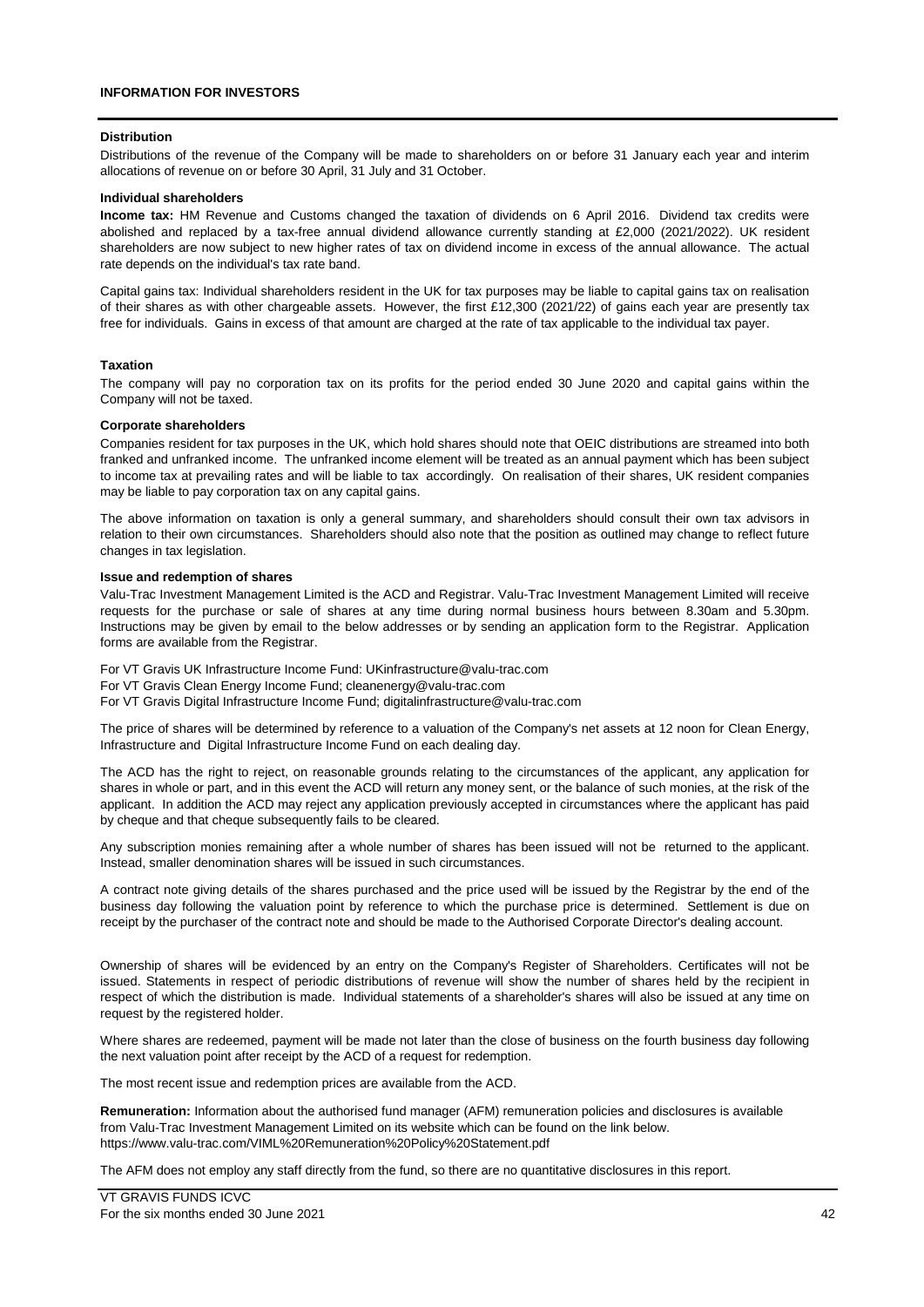## INFORMATION FOR INVESTORS

### Distribution

Distributions of the revenue of the Company will be made to shareholders on or before 31 January each year and interim allocations of revenue on or before 30 April, 31 July and 31 October.

### Individual shareholders

**Income tax:** HM Revenue and Customs changed the taxation of dividends on 6 April 2016. Dividend tax credits were abolished and replaced by a tax-free annual dividend allowance currently standing at £2,000 (2021/2022). UK resident shareholders are now subject to new higher rates of tax on dividend income in excess of the annual allowance. The actual rate depends on the individual's tax rate band.

Capital gains tax: Individual shareholders resident in the UK for tax purposes may be liable to capital gains tax on realisation of their shares as with other chargeable assets. However, the first £12,300 (2021/22) of gains each year are presently tax free for individuals. Gains in excess of that amount are charged at the rate of tax applicable to the individual tax payer.

### Taxation

The company will pay no corporation tax on its profits for the period ended 30 June 2020 and capital gains within the Company will not be taxed.

### Corporate shareholders

Companies resident for tax purposes in the UK, which hold shares should note that OEIC distributions are streamed into both franked and unfranked income. The unfranked income element will be treated as an annual payment which has been subject to income tax at prevailing rates and will be liable to tax accordingly. On realisation of their shares, UK resident companies may be liable to pay corporation tax on any capital gains.

The above information on taxation is only a general summary, and shareholders should consult their own tax advisors in relation to their own circumstances. Shareholders should also note that the position as outlined may change to reflect future changes in tax legislation.

### Issue and redemption of shares

Valu-Trac Investment Management Limited is the ACD and Registrar. Valu-Trac Investment Management Limited will receive requests for the purchase or sale of shares at any time during normal business hours between 8.30am and 5.30pm. Instructions may be given by email to the below addresses or by sending an application form to the Registrar. Application forms are available from the Registrar.

For VT Gravis UK Infrastructure Income Fund: UKinfrastructure@valu-trac.com
For VT Gravis Clean Energy Income Fund; cleanenergy@valu-trac.com
For VT Gravis Digital Infrastructure Income Fund; digitalinfrastructure@valu-trac.com

The price of shares will be determined by reference to a valuation of the Company's net assets at 12 noon for Clean Energy, Infrastructure and Digital Infrastructure Income Fund on each dealing day.

The ACD has the right to reject, on reasonable grounds relating to the circumstances of the applicant, any application for shares in whole or part, and in this event the ACD will return any money sent, or the balance of such monies, at the risk of the applicant. In addition the ACD may reject any application previously accepted in circumstances where the applicant has paid by cheque and that cheque subsequently fails to be cleared.

Any subscription monies remaining after a whole number of shares has been issued will not be returned to the applicant. Instead, smaller denomination shares will be issued in such circumstances.

A contract note giving details of the shares purchased and the price used will be issued by the Registrar by the end of the business day following the valuation point by reference to which the purchase price is determined. Settlement is due on receipt by the purchaser of the contract note and should be made to the Authorised Corporate Director's dealing account.

Ownership of shares will be evidenced by an entry on the Company's Register of Shareholders. Certificates will not be issued. Statements in respect of periodic distributions of revenue will show the number of shares held by the recipient in respect of which the distribution is made. Individual statements of a shareholder's shares will also be issued at any time on request by the registered holder.

Where shares are redeemed, payment will be made not later than the close of business on the fourth business day following the next valuation point after receipt by the ACD of a request for redemption.

The most recent issue and redemption prices are available from the ACD.

**Remuneration:** Information about the authorised fund manager (AFM) remuneration policies and disclosures is available from Valu-Trac Investment Management Limited on its website which can be found on the link below.
https://www.valu-trac.com/VIML%20Remuneration%20Policy%20Statement.pdf

The AFM does not employ any staff directly from the fund, so there are no quantitative disclosures in this report.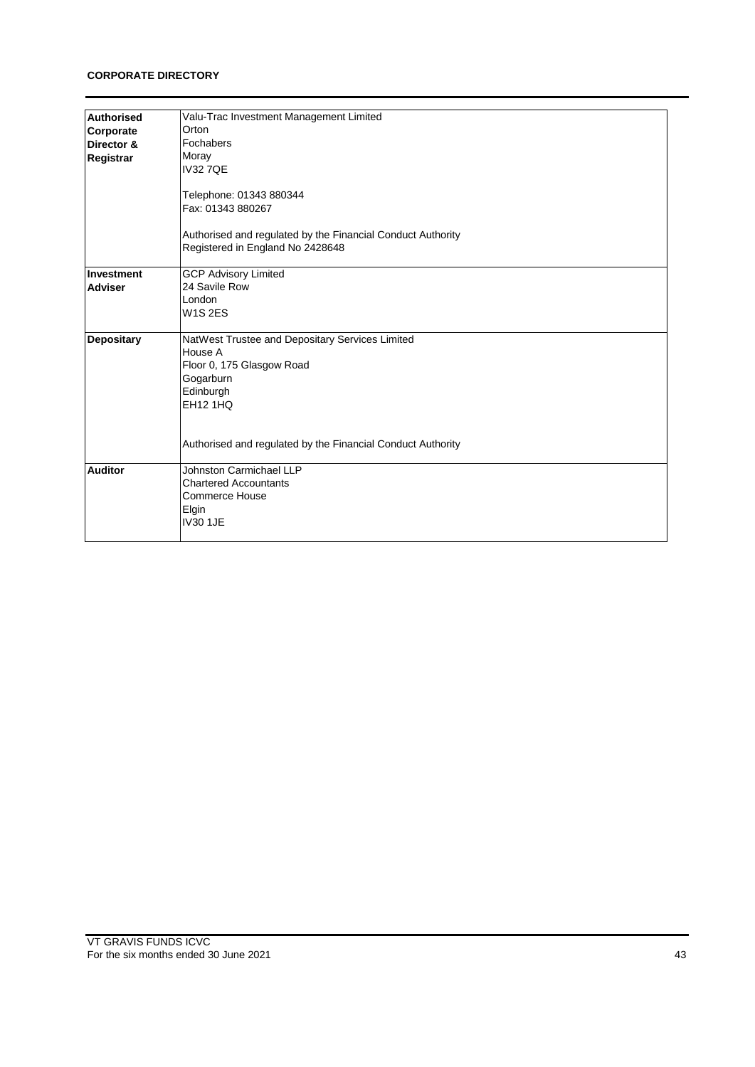**CORPORATE DIRECTORY**

| | |
|---|---|
| **Authorised Corporate Director & Registrar** | Valu-Trac Investment Management Limited<br>Orton<br>Fochabers<br>Moray<br>IV32 7QE<br><br>Telephone: 01343 880344<br>Fax: 01343 880267<br><br>Authorised and regulated by the Financial Conduct Authority<br>Registered in England No 2428648 |
| **Investment Adviser** | GCP Advisory Limited<br>24 Savile Row<br>London<br>W1S 2ES |
| **Depositary** | NatWest Trustee and Depositary Services Limited<br>House A<br>Floor 0, 175 Glasgow Road<br>Gogarburn<br>Edinburgh<br>EH12 1HQ<br><br>Authorised and regulated by the Financial Conduct Authority |
| **Auditor** | Johnston Carmichael LLP<br>Chartered Accountants<br>Commerce House<br>Elgin<br>IV30 1JE |